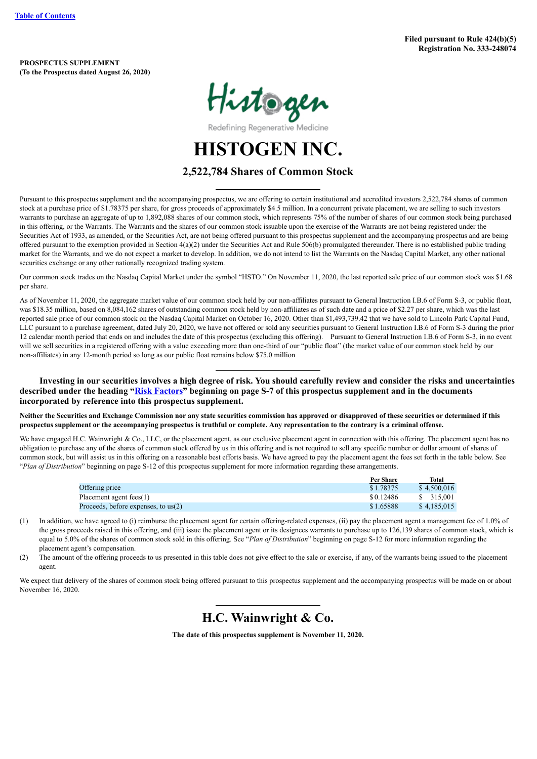Table of Contents

**Filed pursuant to Rule 424(b)(5)**
**Registration No. 333-248074**

**PROSPECTUS SUPPLEMENT**
**(To the Prospectus dated August 26, 2020)**

Histogen

Redefining Regenerative Medicine

# HISTOGEN INC.

## 2,522,784 Shares of Common Stock

Pursuant to this prospectus supplement and the accompanying prospectus, we are offering to certain institutional and accredited investors 2,522,784 shares of common stock at a purchase price of $1.78375 per share, for gross proceeds of approximately $4.5 million. In a concurrent private placement, we are selling to such investors warrants to purchase an aggregate of up to 1,892,088 shares of our common stock, which represents 75% of the number of shares of our common stock being purchased in this offering, or the Warrants. The Warrants and the shares of our common stock issuable upon the exercise of the Warrants are not being registered under the Securities Act of 1933, as amended, or the Securities Act, are not being offered pursuant to this prospectus supplement and the accompanying prospectus and are being offered pursuant to the exemption provided in Section 4(a)(2) under the Securities Act and Rule 506(b) promulgated thereunder. There is no established public trading market for the Warrants, and we do not expect a market to develop. In addition, we do not intend to list the Warrants on the Nasdaq Capital Market, any other national securities exchange or any other nationally recognized trading system.

Our common stock trades on the Nasdaq Capital Market under the symbol "HSTO." On November 11, 2020, the last reported sale price of our common stock was $1.68 per share.

As of November 11, 2020, the aggregate market value of our common stock held by our non-affiliates pursuant to General Instruction I.B.6 of Form S-3, or public float, was $18.35 million, based on 8,084,162 shares of outstanding common stock held by non-affiliates as of such date and a price of $2.27 per share, which was the last reported sale price of our common stock on the Nasdaq Capital Market on October 16, 2020. Other than $1,493,739.42 that we have sold to Lincoln Park Capital Fund, LLC pursuant to a purchase agreement, dated July 20, 2020, we have not offered or sold any securities pursuant to General Instruction I.B.6 of Form S-3 during the prior 12 calendar month period that ends on and includes the date of this prospectus (excluding this offering). Pursuant to General Instruction I.B.6 of Form S-3, in no event will we sell securities in a registered offering with a value exceeding more than one-third of our "public float" (the market value of our common stock held by our non-affiliates) in any 12-month period so long as our public float remains below $75.0 million

**Investing in our securities involves a high degree of risk. You should carefully review and consider the risks and uncertainties described under the heading "Risk Factors" beginning on page S-7 of this prospectus supplement and in the documents incorporated by reference into this prospectus supplement.**

**Neither the Securities and Exchange Commission nor any state securities commission has approved or disapproved of these securities or determined if this prospectus supplement or the accompanying prospectus is truthful or complete. Any representation to the contrary is a criminal offense.**

We have engaged H.C. Wainwright & Co., LLC, or the placement agent, as our exclusive placement agent in connection with this offering. The placement agent has no obligation to purchase any of the shares of common stock offered by us in this offering and is not required to sell any specific number or dollar amount of shares of common stock, but will assist us in this offering on a reasonable best efforts basis. We have agreed to pay the placement agent the fees set forth in the table below. See "*Plan of Distribution*" beginning on page S-12 of this prospectus supplement for more information regarding these arrangements.

| | Per Share | Total |
|---|---|---|
| Offering price | $ 1.78375 | $ 4,500,016 |
| Placement agent fees(1) | $ 0.12486 | $ 315,001 |
| Proceeds, before expenses, to us(2) | $ 1.65888 | $ 4,185,015 |

(1) In addition, we have agreed to (i) reimburse the placement agent for certain offering-related expenses, (ii) pay the placement agent a management fee of 1.0% of the gross proceeds raised in this offering, and (iii) issue the placement agent or its designees warrants to purchase up to 126,139 shares of common stock, which is equal to 5.0% of the shares of common stock sold in this offering. See "*Plan of Distribution*" beginning on page S-12 for more information regarding the placement agent's compensation.

(2) The amount of the offering proceeds to us presented in this table does not give effect to the sale or exercise, if any, of the warrants being issued to the placement agent.

We expect that delivery of the shares of common stock being offered pursuant to this prospectus supplement and the accompanying prospectus will be made on or about November 16, 2020.

## H.C. Wainwright & Co.

**The date of this prospectus supplement is November 11, 2020.**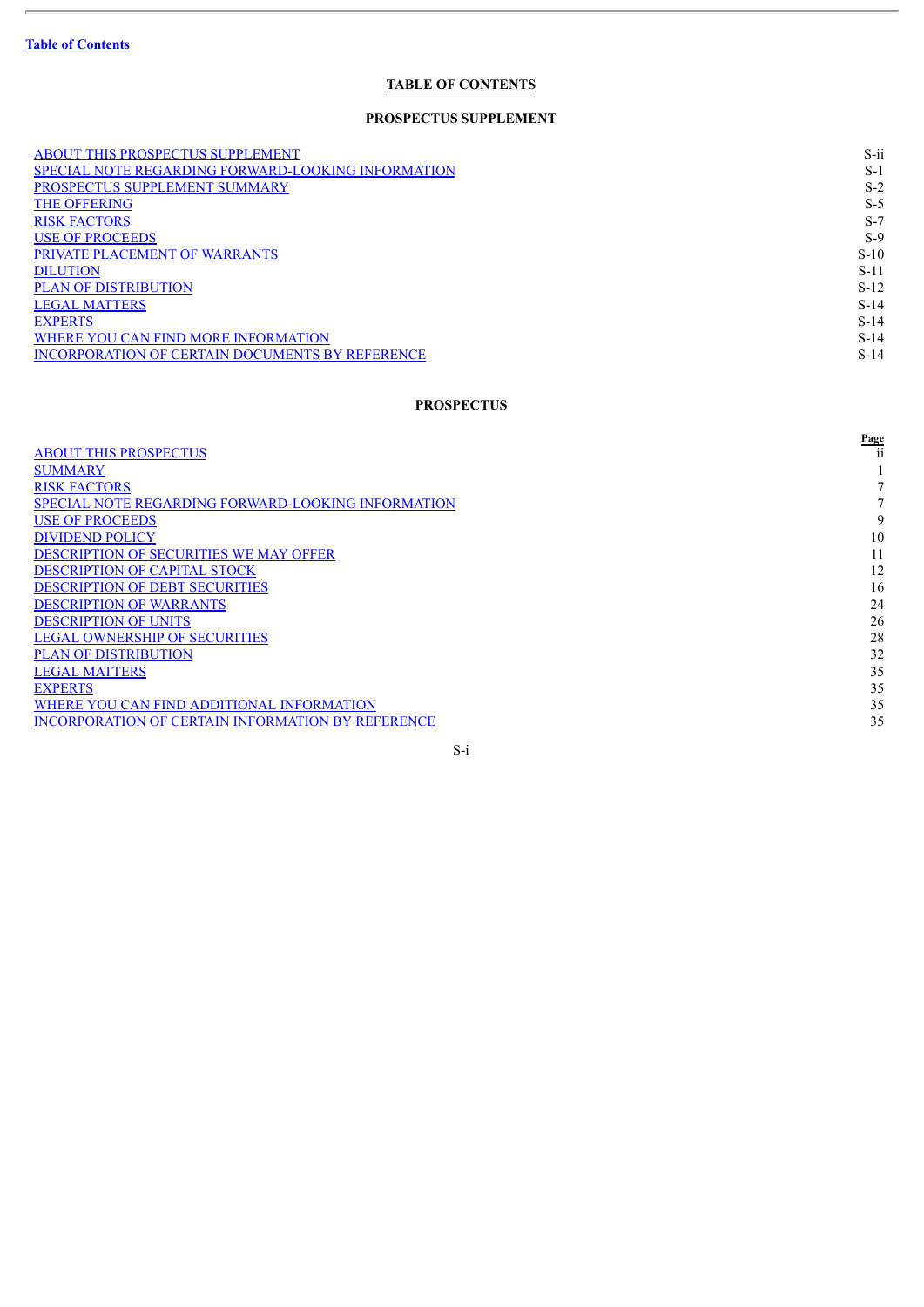[Table of Contents](#)

# TABLE OF CONTENTS

## PROSPECTUS SUPPLEMENT

| | |
|---|---|
| ABOUT THIS PROSPECTUS SUPPLEMENT | S-ii |
| SPECIAL NOTE REGARDING FORWARD-LOOKING INFORMATION | S-1 |
| PROSPECTUS SUPPLEMENT SUMMARY | S-2 |
| THE OFFERING | S-5 |
| RISK FACTORS | S-7 |
| USE OF PROCEEDS | S-9 |
| PRIVATE PLACEMENT OF WARRANTS | S-10 |
| DILUTION | S-11 |
| PLAN OF DISTRIBUTION | S-12 |
| LEGAL MATTERS | S-14 |
| EXPERTS | S-14 |
| WHERE YOU CAN FIND MORE INFORMATION | S-14 |
| INCORPORATION OF CERTAIN DOCUMENTS BY REFERENCE | S-14 |

## PROSPECTUS

| | Page |
|---|---|
| ABOUT THIS PROSPECTUS | ii |
| SUMMARY | 1 |
| RISK FACTORS | 7 |
| SPECIAL NOTE REGARDING FORWARD-LOOKING INFORMATION | 7 |
| USE OF PROCEEDS | 9 |
| DIVIDEND POLICY | 10 |
| DESCRIPTION OF SECURITIES WE MAY OFFER | 11 |
| DESCRIPTION OF CAPITAL STOCK | 12 |
| DESCRIPTION OF DEBT SECURITIES | 16 |
| DESCRIPTION OF WARRANTS | 24 |
| DESCRIPTION OF UNITS | 26 |
| LEGAL OWNERSHIP OF SECURITIES | 28 |
| PLAN OF DISTRIBUTION | 32 |
| LEGAL MATTERS | 35 |
| EXPERTS | 35 |
| WHERE YOU CAN FIND ADDITIONAL INFORMATION | 35 |
| INCORPORATION OF CERTAIN INFORMATION BY REFERENCE | 35 |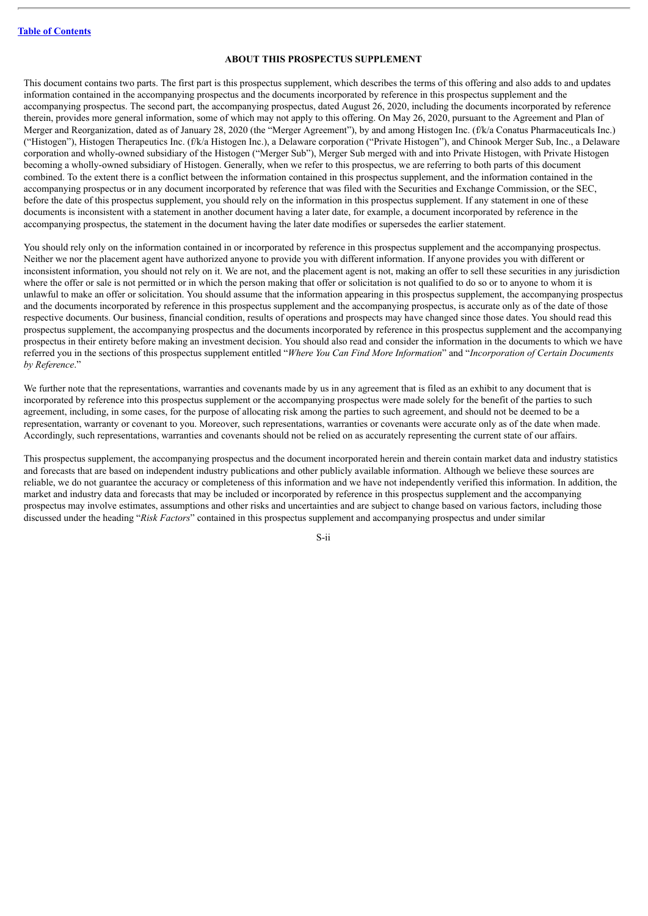## ABOUT THIS PROSPECTUS SUPPLEMENT

This document contains two parts. The first part is this prospectus supplement, which describes the terms of this offering and also adds to and updates information contained in the accompanying prospectus and the documents incorporated by reference in this prospectus supplement and the accompanying prospectus. The second part, the accompanying prospectus, dated August 26, 2020, including the documents incorporated by reference therein, provides more general information, some of which may not apply to this offering. On May 26, 2020, pursuant to the Agreement and Plan of Merger and Reorganization, dated as of January 28, 2020 (the "Merger Agreement"), by and among Histogen Inc. (f/k/a Conatus Pharmaceuticals Inc.) ("Histogen"), Histogen Therapeutics Inc. (f/k/a Histogen Inc.), a Delaware corporation ("Private Histogen"), and Chinook Merger Sub, Inc., a Delaware corporation and wholly-owned subsidiary of the Histogen ("Merger Sub"), Merger Sub merged with and into Private Histogen, with Private Histogen becoming a wholly-owned subsidiary of Histogen. Generally, when we refer to this prospectus, we are referring to both parts of this document combined. To the extent there is a conflict between the information contained in this prospectus supplement, and the information contained in the accompanying prospectus or in any document incorporated by reference that was filed with the Securities and Exchange Commission, or the SEC, before the date of this prospectus supplement, you should rely on the information in this prospectus supplement. If any statement in one of these documents is inconsistent with a statement in another document having a later date, for example, a document incorporated by reference in the accompanying prospectus, the statement in the document having the later date modifies or supersedes the earlier statement.

You should rely only on the information contained in or incorporated by reference in this prospectus supplement and the accompanying prospectus. Neither we nor the placement agent have authorized anyone to provide you with different information. If anyone provides you with different or inconsistent information, you should not rely on it. We are not, and the placement agent is not, making an offer to sell these securities in any jurisdiction where the offer or sale is not permitted or in which the person making that offer or solicitation is not qualified to do so or to anyone to whom it is unlawful to make an offer or solicitation. You should assume that the information appearing in this prospectus supplement, the accompanying prospectus and the documents incorporated by reference in this prospectus supplement and the accompanying prospectus, is accurate only as of the date of those respective documents. Our business, financial condition, results of operations and prospects may have changed since those dates. You should read this prospectus supplement, the accompanying prospectus and the documents incorporated by reference in this prospectus supplement and the accompanying prospectus in their entirety before making an investment decision. You should also read and consider the information in the documents to which we have referred you in the sections of this prospectus supplement entitled "*Where You Can Find More Information*" and "*Incorporation of Certain Documents by Reference*."

We further note that the representations, warranties and covenants made by us in any agreement that is filed as an exhibit to any document that is incorporated by reference into this prospectus supplement or the accompanying prospectus were made solely for the benefit of the parties to such agreement, including, in some cases, for the purpose of allocating risk among the parties to such agreement, and should not be deemed to be a representation, warranty or covenant to you. Moreover, such representations, warranties or covenants were accurate only as of the date when made. Accordingly, such representations, warranties and covenants should not be relied on as accurately representing the current state of our affairs.

This prospectus supplement, the accompanying prospectus and the document incorporated herein and therein contain market data and industry statistics and forecasts that are based on independent industry publications and other publicly available information. Although we believe these sources are reliable, we do not guarantee the accuracy or completeness of this information and we have not independently verified this information. In addition, the market and industry data and forecasts that may be included or incorporated by reference in this prospectus supplement and the accompanying prospectus may involve estimates, assumptions and other risks and uncertainties and are subject to change based on various factors, including those discussed under the heading "*Risk Factors*" contained in this prospectus supplement and accompanying prospectus and under similar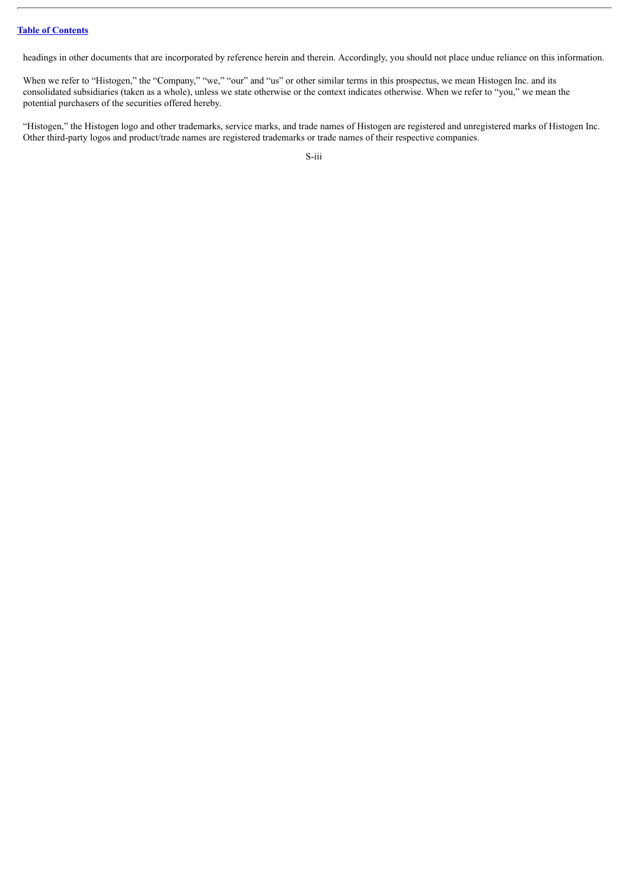headings in other documents that are incorporated by reference herein and therein. Accordingly, you should not place undue reliance on this information.

When we refer to "Histogen," the "Company," "we," "our" and "us" or other similar terms in this prospectus, we mean Histogen Inc. and its consolidated subsidiaries (taken as a whole), unless we state otherwise or the context indicates otherwise. When we refer to "you," we mean the potential purchasers of the securities offered hereby.

"Histogen," the Histogen logo and other trademarks, service marks, and trade names of Histogen are registered and unregistered marks of Histogen Inc. Other third-party logos and product/trade names are registered trademarks or trade names of their respective companies.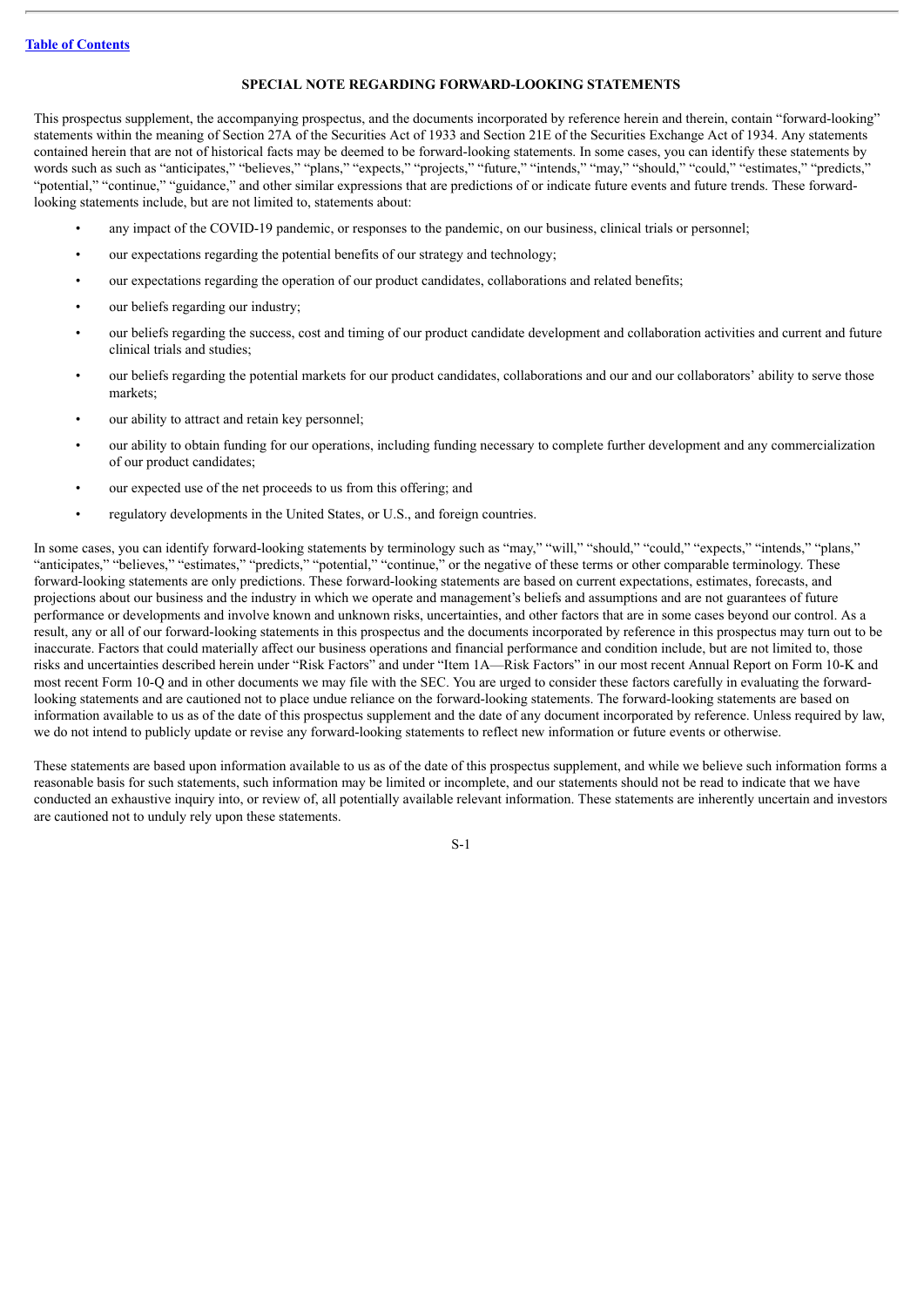## SPECIAL NOTE REGARDING FORWARD-LOOKING STATEMENTS

This prospectus supplement, the accompanying prospectus, and the documents incorporated by reference herein and therein, contain "forward-looking" statements within the meaning of Section 27A of the Securities Act of 1933 and Section 21E of the Securities Exchange Act of 1934. Any statements contained herein that are not of historical facts may be deemed to be forward-looking statements. In some cases, you can identify these statements by words such as such as "anticipates," "believes," "plans," "expects," "projects," "future," "intends," "may," "should," "could," "estimates," "predicts," "potential," "continue," "guidance," and other similar expressions that are predictions of or indicate future events and future trends. These forward-looking statements include, but are not limited to, statements about:

- any impact of the COVID-19 pandemic, or responses to the pandemic, on our business, clinical trials or personnel;
- our expectations regarding the potential benefits of our strategy and technology;
- our expectations regarding the operation of our product candidates, collaborations and related benefits;
- our beliefs regarding our industry;
- our beliefs regarding the success, cost and timing of our product candidate development and collaboration activities and current and future clinical trials and studies;
- our beliefs regarding the potential markets for our product candidates, collaborations and our and our collaborators' ability to serve those markets;
- our ability to attract and retain key personnel;
- our ability to obtain funding for our operations, including funding necessary to complete further development and any commercialization of our product candidates;
- our expected use of the net proceeds to us from this offering; and
- regulatory developments in the United States, or U.S., and foreign countries.

In some cases, you can identify forward-looking statements by terminology such as "may," "will," "should," "could," "expects," "intends," "plans," "anticipates," "believes," "estimates," "predicts," "potential," "continue," or the negative of these terms or other comparable terminology. These forward-looking statements are only predictions. These forward-looking statements are based on current expectations, estimates, forecasts, and projections about our business and the industry in which we operate and management's beliefs and assumptions and are not guarantees of future performance or developments and involve known and unknown risks, uncertainties, and other factors that are in some cases beyond our control. As a result, any or all of our forward-looking statements in this prospectus and the documents incorporated by reference in this prospectus may turn out to be inaccurate. Factors that could materially affect our business operations and financial performance and condition include, but are not limited to, those risks and uncertainties described herein under "Risk Factors" and under "Item 1A—Risk Factors" in our most recent Annual Report on Form 10-K and most recent Form 10-Q and in other documents we may file with the SEC. You are urged to consider these factors carefully in evaluating the forward-looking statements and are cautioned not to place undue reliance on the forward-looking statements. The forward-looking statements are based on information available to us as of the date of this prospectus supplement and the date of any document incorporated by reference. Unless required by law, we do not intend to publicly update or revise any forward-looking statements to reflect new information or future events or otherwise.

These statements are based upon information available to us as of the date of this prospectus supplement, and while we believe such information forms a reasonable basis for such statements, such information may be limited or incomplete, and our statements should not be read to indicate that we have conducted an exhaustive inquiry into, or review of, all potentially available relevant information. These statements are inherently uncertain and investors are cautioned not to unduly rely upon these statements.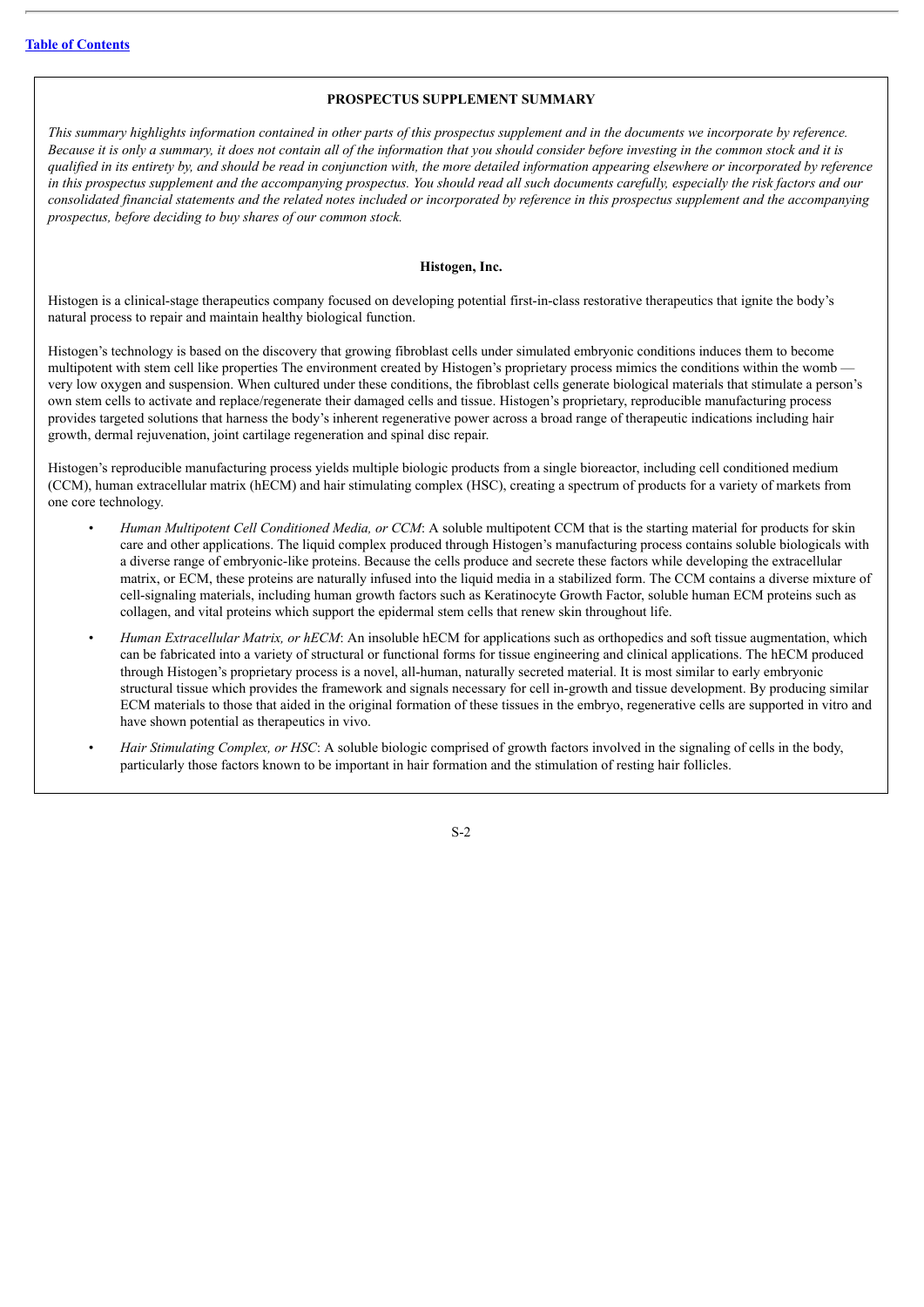## PROSPECTUS SUPPLEMENT SUMMARY

*This summary highlights information contained in other parts of this prospectus supplement and in the documents we incorporate by reference. Because it is only a summary, it does not contain all of the information that you should consider before investing in the common stock and it is qualified in its entirety by, and should be read in conjunction with, the more detailed information appearing elsewhere or incorporated by reference in this prospectus supplement and the accompanying prospectus. You should read all such documents carefully, especially the risk factors and our consolidated financial statements and the related notes included or incorporated by reference in this prospectus supplement and the accompanying prospectus, before deciding to buy shares of our common stock.*

### Histogen, Inc.

Histogen is a clinical-stage therapeutics company focused on developing potential first-in-class restorative therapeutics that ignite the body's natural process to repair and maintain healthy biological function.

Histogen's technology is based on the discovery that growing fibroblast cells under simulated embryonic conditions induces them to become multipotent with stem cell like properties The environment created by Histogen's proprietary process mimics the conditions within the womb — very low oxygen and suspension. When cultured under these conditions, the fibroblast cells generate biological materials that stimulate a person's own stem cells to activate and replace/regenerate their damaged cells and tissue. Histogen's proprietary, reproducible manufacturing process provides targeted solutions that harness the body's inherent regenerative power across a broad range of therapeutic indications including hair growth, dermal rejuvenation, joint cartilage regeneration and spinal disc repair.

Histogen's reproducible manufacturing process yields multiple biologic products from a single bioreactor, including cell conditioned medium (CCM), human extracellular matrix (hECM) and hair stimulating complex (HSC), creating a spectrum of products for a variety of markets from one core technology.

- *Human Multipotent Cell Conditioned Media, or CCM*: A soluble multipotent CCM that is the starting material for products for skin care and other applications. The liquid complex produced through Histogen's manufacturing process contains soluble biologicals with a diverse range of embryonic-like proteins. Because the cells produce and secrete these factors while developing the extracellular matrix, or ECM, these proteins are naturally infused into the liquid media in a stabilized form. The CCM contains a diverse mixture of cell-signaling materials, including human growth factors such as Keratinocyte Growth Factor, soluble human ECM proteins such as collagen, and vital proteins which support the epidermal stem cells that renew skin throughout life.
- *Human Extracellular Matrix, or hECM*: An insoluble hECM for applications such as orthopedics and soft tissue augmentation, which can be fabricated into a variety of structural or functional forms for tissue engineering and clinical applications. The hECM produced through Histogen's proprietary process is a novel, all-human, naturally secreted material. It is most similar to early embryonic structural tissue which provides the framework and signals necessary for cell in-growth and tissue development. By producing similar ECM materials to those that aided in the original formation of these tissues in the embryo, regenerative cells are supported in vitro and have shown potential as therapeutics in vivo.
- *Hair Stimulating Complex, or HSC*: A soluble biologic comprised of growth factors involved in the signaling of cells in the body, particularly those factors known to be important in hair formation and the stimulation of resting hair follicles.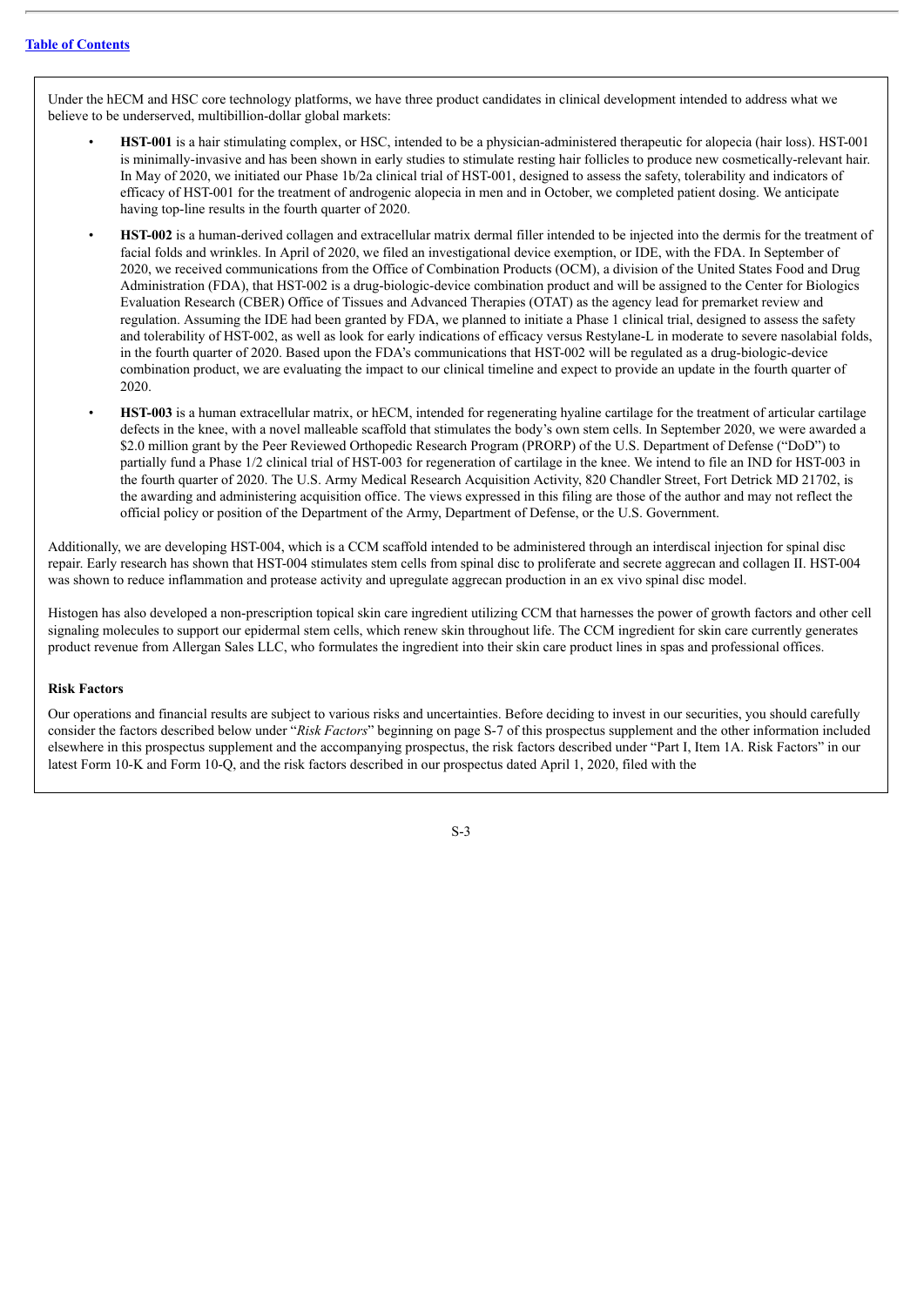Under the hECM and HSC core technology platforms, we have three product candidates in clinical development intended to address what we believe to be underserved, multibillion-dollar global markets:

- **HST-001** is a hair stimulating complex, or HSC, intended to be a physician-administered therapeutic for alopecia (hair loss). HST-001 is minimally-invasive and has been shown in early studies to stimulate resting hair follicles to produce new cosmetically-relevant hair. In May of 2020, we initiated our Phase 1b/2a clinical trial of HST-001, designed to assess the safety, tolerability and indicators of efficacy of HST-001 for the treatment of androgenic alopecia in men and in October, we completed patient dosing. We anticipate having top-line results in the fourth quarter of 2020.
- **HST-002** is a human-derived collagen and extracellular matrix dermal filler intended to be injected into the dermis for the treatment of facial folds and wrinkles. In April of 2020, we filed an investigational device exemption, or IDE, with the FDA. In September of 2020, we received communications from the Office of Combination Products (OCM), a division of the United States Food and Drug Administration (FDA), that HST-002 is a drug-biologic-device combination product and will be assigned to the Center for Biologics Evaluation Research (CBER) Office of Tissues and Advanced Therapies (OTAT) as the agency lead for premarket review and regulation. Assuming the IDE had been granted by FDA, we planned to initiate a Phase 1 clinical trial, designed to assess the safety and tolerability of HST-002, as well as look for early indications of efficacy versus Restylane-L in moderate to severe nasolabial folds, in the fourth quarter of 2020. Based upon the FDA's communications that HST-002 will be regulated as a drug-biologic-device combination product, we are evaluating the impact to our clinical timeline and expect to provide an update in the fourth quarter of 2020.
- **HST-003** is a human extracellular matrix, or hECM, intended for regenerating hyaline cartilage for the treatment of articular cartilage defects in the knee, with a novel malleable scaffold that stimulates the body's own stem cells. In September 2020, we were awarded a \$2.0 million grant by the Peer Reviewed Orthopedic Research Program (PRORP) of the U.S. Department of Defense ("DoD") to partially fund a Phase 1/2 clinical trial of HST-003 for regeneration of cartilage in the knee. We intend to file an IND for HST-003 in the fourth quarter of 2020. The U.S. Army Medical Research Acquisition Activity, 820 Chandler Street, Fort Detrick MD 21702, is the awarding and administering acquisition office. The views expressed in this filing are those of the author and may not reflect the official policy or position of the Department of the Army, Department of Defense, or the U.S. Government.

Additionally, we are developing HST-004, which is a CCM scaffold intended to be administered through an interdiscal injection for spinal disc repair. Early research has shown that HST-004 stimulates stem cells from spinal disc to proliferate and secrete aggrecan and collagen II. HST-004 was shown to reduce inflammation and protease activity and upregulate aggrecan production in an ex vivo spinal disc model.

Histogen has also developed a non-prescription topical skin care ingredient utilizing CCM that harnesses the power of growth factors and other cell signaling molecules to support our epidermal stem cells, which renew skin throughout life. The CCM ingredient for skin care currently generates product revenue from Allergan Sales LLC, who formulates the ingredient into their skin care product lines in spas and professional offices.

**Risk Factors**

Our operations and financial results are subject to various risks and uncertainties. Before deciding to invest in our securities, you should carefully consider the factors described below under "*Risk Factors*" beginning on page S-7 of this prospectus supplement and the other information included elsewhere in this prospectus supplement and the accompanying prospectus, the risk factors described under "Part I, Item 1A. Risk Factors" in our latest Form 10-K and Form 10-Q, and the risk factors described in our prospectus dated April 1, 2020, filed with the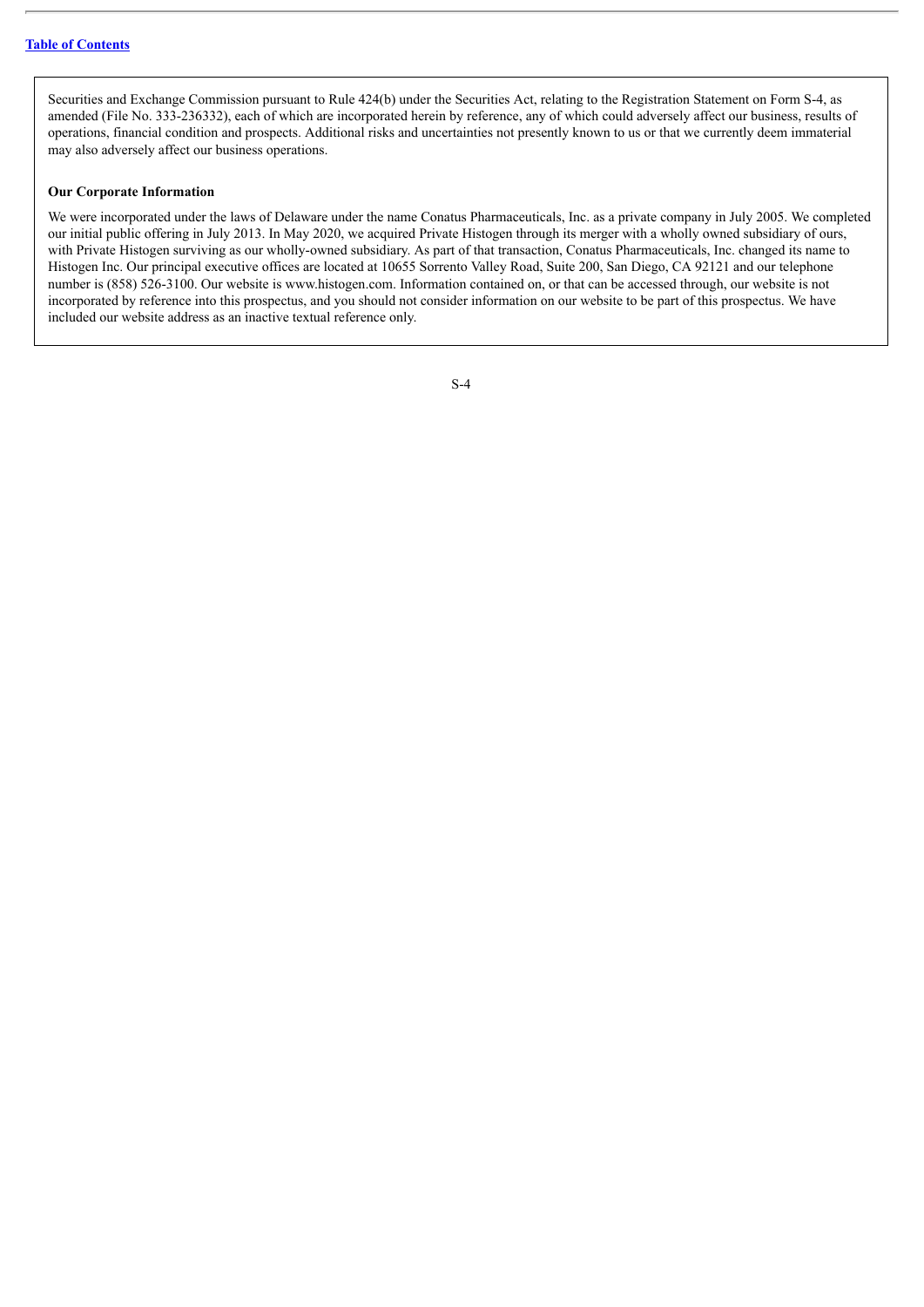Securities and Exchange Commission pursuant to Rule 424(b) under the Securities Act, relating to the Registration Statement on Form S-4, as amended (File No. 333-236332), each of which are incorporated herein by reference, any of which could adversely affect our business, results of operations, financial condition and prospects. Additional risks and uncertainties not presently known to us or that we currently deem immaterial may also adversely affect our business operations.

**Our Corporate Information**

We were incorporated under the laws of Delaware under the name Conatus Pharmaceuticals, Inc. as a private company in July 2005. We completed our initial public offering in July 2013. In May 2020, we acquired Private Histogen through its merger with a wholly owned subsidiary of ours, with Private Histogen surviving as our wholly-owned subsidiary. As part of that transaction, Conatus Pharmaceuticals, Inc. changed its name to Histogen Inc. Our principal executive offices are located at 10655 Sorrento Valley Road, Suite 200, San Diego, CA 92121 and our telephone number is (858) 526-3100. Our website is www.histogen.com. Information contained on, or that can be accessed through, our website is not incorporated by reference into this prospectus, and you should not consider information on our website to be part of this prospectus. We have included our website address as an inactive textual reference only.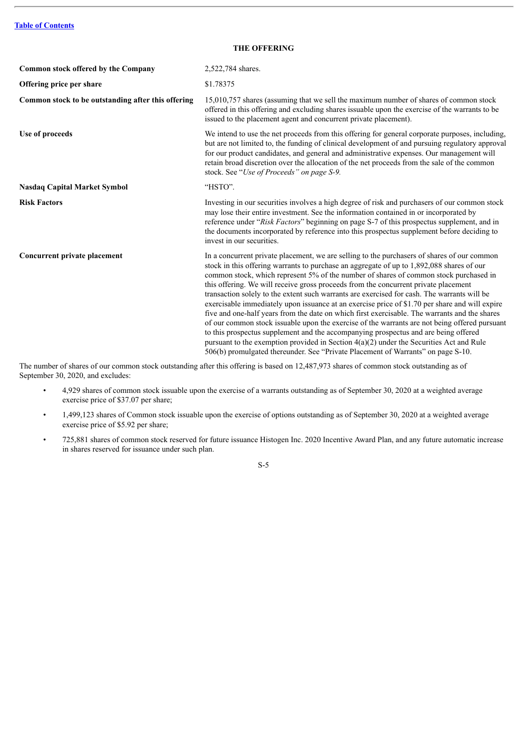[Table of Contents](#)

## THE OFFERING

| | |
|---|---|
| **Common stock offered by the Company** | 2,522,784 shares. |
| **Offering price per share** | $1.78375 |
| **Common stock to be outstanding after this offering** | 15,010,757 shares (assuming that we sell the maximum number of shares of common stock offered in this offering and excluding shares issuable upon the exercise of the warrants to be issued to the placement agent and concurrent private placement). |
| **Use of proceeds** | We intend to use the net proceeds from this offering for general corporate purposes, including, but are not limited to, the funding of clinical development of and pursuing regulatory approval for our product candidates, and general and administrative expenses. Our management will retain broad discretion over the allocation of the net proceeds from the sale of the common stock. See "*Use of Proceeds" on page S-9.* |
| **Nasdaq Capital Market Symbol** | "HSTO". |
| **Risk Factors** | Investing in our securities involves a high degree of risk and purchasers of our common stock may lose their entire investment. See the information contained in or incorporated by reference under "*Risk Factors*" beginning on page S-7 of this prospectus supplement, and in the documents incorporated by reference into this prospectus supplement before deciding to invest in our securities. |
| **Concurrent private placement** | In a concurrent private placement, we are selling to the purchasers of shares of our common stock in this offering warrants to purchase an aggregate of up to 1,892,088 shares of our common stock, which represent 5% of the number of shares of common stock purchased in this offering. We will receive gross proceeds from the concurrent private placement transaction solely to the extent such warrants are exercised for cash. The warrants will be exercisable immediately upon issuance at an exercise price of $1.70 per share and will expire five and one-half years from the date on which first exercisable. The warrants and the shares of our common stock issuable upon the exercise of the warrants are not being offered pursuant to this prospectus supplement and the accompanying prospectus and are being offered pursuant to the exemption provided in Section 4(a)(2) under the Securities Act and Rule 506(b) promulgated thereunder. See "Private Placement of Warrants" on page S-10. |

The number of shares of our common stock outstanding after this offering is based on 12,487,973 shares of common stock outstanding as of September 30, 2020, and excludes:

- 4,929 shares of common stock issuable upon the exercise of a warrants outstanding as of September 30, 2020 at a weighted average exercise price of $37.07 per share;
- 1,499,123 shares of Common stock issuable upon the exercise of options outstanding as of September 30, 2020 at a weighted average exercise price of $5.92 per share;
- 725,881 shares of common stock reserved for future issuance Histogen Inc. 2020 Incentive Award Plan, and any future automatic increase in shares reserved for issuance under such plan.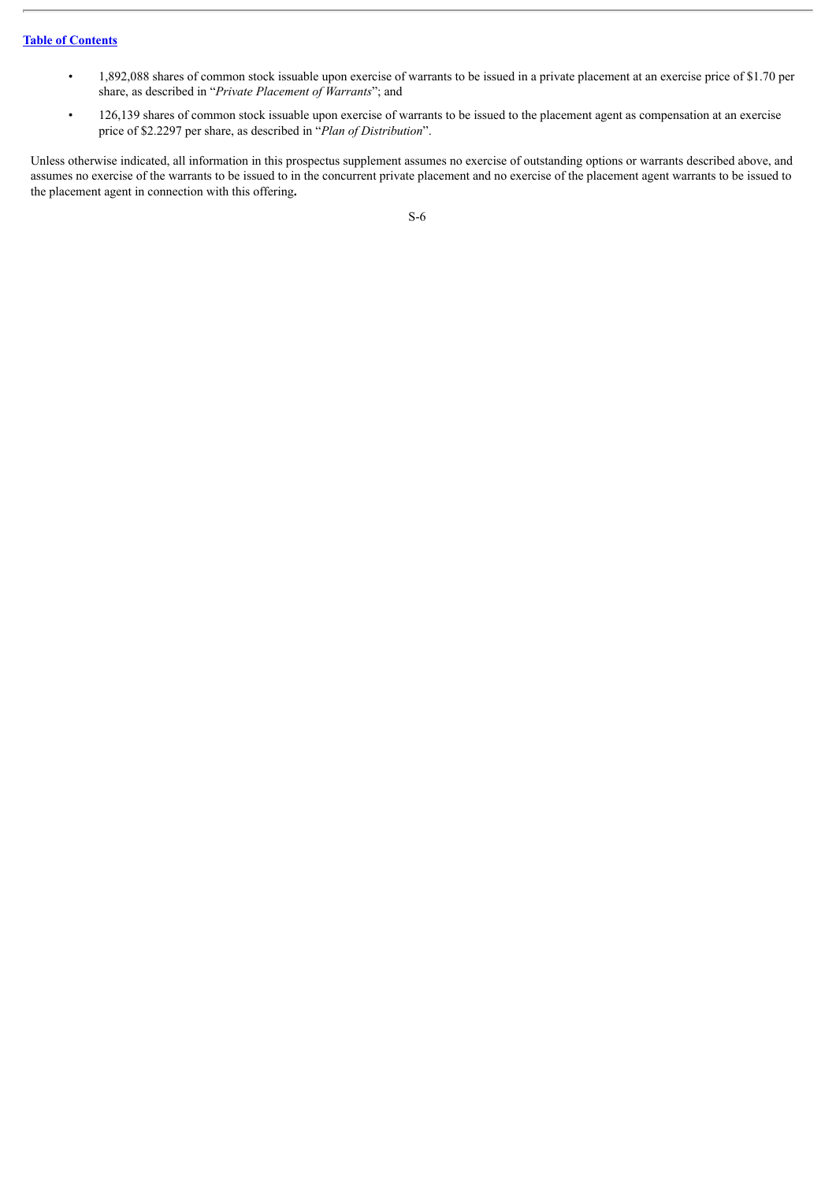- 1,892,088 shares of common stock issuable upon exercise of warrants to be issued in a private placement at an exercise price of $1.70 per share, as described in "*Private Placement of Warrants*"; and
- 126,139 shares of common stock issuable upon exercise of warrants to be issued to the placement agent as compensation at an exercise price of $2.2297 per share, as described in "*Plan of Distribution*".

Unless otherwise indicated, all information in this prospectus supplement assumes no exercise of outstanding options or warrants described above, and assumes no exercise of the warrants to be issued to in the concurrent private placement and no exercise of the placement agent warrants to be issued to the placement agent in connection with this offering**.**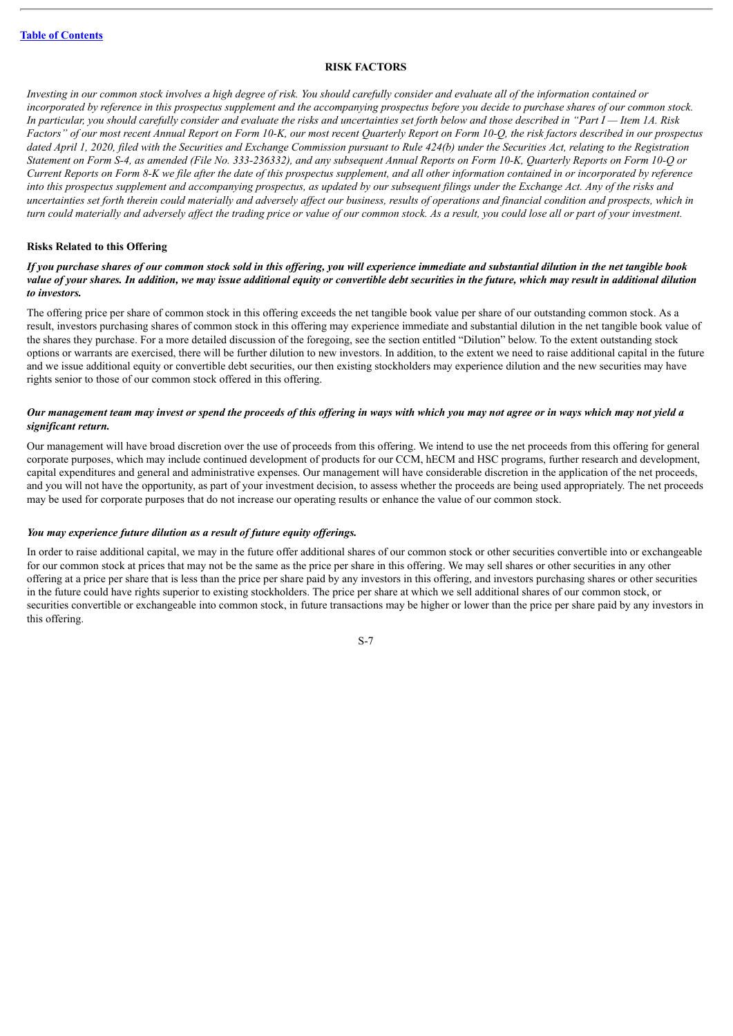[Table of Contents](#)

## RISK FACTORS

*Investing in our common stock involves a high degree of risk. You should carefully consider and evaluate all of the information contained or incorporated by reference in this prospectus supplement and the accompanying prospectus before you decide to purchase shares of our common stock. In particular, you should carefully consider and evaluate the risks and uncertainties set forth below and those described in "Part I — Item 1A. Risk Factors" of our most recent Annual Report on Form 10-K, our most recent Quarterly Report on Form 10-Q, the risk factors described in our prospectus dated April 1, 2020, filed with the Securities and Exchange Commission pursuant to Rule 424(b) under the Securities Act, relating to the Registration Statement on Form S-4, as amended (File No. 333-236332), and any subsequent Annual Reports on Form 10-K, Quarterly Reports on Form 10-Q or Current Reports on Form 8-K we file after the date of this prospectus supplement, and all other information contained in or incorporated by reference into this prospectus supplement and accompanying prospectus, as updated by our subsequent filings under the Exchange Act. Any of the risks and uncertainties set forth therein could materially and adversely affect our business, results of operations and financial condition and prospects, which in turn could materially and adversely affect the trading price or value of our common stock. As a result, you could lose all or part of your investment.*

### Risks Related to this Offering

***If you purchase shares of our common stock sold in this offering, you will experience immediate and substantial dilution in the net tangible book value of your shares. In addition, we may issue additional equity or convertible debt securities in the future, which may result in additional dilution to investors.***

The offering price per share of common stock in this offering exceeds the net tangible book value per share of our outstanding common stock. As a result, investors purchasing shares of common stock in this offering may experience immediate and substantial dilution in the net tangible book value of the shares they purchase. For a more detailed discussion of the foregoing, see the section entitled "Dilution" below. To the extent outstanding stock options or warrants are exercised, there will be further dilution to new investors. In addition, to the extent we need to raise additional capital in the future and we issue additional equity or convertible debt securities, our then existing stockholders may experience dilution and the new securities may have rights senior to those of our common stock offered in this offering.

***Our management team may invest or spend the proceeds of this offering in ways with which you may not agree or in ways which may not yield a significant return.***

Our management will have broad discretion over the use of proceeds from this offering. We intend to use the net proceeds from this offering for general corporate purposes, which may include continued development of products for our CCM, hECM and HSC programs, further research and development, capital expenditures and general and administrative expenses. Our management will have considerable discretion in the application of the net proceeds, and you will not have the opportunity, as part of your investment decision, to assess whether the proceeds are being used appropriately. The net proceeds may be used for corporate purposes that do not increase our operating results or enhance the value of our common stock.

***You may experience future dilution as a result of future equity offerings.***

In order to raise additional capital, we may in the future offer additional shares of our common stock or other securities convertible into or exchangeable for our common stock at prices that may not be the same as the price per share in this offering. We may sell shares or other securities in any other offering at a price per share that is less than the price per share paid by any investors in this offering, and investors purchasing shares or other securities in the future could have rights superior to existing stockholders. The price per share at which we sell additional shares of our common stock, or securities convertible or exchangeable into common stock, in future transactions may be higher or lower than the price per share paid by any investors in this offering.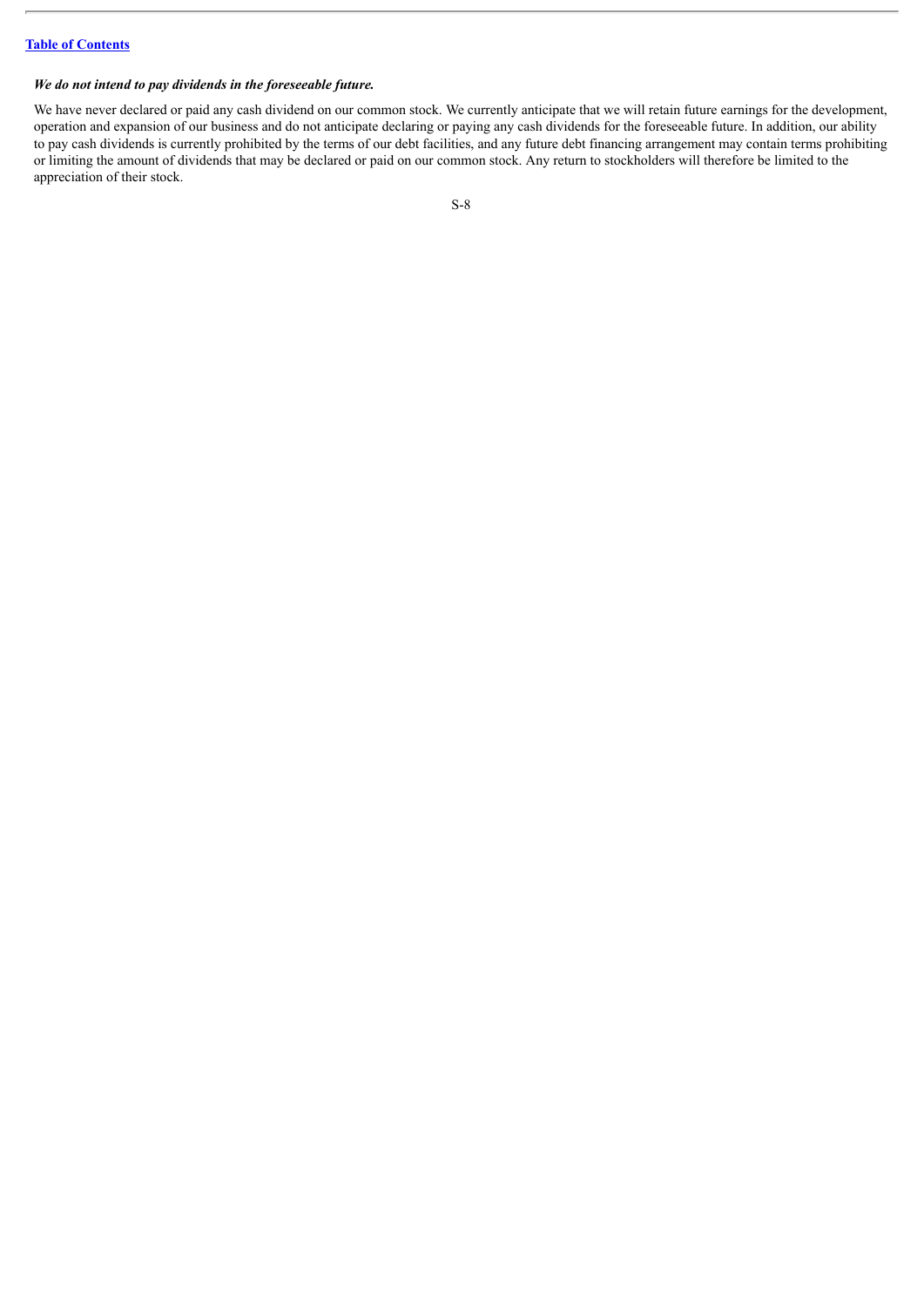***We do not intend to pay dividends in the foreseeable future.***

We have never declared or paid any cash dividend on our common stock. We currently anticipate that we will retain future earnings for the development, operation and expansion of our business and do not anticipate declaring or paying any cash dividends for the foreseeable future. In addition, our ability to pay cash dividends is currently prohibited by the terms of our debt facilities, and any future debt financing arrangement may contain terms prohibiting or limiting the amount of dividends that may be declared or paid on our common stock. Any return to stockholders will therefore be limited to the appreciation of their stock.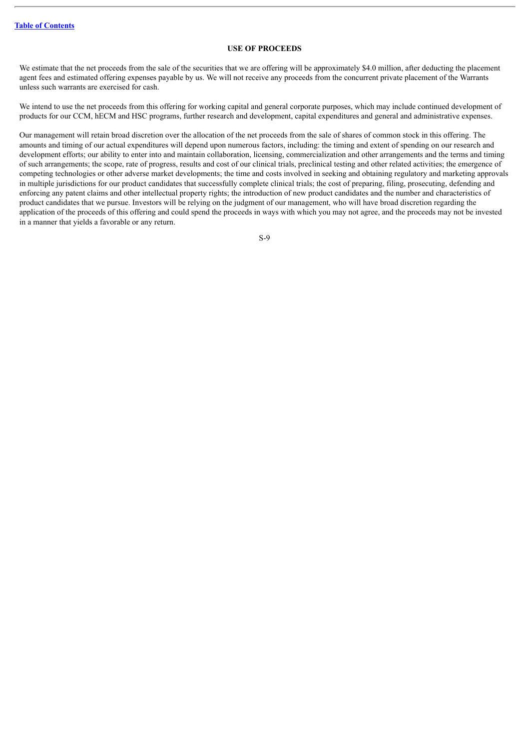## USE OF PROCEEDS

We estimate that the net proceeds from the sale of the securities that we are offering will be approximately $4.0 million, after deducting the placement agent fees and estimated offering expenses payable by us. We will not receive any proceeds from the concurrent private placement of the Warrants unless such warrants are exercised for cash.

We intend to use the net proceeds from this offering for working capital and general corporate purposes, which may include continued development of products for our CCM, hECM and HSC programs, further research and development, capital expenditures and general and administrative expenses.

Our management will retain broad discretion over the allocation of the net proceeds from the sale of shares of common stock in this offering. The amounts and timing of our actual expenditures will depend upon numerous factors, including: the timing and extent of spending on our research and development efforts; our ability to enter into and maintain collaboration, licensing, commercialization and other arrangements and the terms and timing of such arrangements; the scope, rate of progress, results and cost of our clinical trials, preclinical testing and other related activities; the emergence of competing technologies or other adverse market developments; the time and costs involved in seeking and obtaining regulatory and marketing approvals in multiple jurisdictions for our product candidates that successfully complete clinical trials; the cost of preparing, filing, prosecuting, defending and enforcing any patent claims and other intellectual property rights; the introduction of new product candidates and the number and characteristics of product candidates that we pursue. Investors will be relying on the judgment of our management, who will have broad discretion regarding the application of the proceeds of this offering and could spend the proceeds in ways with which you may not agree, and the proceeds may not be invested in a manner that yields a favorable or any return.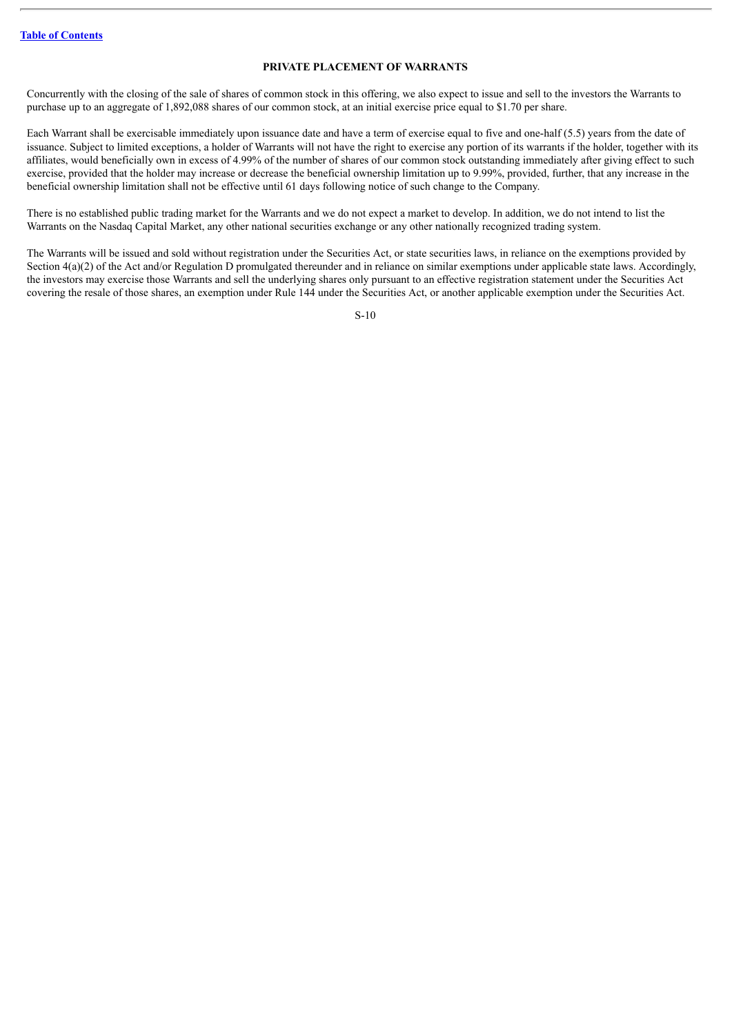## PRIVATE PLACEMENT OF WARRANTS

Concurrently with the closing of the sale of shares of common stock in this offering, we also expect to issue and sell to the investors the Warrants to purchase up to an aggregate of 1,892,088 shares of our common stock, at an initial exercise price equal to $1.70 per share.

Each Warrant shall be exercisable immediately upon issuance date and have a term of exercise equal to five and one-half (5.5) years from the date of issuance. Subject to limited exceptions, a holder of Warrants will not have the right to exercise any portion of its warrants if the holder, together with its affiliates, would beneficially own in excess of 4.99% of the number of shares of our common stock outstanding immediately after giving effect to such exercise, provided that the holder may increase or decrease the beneficial ownership limitation up to 9.99%, provided, further, that any increase in the beneficial ownership limitation shall not be effective until 61 days following notice of such change to the Company.

There is no established public trading market for the Warrants and we do not expect a market to develop. In addition, we do not intend to list the Warrants on the Nasdaq Capital Market, any other national securities exchange or any other nationally recognized trading system.

The Warrants will be issued and sold without registration under the Securities Act, or state securities laws, in reliance on the exemptions provided by Section 4(a)(2) of the Act and/or Regulation D promulgated thereunder and in reliance on similar exemptions under applicable state laws. Accordingly, the investors may exercise those Warrants and sell the underlying shares only pursuant to an effective registration statement under the Securities Act covering the resale of those shares, an exemption under Rule 144 under the Securities Act, or another applicable exemption under the Securities Act.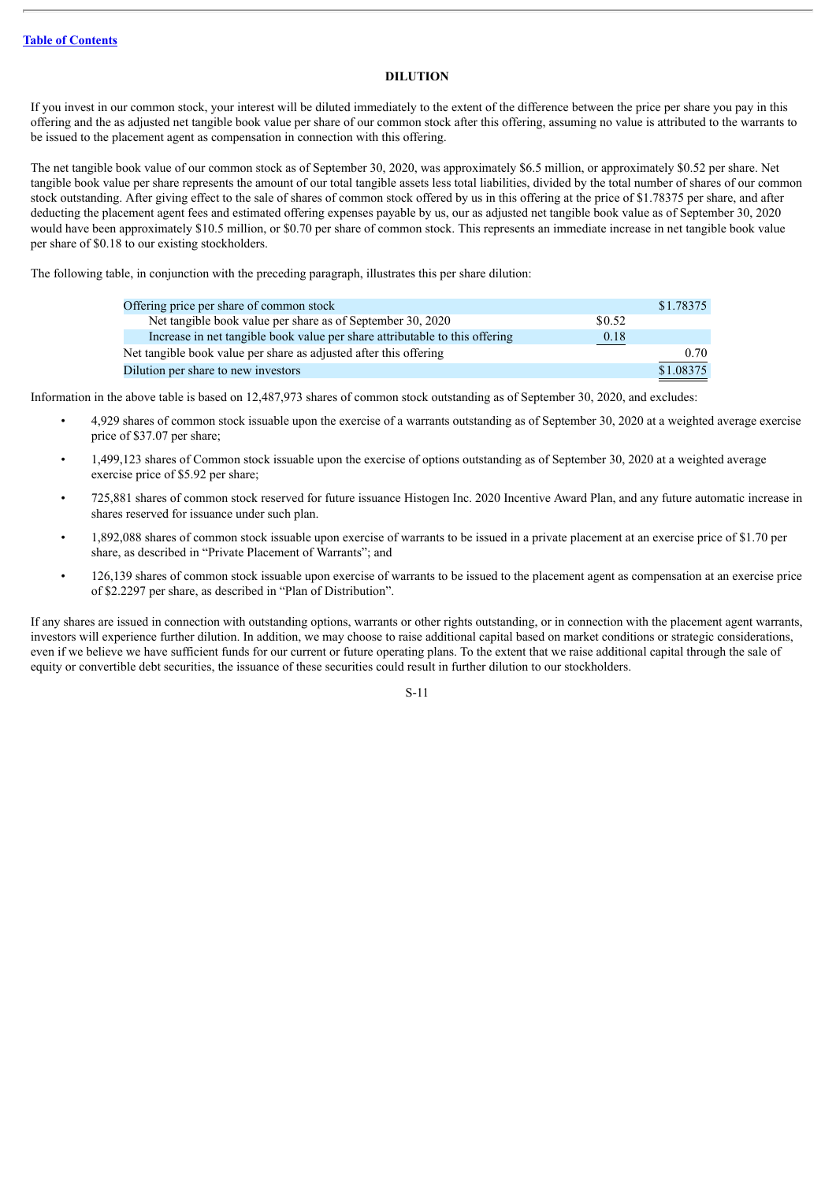[Table of Contents](#)

## DILUTION

If you invest in our common stock, your interest will be diluted immediately to the extent of the difference between the price per share you pay in this offering and the as adjusted net tangible book value per share of our common stock after this offering, assuming no value is attributed to the warrants to be issued to the placement agent as compensation in connection with this offering.

The net tangible book value of our common stock as of September 30, 2020, was approximately $6.5 million, or approximately $0.52 per share. Net tangible book value per share represents the amount of our total tangible assets less total liabilities, divided by the total number of shares of our common stock outstanding. After giving effect to the sale of shares of common stock offered by us in this offering at the price of $1.78375 per share, and after deducting the placement agent fees and estimated offering expenses payable by us, our as adjusted net tangible book value as of September 30, 2020 would have been approximately $10.5 million, or $0.70 per share of common stock. This represents an immediate increase in net tangible book value per share of $0.18 to our existing stockholders.

The following table, in conjunction with the preceding paragraph, illustrates this per share dilution:

| | | |
|---|---|---|
| Offering price per share of common stock | | $1.78375 |
| Net tangible book value per share as of September 30, 2020 | $0.52 | |
| Increase in net tangible book value per share attributable to this offering | 0.18 | |
| Net tangible book value per share as adjusted after this offering | | 0.70 |
| Dilution per share to new investors | | $1.08375 |

Information in the above table is based on 12,487,973 shares of common stock outstanding as of September 30, 2020, and excludes:

- 4,929 shares of common stock issuable upon the exercise of a warrants outstanding as of September 30, 2020 at a weighted average exercise price of $37.07 per share;
- 1,499,123 shares of Common stock issuable upon the exercise of options outstanding as of September 30, 2020 at a weighted average exercise price of $5.92 per share;
- 725,881 shares of common stock reserved for future issuance Histogen Inc. 2020 Incentive Award Plan, and any future automatic increase in shares reserved for issuance under such plan.
- 1,892,088 shares of common stock issuable upon exercise of warrants to be issued in a private placement at an exercise price of $1.70 per share, as described in "Private Placement of Warrants"; and
- 126,139 shares of common stock issuable upon exercise of warrants to be issued to the placement agent as compensation at an exercise price of $2.2297 per share, as described in "Plan of Distribution".

If any shares are issued in connection with outstanding options, warrants or other rights outstanding, or in connection with the placement agent warrants, investors will experience further dilution. In addition, we may choose to raise additional capital based on market conditions or strategic considerations, even if we believe we have sufficient funds for our current or future operating plans. To the extent that we raise additional capital through the sale of equity or convertible debt securities, the issuance of these securities could result in further dilution to our stockholders.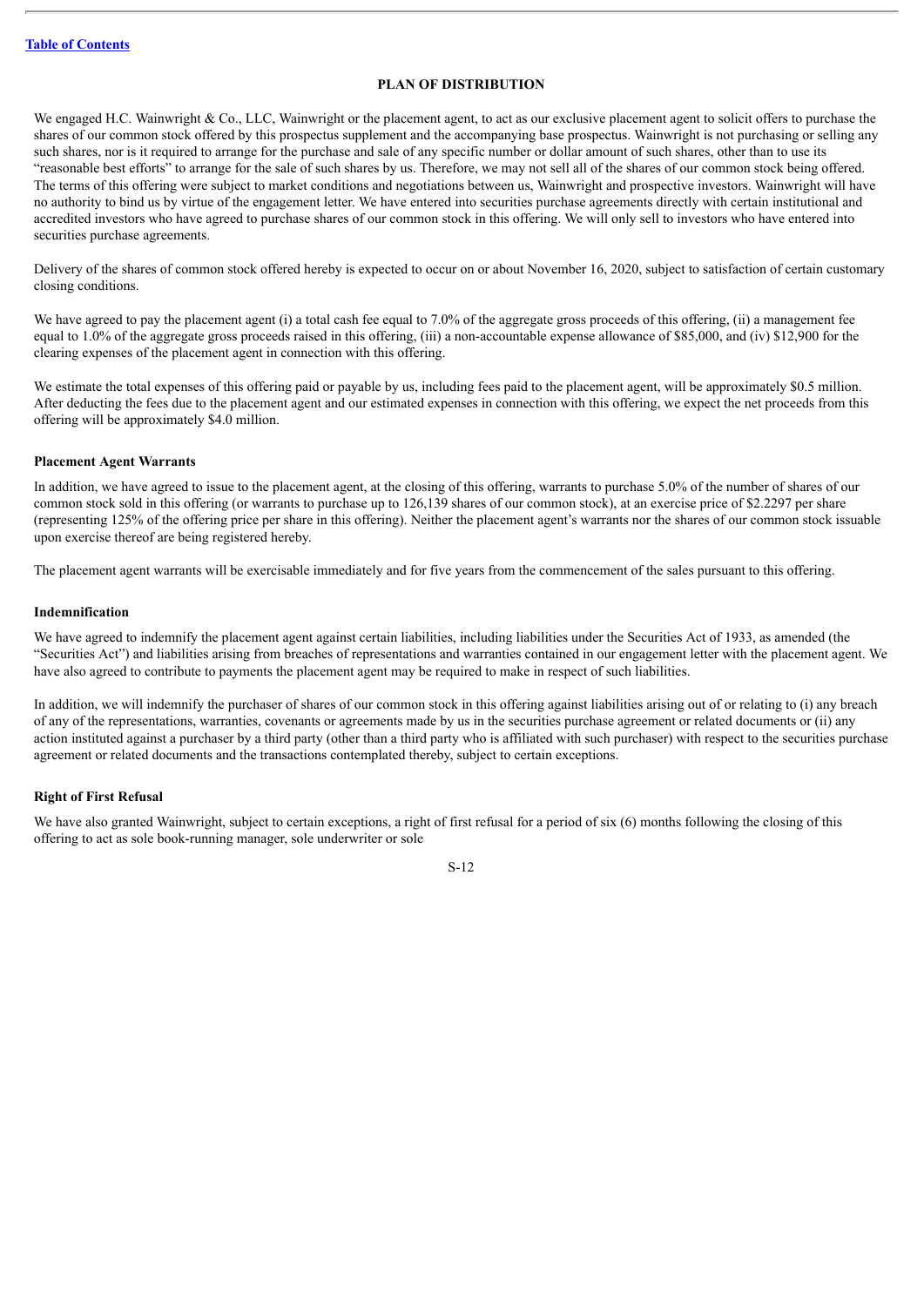## PLAN OF DISTRIBUTION

We engaged H.C. Wainwright & Co., LLC, Wainwright or the placement agent, to act as our exclusive placement agent to solicit offers to purchase the shares of our common stock offered by this prospectus supplement and the accompanying base prospectus. Wainwright is not purchasing or selling any such shares, nor is it required to arrange for the purchase and sale of any specific number or dollar amount of such shares, other than to use its "reasonable best efforts" to arrange for the sale of such shares by us. Therefore, we may not sell all of the shares of our common stock being offered. The terms of this offering were subject to market conditions and negotiations between us, Wainwright and prospective investors. Wainwright will have no authority to bind us by virtue of the engagement letter. We have entered into securities purchase agreements directly with certain institutional and accredited investors who have agreed to purchase shares of our common stock in this offering. We will only sell to investors who have entered into securities purchase agreements.

Delivery of the shares of common stock offered hereby is expected to occur on or about November 16, 2020, subject to satisfaction of certain customary closing conditions.

We have agreed to pay the placement agent (i) a total cash fee equal to 7.0% of the aggregate gross proceeds of this offering, (ii) a management fee equal to 1.0% of the aggregate gross proceeds raised in this offering, (iii) a non-accountable expense allowance of $85,000, and (iv) $12,900 for the clearing expenses of the placement agent in connection with this offering.

We estimate the total expenses of this offering paid or payable by us, including fees paid to the placement agent, will be approximately $0.5 million. After deducting the fees due to the placement agent and our estimated expenses in connection with this offering, we expect the net proceeds from this offering will be approximately $4.0 million.

### Placement Agent Warrants

In addition, we have agreed to issue to the placement agent, at the closing of this offering, warrants to purchase 5.0% of the number of shares of our common stock sold in this offering (or warrants to purchase up to 126,139 shares of our common stock), at an exercise price of $2.2297 per share (representing 125% of the offering price per share in this offering). Neither the placement agent's warrants nor the shares of our common stock issuable upon exercise thereof are being registered hereby.

The placement agent warrants will be exercisable immediately and for five years from the commencement of the sales pursuant to this offering.

### Indemnification

We have agreed to indemnify the placement agent against certain liabilities, including liabilities under the Securities Act of 1933, as amended (the "Securities Act") and liabilities arising from breaches of representations and warranties contained in our engagement letter with the placement agent. We have also agreed to contribute to payments the placement agent may be required to make in respect of such liabilities.

In addition, we will indemnify the purchaser of shares of our common stock in this offering against liabilities arising out of or relating to (i) any breach of any of the representations, warranties, covenants or agreements made by us in the securities purchase agreement or related documents or (ii) any action instituted against a purchaser by a third party (other than a third party who is affiliated with such purchaser) with respect to the securities purchase agreement or related documents and the transactions contemplated thereby, subject to certain exceptions.

### Right of First Refusal

We have also granted Wainwright, subject to certain exceptions, a right of first refusal for a period of six (6) months following the closing of this offering to act as sole book-running manager, sole underwriter or sole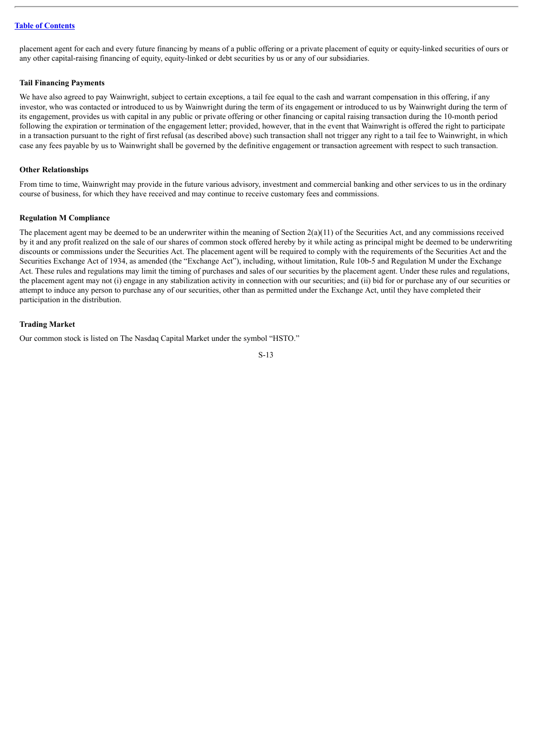placement agent for each and every future financing by means of a public offering or a private placement of equity or equity-linked securities of ours or any other capital-raising financing of equity, equity-linked or debt securities by us or any of our subsidiaries.

**Tail Financing Payments**

We have also agreed to pay Wainwright, subject to certain exceptions, a tail fee equal to the cash and warrant compensation in this offering, if any investor, who was contacted or introduced to us by Wainwright during the term of its engagement or introduced to us by Wainwright during the term of its engagement, provides us with capital in any public or private offering or other financing or capital raising transaction during the 10-month period following the expiration or termination of the engagement letter; provided, however, that in the event that Wainwright is offered the right to participate in a transaction pursuant to the right of first refusal (as described above) such transaction shall not trigger any right to a tail fee to Wainwright, in which case any fees payable by us to Wainwright shall be governed by the definitive engagement or transaction agreement with respect to such transaction.

**Other Relationships**

From time to time, Wainwright may provide in the future various advisory, investment and commercial banking and other services to us in the ordinary course of business, for which they have received and may continue to receive customary fees and commissions.

**Regulation M Compliance**

The placement agent may be deemed to be an underwriter within the meaning of Section 2(a)(11) of the Securities Act, and any commissions received by it and any profit realized on the sale of our shares of common stock offered hereby by it while acting as principal might be deemed to be underwriting discounts or commissions under the Securities Act. The placement agent will be required to comply with the requirements of the Securities Act and the Securities Exchange Act of 1934, as amended (the "Exchange Act"), including, without limitation, Rule 10b-5 and Regulation M under the Exchange Act. These rules and regulations may limit the timing of purchases and sales of our securities by the placement agent. Under these rules and regulations, the placement agent may not (i) engage in any stabilization activity in connection with our securities; and (ii) bid for or purchase any of our securities or attempt to induce any person to purchase any of our securities, other than as permitted under the Exchange Act, until they have completed their participation in the distribution.

**Trading Market**

Our common stock is listed on The Nasdaq Capital Market under the symbol "HSTO."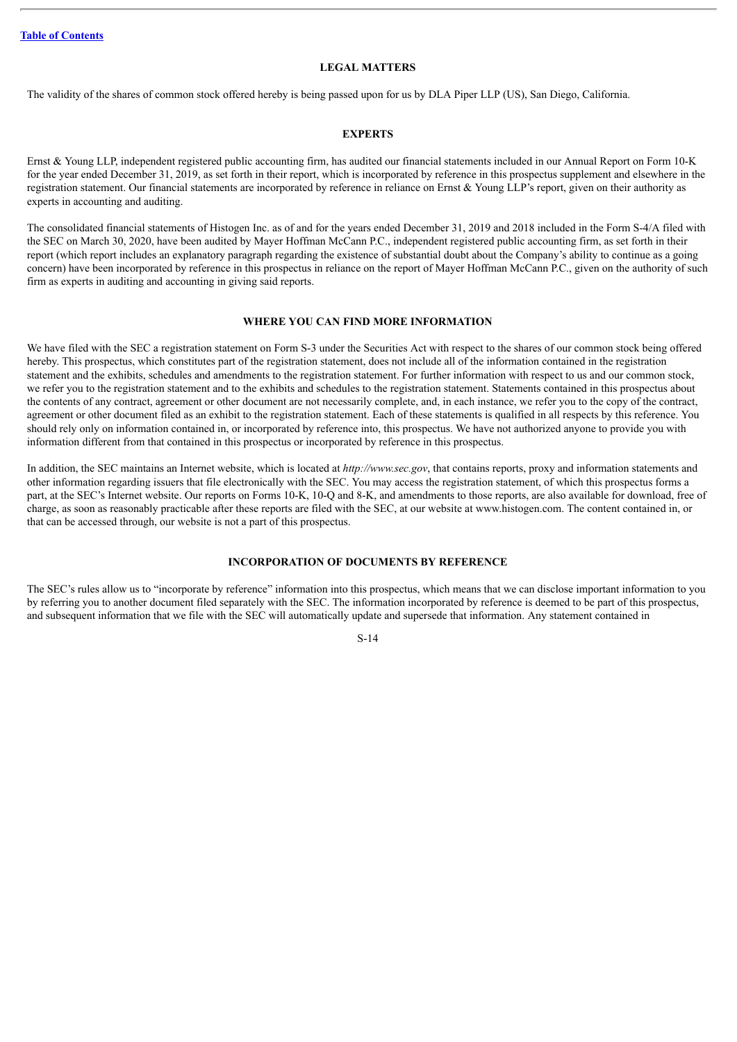## LEGAL MATTERS

The validity of the shares of common stock offered hereby is being passed upon for us by DLA Piper LLP (US), San Diego, California.

## EXPERTS

Ernst & Young LLP, independent registered public accounting firm, has audited our financial statements included in our Annual Report on Form 10-K for the year ended December 31, 2019, as set forth in their report, which is incorporated by reference in this prospectus supplement and elsewhere in the registration statement. Our financial statements are incorporated by reference in reliance on Ernst & Young LLP's report, given on their authority as experts in accounting and auditing.

The consolidated financial statements of Histogen Inc. as of and for the years ended December 31, 2019 and 2018 included in the Form S-4/A filed with the SEC on March 30, 2020, have been audited by Mayer Hoffman McCann P.C., independent registered public accounting firm, as set forth in their report (which report includes an explanatory paragraph regarding the existence of substantial doubt about the Company's ability to continue as a going concern) have been incorporated by reference in this prospectus in reliance on the report of Mayer Hoffman McCann P.C., given on the authority of such firm as experts in auditing and accounting in giving said reports.

## WHERE YOU CAN FIND MORE INFORMATION

We have filed with the SEC a registration statement on Form S-3 under the Securities Act with respect to the shares of our common stock being offered hereby. This prospectus, which constitutes part of the registration statement, does not include all of the information contained in the registration statement and the exhibits, schedules and amendments to the registration statement. For further information with respect to us and our common stock, we refer you to the registration statement and to the exhibits and schedules to the registration statement. Statements contained in this prospectus about the contents of any contract, agreement or other document are not necessarily complete, and, in each instance, we refer you to the copy of the contract, agreement or other document filed as an exhibit to the registration statement. Each of these statements is qualified in all respects by this reference. You should rely only on information contained in, or incorporated by reference into, this prospectus. We have not authorized anyone to provide you with information different from that contained in this prospectus or incorporated by reference in this prospectus.

In addition, the SEC maintains an Internet website, which is located at *http://www.sec.gov*, that contains reports, proxy and information statements and other information regarding issuers that file electronically with the SEC. You may access the registration statement, of which this prospectus forms a part, at the SEC's Internet website. Our reports on Forms 10-K, 10-Q and 8-K, and amendments to those reports, are also available for download, free of charge, as soon as reasonably practicable after these reports are filed with the SEC, at our website at www.histogen.com. The content contained in, or that can be accessed through, our website is not a part of this prospectus.

## INCORPORATION OF DOCUMENTS BY REFERENCE

The SEC's rules allow us to "incorporate by reference" information into this prospectus, which means that we can disclose important information to you by referring you to another document filed separately with the SEC. The information incorporated by reference is deemed to be part of this prospectus, and subsequent information that we file with the SEC will automatically update and supersede that information. Any statement contained in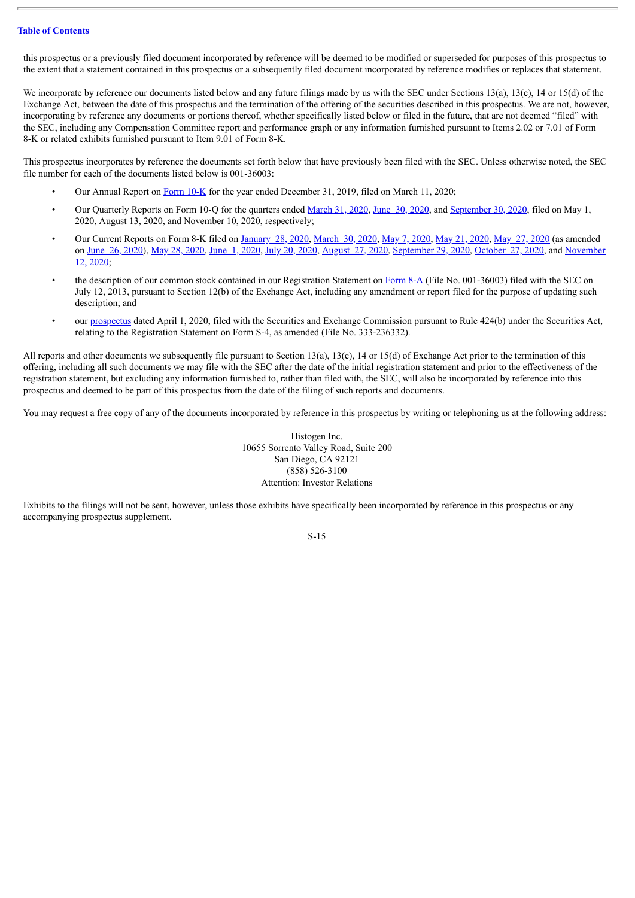this prospectus or a previously filed document incorporated by reference will be deemed to be modified or superseded for purposes of this prospectus to the extent that a statement contained in this prospectus or a subsequently filed document incorporated by reference modifies or replaces that statement.

We incorporate by reference our documents listed below and any future filings made by us with the SEC under Sections 13(a), 13(c), 14 or 15(d) of the Exchange Act, between the date of this prospectus and the termination of the offering of the securities described in this prospectus. We are not, however, incorporating by reference any documents or portions thereof, whether specifically listed below or filed in the future, that are not deemed "filed" with the SEC, including any Compensation Committee report and performance graph or any information furnished pursuant to Items 2.02 or 7.01 of Form 8-K or related exhibits furnished pursuant to Item 9.01 of Form 8-K.

This prospectus incorporates by reference the documents set forth below that have previously been filed with the SEC. Unless otherwise noted, the SEC file number for each of the documents listed below is 001-36003:

- Our Annual Report on Form 10-K for the year ended December 31, 2019, filed on March 11, 2020;
- Our Quarterly Reports on Form 10-Q for the quarters ended March 31, 2020, June 30, 2020, and September 30, 2020, filed on May 1, 2020, August 13, 2020, and November 10, 2020, respectively;
- Our Current Reports on Form 8-K filed on January 28, 2020, March 30, 2020, May 7, 2020, May 21, 2020, May 27, 2020 (as amended on June 26, 2020), May 28, 2020, June 1, 2020, July 20, 2020, August 27, 2020, September 29, 2020, October 27, 2020, and November 12, 2020;
- the description of our common stock contained in our Registration Statement on Form 8-A (File No. 001-36003) filed with the SEC on July 12, 2013, pursuant to Section 12(b) of the Exchange Act, including any amendment or report filed for the purpose of updating such description; and
- our prospectus dated April 1, 2020, filed with the Securities and Exchange Commission pursuant to Rule 424(b) under the Securities Act, relating to the Registration Statement on Form S-4, as amended (File No. 333-236332).

All reports and other documents we subsequently file pursuant to Section 13(a), 13(c), 14 or 15(d) of Exchange Act prior to the termination of this offering, including all such documents we may file with the SEC after the date of the initial registration statement and prior to the effectiveness of the registration statement, but excluding any information furnished to, rather than filed with, the SEC, will also be incorporated by reference into this prospectus and deemed to be part of this prospectus from the date of the filing of such reports and documents.

You may request a free copy of any of the documents incorporated by reference in this prospectus by writing or telephoning us at the following address:

Histogen Inc.
10655 Sorrento Valley Road, Suite 200
San Diego, CA 92121
(858) 526-3100
Attention: Investor Relations

Exhibits to the filings will not be sent, however, unless those exhibits have specifically been incorporated by reference in this prospectus or any accompanying prospectus supplement.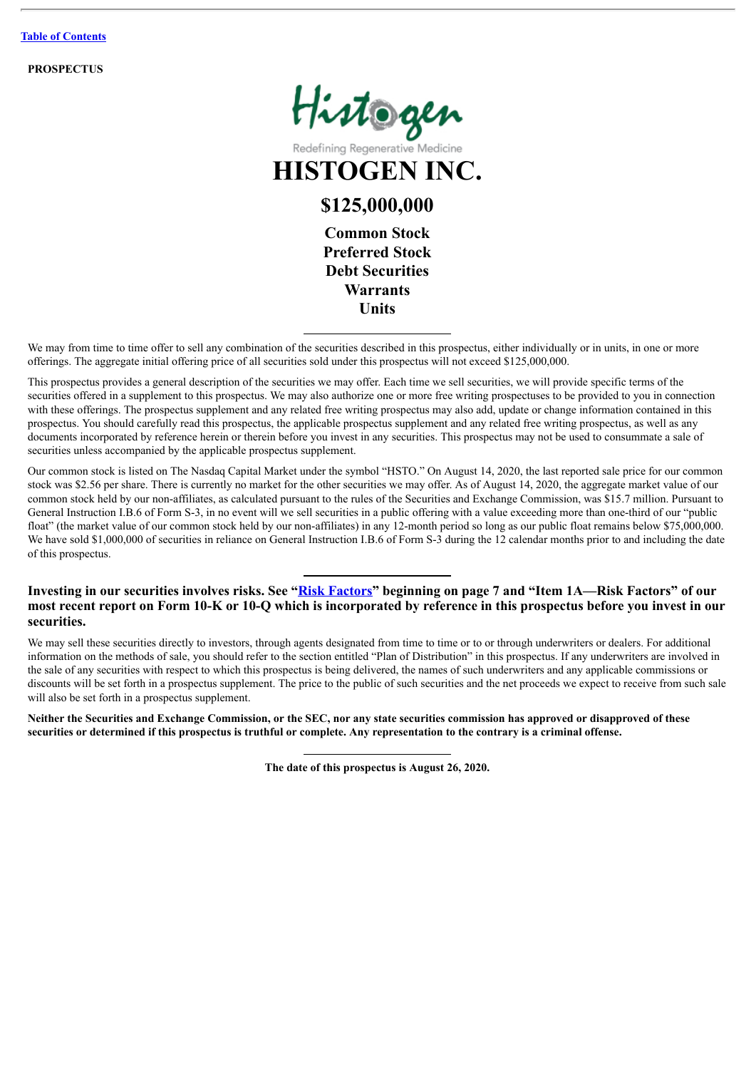[Table of Contents](#)

**PROSPECTUS**

Histogen

Redefining Regenerative Medicine

# HISTOGEN INC.

## $125,000,000

**Common Stock**
**Preferred Stock**
**Debt Securities**
**Warrants**
**Units**

---

We may from time to time offer to sell any combination of the securities described in this prospectus, either individually or in units, in one or more offerings. The aggregate initial offering price of all securities sold under this prospectus will not exceed $125,000,000.

This prospectus provides a general description of the securities we may offer. Each time we sell securities, we will provide specific terms of the securities offered in a supplement to this prospectus. We may also authorize one or more free writing prospectuses to be provided to you in connection with these offerings. The prospectus supplement and any related free writing prospectus may also add, update or change information contained in this prospectus. You should carefully read this prospectus, the applicable prospectus supplement and any related free writing prospectus, as well as any documents incorporated by reference herein or therein before you invest in any securities. This prospectus may not be used to consummate a sale of securities unless accompanied by the applicable prospectus supplement.

Our common stock is listed on The Nasdaq Capital Market under the symbol "HSTO." On August 14, 2020, the last reported sale price for our common stock was $2.56 per share. There is currently no market for the other securities we may offer. As of August 14, 2020, the aggregate market value of our common stock held by our non-affiliates, as calculated pursuant to the rules of the Securities and Exchange Commission, was $15.7 million. Pursuant to General Instruction I.B.6 of Form S-3, in no event will we sell securities in a public offering with a value exceeding more than one-third of our "public float" (the market value of our common stock held by our non-affiliates) in any 12-month period so long as our public float remains below $75,000,000. We have sold $1,000,000 of securities in reliance on General Instruction I.B.6 of Form S-3 during the 12 calendar months prior to and including the date of this prospectus.

---

**Investing in our securities involves risks. See "[Risk Factors](#)" beginning on page 7 and "Item 1A—Risk Factors" of our most recent report on Form 10-K or 10-Q which is incorporated by reference in this prospectus before you invest in our securities.**

We may sell these securities directly to investors, through agents designated from time to time or to or through underwriters or dealers. For additional information on the methods of sale, you should refer to the section entitled "Plan of Distribution" in this prospectus. If any underwriters are involved in the sale of any securities with respect to which this prospectus is being delivered, the names of such underwriters and any applicable commissions or discounts will be set forth in a prospectus supplement. The price to the public of such securities and the net proceeds we expect to receive from such sale will also be set forth in a prospectus supplement.

**Neither the Securities and Exchange Commission, or the SEC, nor any state securities commission has approved or disapproved of these securities or determined if this prospectus is truthful or complete. Any representation to the contrary is a criminal offense.**

---

**The date of this prospectus is August 26, 2020.**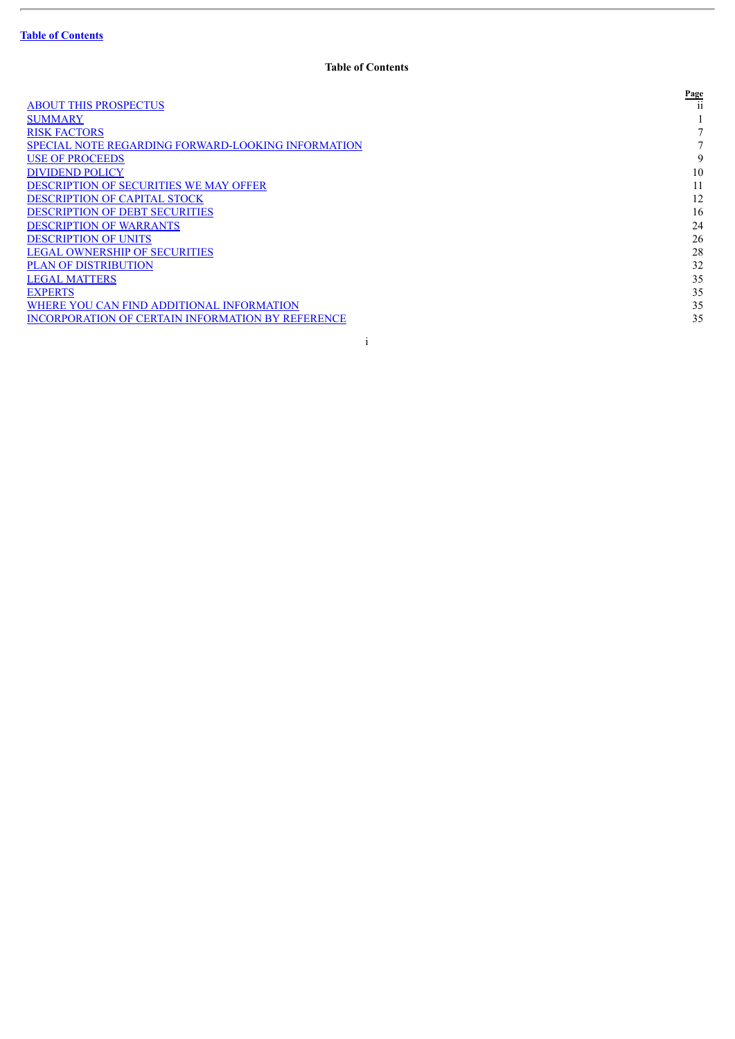**Table of Contents**

**Table of Contents**

| | Page |
|---|---|
| ABOUT THIS PROSPECTUS | ii |
| SUMMARY | 1 |
| RISK FACTORS | 7 |
| SPECIAL NOTE REGARDING FORWARD-LOOKING INFORMATION | 7 |
| USE OF PROCEEDS | 9 |
| DIVIDEND POLICY | 10 |
| DESCRIPTION OF SECURITIES WE MAY OFFER | 11 |
| DESCRIPTION OF CAPITAL STOCK | 12 |
| DESCRIPTION OF DEBT SECURITIES | 16 |
| DESCRIPTION OF WARRANTS | 24 |
| DESCRIPTION OF UNITS | 26 |
| LEGAL OWNERSHIP OF SECURITIES | 28 |
| PLAN OF DISTRIBUTION | 32 |
| LEGAL MATTERS | 35 |
| EXPERTS | 35 |
| WHERE YOU CAN FIND ADDITIONAL INFORMATION | 35 |
| INCORPORATION OF CERTAIN INFORMATION BY REFERENCE | 35 |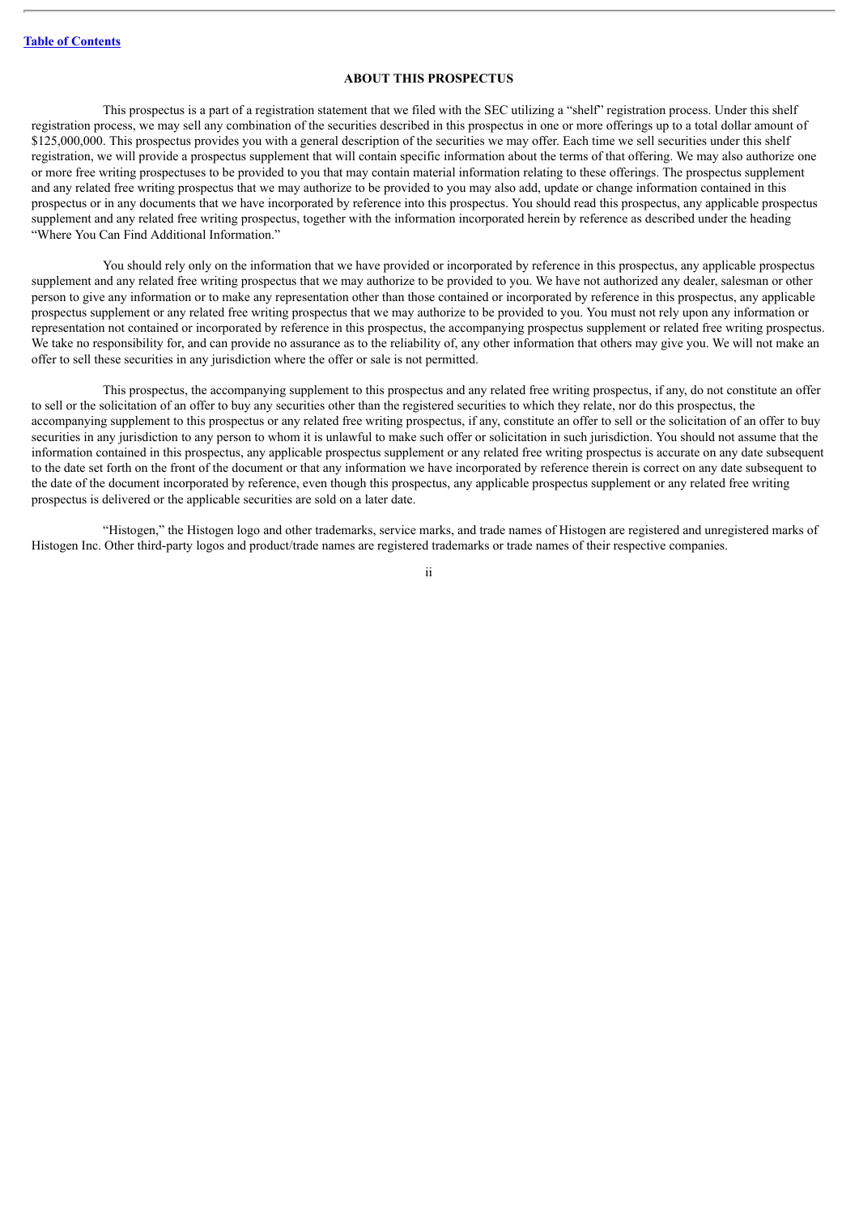## ABOUT THIS PROSPECTUS

This prospectus is a part of a registration statement that we filed with the SEC utilizing a "shelf" registration process. Under this shelf registration process, we may sell any combination of the securities described in this prospectus in one or more offerings up to a total dollar amount of $125,000,000. This prospectus provides you with a general description of the securities we may offer. Each time we sell securities under this shelf registration, we will provide a prospectus supplement that will contain specific information about the terms of that offering. We may also authorize one or more free writing prospectuses to be provided to you that may contain material information relating to these offerings. The prospectus supplement and any related free writing prospectus that we may authorize to be provided to you may also add, update or change information contained in this prospectus or in any documents that we have incorporated by reference into this prospectus. You should read this prospectus, any applicable prospectus supplement and any related free writing prospectus, together with the information incorporated herein by reference as described under the heading "Where You Can Find Additional Information."

You should rely only on the information that we have provided or incorporated by reference in this prospectus, any applicable prospectus supplement and any related free writing prospectus that we may authorize to be provided to you. We have not authorized any dealer, salesman or other person to give any information or to make any representation other than those contained or incorporated by reference in this prospectus, any applicable prospectus supplement or any related free writing prospectus that we may authorize to be provided to you. You must not rely upon any information or representation not contained or incorporated by reference in this prospectus, the accompanying prospectus supplement or related free writing prospectus. We take no responsibility for, and can provide no assurance as to the reliability of, any other information that others may give you. We will not make an offer to sell these securities in any jurisdiction where the offer or sale is not permitted.

This prospectus, the accompanying supplement to this prospectus and any related free writing prospectus, if any, do not constitute an offer to sell or the solicitation of an offer to buy any securities other than the registered securities to which they relate, nor do this prospectus, the accompanying supplement to this prospectus or any related free writing prospectus, if any, constitute an offer to sell or the solicitation of an offer to buy securities in any jurisdiction to any person to whom it is unlawful to make such offer or solicitation in such jurisdiction. You should not assume that the information contained in this prospectus, any applicable prospectus supplement or any related free writing prospectus is accurate on any date subsequent to the date set forth on the front of the document or that any information we have incorporated by reference therein is correct on any date subsequent to the date of the document incorporated by reference, even though this prospectus, any applicable prospectus supplement or any related free writing prospectus is delivered or the applicable securities are sold on a later date.

"Histogen," the Histogen logo and other trademarks, service marks, and trade names of Histogen are registered and unregistered marks of Histogen Inc. Other third-party logos and product/trade names are registered trademarks or trade names of their respective companies.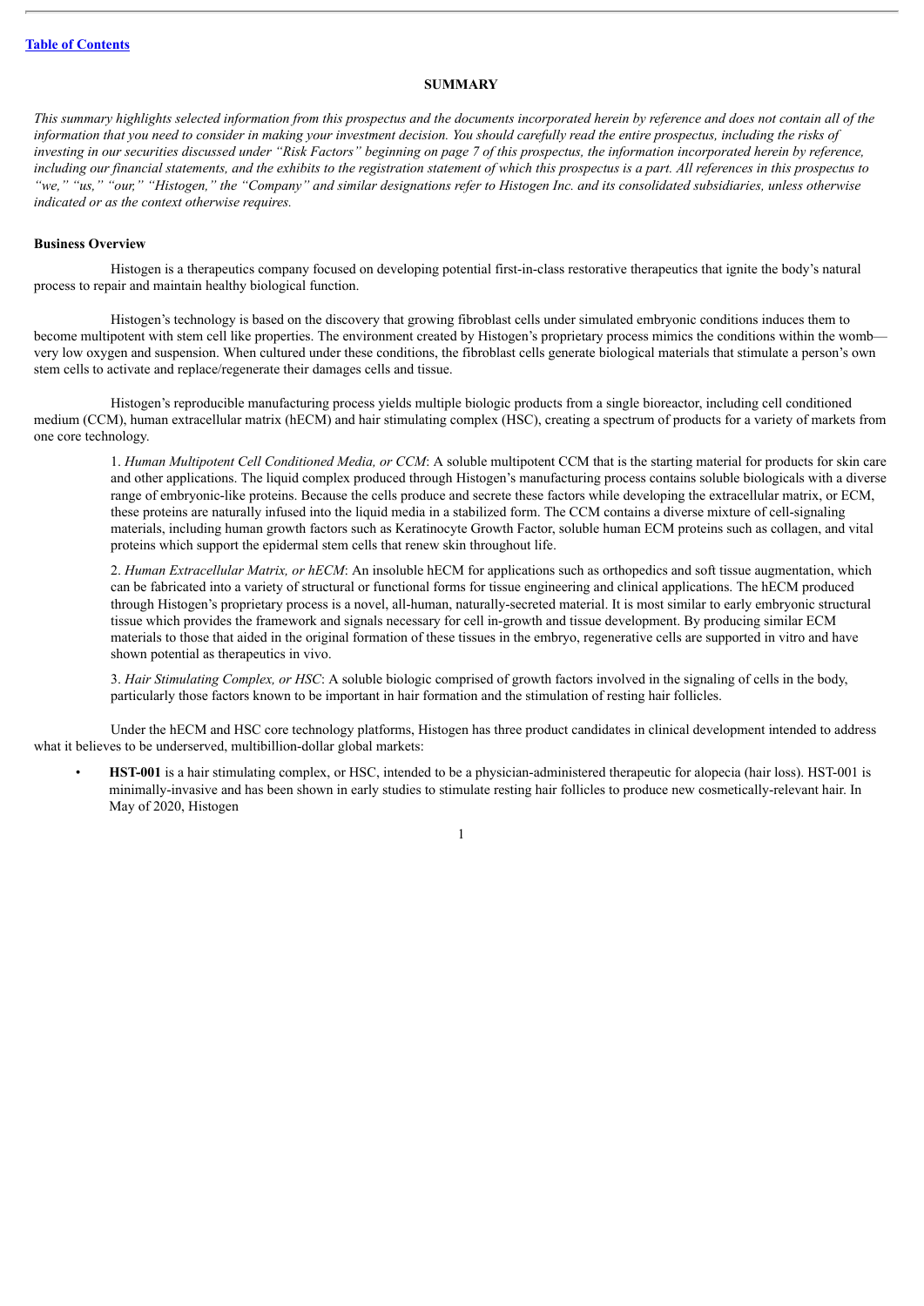## SUMMARY

*This summary highlights selected information from this prospectus and the documents incorporated herein by reference and does not contain all of the information that you need to consider in making your investment decision. You should carefully read the entire prospectus, including the risks of investing in our securities discussed under "Risk Factors" beginning on page 7 of this prospectus, the information incorporated herein by reference, including our financial statements, and the exhibits to the registration statement of which this prospectus is a part. All references in this prospectus to "we," "us," "our," "Histogen," the "Company" and similar designations refer to Histogen Inc. and its consolidated subsidiaries, unless otherwise indicated or as the context otherwise requires.*

### Business Overview

Histogen is a therapeutics company focused on developing potential first-in-class restorative therapeutics that ignite the body's natural process to repair and maintain healthy biological function.

Histogen's technology is based on the discovery that growing fibroblast cells under simulated embryonic conditions induces them to become multipotent with stem cell like properties. The environment created by Histogen's proprietary process mimics the conditions within the womb—very low oxygen and suspension. When cultured under these conditions, the fibroblast cells generate biological materials that stimulate a person's own stem cells to activate and replace/regenerate their damages cells and tissue.

Histogen's reproducible manufacturing process yields multiple biologic products from a single bioreactor, including cell conditioned medium (CCM), human extracellular matrix (hECM) and hair stimulating complex (HSC), creating a spectrum of products for a variety of markets from one core technology.

1. *Human Multipotent Cell Conditioned Media, or CCM*: A soluble multipotent CCM that is the starting material for products for skin care and other applications. The liquid complex produced through Histogen's manufacturing process contains soluble biologicals with a diverse range of embryonic-like proteins. Because the cells produce and secrete these factors while developing the extracellular matrix, or ECM, these proteins are naturally infused into the liquid media in a stabilized form. The CCM contains a diverse mixture of cell-signaling materials, including human growth factors such as Keratinocyte Growth Factor, soluble human ECM proteins such as collagen, and vital proteins which support the epidermal stem cells that renew skin throughout life.

2. *Human Extracellular Matrix, or hECM*: An insoluble hECM for applications such as orthopedics and soft tissue augmentation, which can be fabricated into a variety of structural or functional forms for tissue engineering and clinical applications. The hECM produced through Histogen's proprietary process is a novel, all-human, naturally-secreted material. It is most similar to early embryonic structural tissue which provides the framework and signals necessary for cell in-growth and tissue development. By producing similar ECM materials to those that aided in the original formation of these tissues in the embryo, regenerative cells are supported in vitro and have shown potential as therapeutics in vivo.

3. *Hair Stimulating Complex, or HSC*: A soluble biologic comprised of growth factors involved in the signaling of cells in the body, particularly those factors known to be important in hair formation and the stimulation of resting hair follicles.

Under the hECM and HSC core technology platforms, Histogen has three product candidates in clinical development intended to address what it believes to be underserved, multibillion-dollar global markets:

- **HST-001** is a hair stimulating complex, or HSC, intended to be a physician-administered therapeutic for alopecia (hair loss). HST-001 is minimally-invasive and has been shown in early studies to stimulate resting hair follicles to produce new cosmetically-relevant hair. In May of 2020, Histogen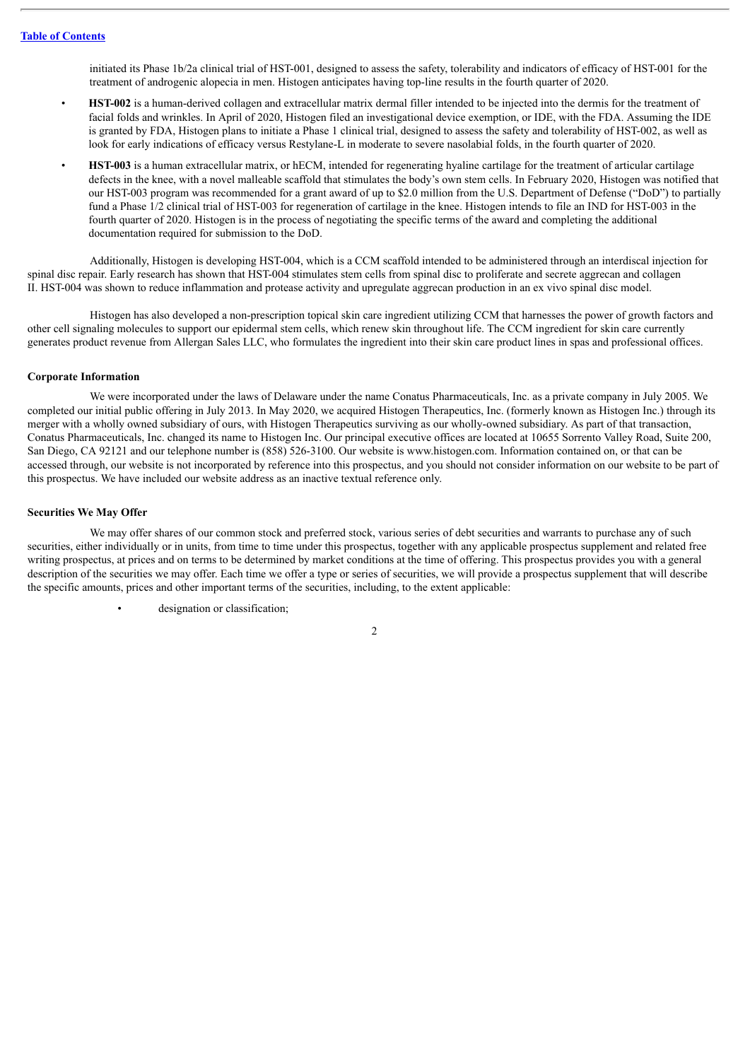initiated its Phase 1b/2a clinical trial of HST-001, designed to assess the safety, tolerability and indicators of efficacy of HST-001 for the treatment of androgenic alopecia in men. Histogen anticipates having top-line results in the fourth quarter of 2020.

- **HST-002** is a human-derived collagen and extracellular matrix dermal filler intended to be injected into the dermis for the treatment of facial folds and wrinkles. In April of 2020, Histogen filed an investigational device exemption, or IDE, with the FDA. Assuming the IDE is granted by FDA, Histogen plans to initiate a Phase 1 clinical trial, designed to assess the safety and tolerability of HST-002, as well as look for early indications of efficacy versus Restylane-L in moderate to severe nasolabial folds, in the fourth quarter of 2020.
- **HST-003** is a human extracellular matrix, or hECM, intended for regenerating hyaline cartilage for the treatment of articular cartilage defects in the knee, with a novel malleable scaffold that stimulates the body's own stem cells. In February 2020, Histogen was notified that our HST-003 program was recommended for a grant award of up to $2.0 million from the U.S. Department of Defense ("DoD") to partially fund a Phase 1/2 clinical trial of HST-003 for regeneration of cartilage in the knee. Histogen intends to file an IND for HST-003 in the fourth quarter of 2020. Histogen is in the process of negotiating the specific terms of the award and completing the additional documentation required for submission to the DoD.

Additionally, Histogen is developing HST-004, which is a CCM scaffold intended to be administered through an interdiscal injection for spinal disc repair. Early research has shown that HST-004 stimulates stem cells from spinal disc to proliferate and secrete aggrecan and collagen II. HST-004 was shown to reduce inflammation and protease activity and upregulate aggrecan production in an ex vivo spinal disc model.

Histogen has also developed a non-prescription topical skin care ingredient utilizing CCM that harnesses the power of growth factors and other cell signaling molecules to support our epidermal stem cells, which renew skin throughout life. The CCM ingredient for skin care currently generates product revenue from Allergan Sales LLC, who formulates the ingredient into their skin care product lines in spas and professional offices.

### Corporate Information

We were incorporated under the laws of Delaware under the name Conatus Pharmaceuticals, Inc. as a private company in July 2005. We completed our initial public offering in July 2013. In May 2020, we acquired Histogen Therapeutics, Inc. (formerly known as Histogen Inc.) through its merger with a wholly owned subsidiary of ours, with Histogen Therapeutics surviving as our wholly-owned subsidiary. As part of that transaction, Conatus Pharmaceuticals, Inc. changed its name to Histogen Inc. Our principal executive offices are located at 10655 Sorrento Valley Road, Suite 200, San Diego, CA 92121 and our telephone number is (858) 526-3100. Our website is www.histogen.com. Information contained on, or that can be accessed through, our website is not incorporated by reference into this prospectus, and you should not consider information on our website to be part of this prospectus. We have included our website address as an inactive textual reference only.

### Securities We May Offer

We may offer shares of our common stock and preferred stock, various series of debt securities and warrants to purchase any of such securities, either individually or in units, from time to time under this prospectus, together with any applicable prospectus supplement and related free writing prospectus, at prices and on terms to be determined by market conditions at the time of offering. This prospectus provides you with a general description of the securities we may offer. Each time we offer a type or series of securities, we will provide a prospectus supplement that will describe the specific amounts, prices and other important terms of the securities, including, to the extent applicable:

- designation or classification;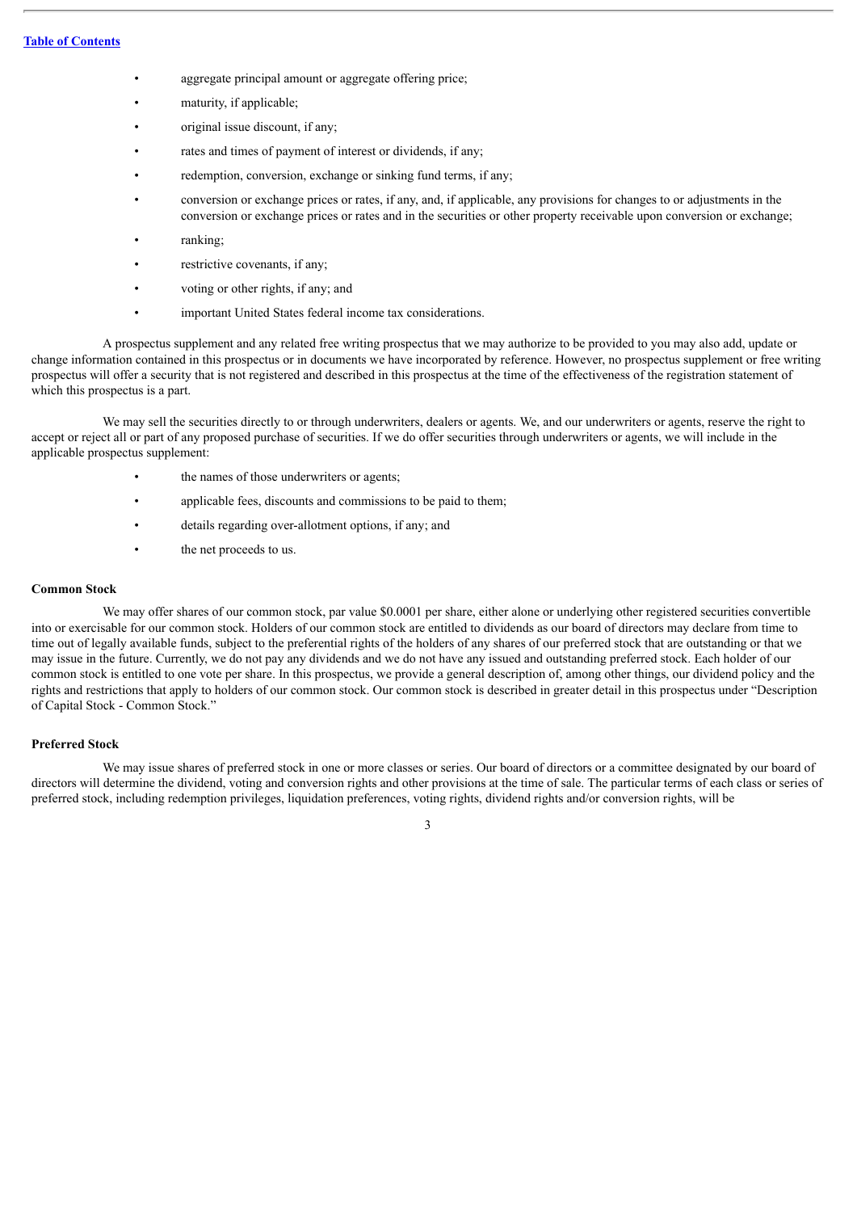- aggregate principal amount or aggregate offering price;
- maturity, if applicable;
- original issue discount, if any;
- rates and times of payment of interest or dividends, if any;
- redemption, conversion, exchange or sinking fund terms, if any;
- conversion or exchange prices or rates, if any, and, if applicable, any provisions for changes to or adjustments in the conversion or exchange prices or rates and in the securities or other property receivable upon conversion or exchange;
- ranking;
- restrictive covenants, if any;
- voting or other rights, if any; and
- important United States federal income tax considerations.

A prospectus supplement and any related free writing prospectus that we may authorize to be provided to you may also add, update or change information contained in this prospectus or in documents we have incorporated by reference. However, no prospectus supplement or free writing prospectus will offer a security that is not registered and described in this prospectus at the time of the effectiveness of the registration statement of which this prospectus is a part.

We may sell the securities directly to or through underwriters, dealers or agents. We, and our underwriters or agents, reserve the right to accept or reject all or part of any proposed purchase of securities. If we do offer securities through underwriters or agents, we will include in the applicable prospectus supplement:

- the names of those underwriters or agents;
- applicable fees, discounts and commissions to be paid to them;
- details regarding over-allotment options, if any; and
- the net proceeds to us.

**Common Stock**

We may offer shares of our common stock, par value $0.0001 per share, either alone or underlying other registered securities convertible into or exercisable for our common stock. Holders of our common stock are entitled to dividends as our board of directors may declare from time to time out of legally available funds, subject to the preferential rights of the holders of any shares of our preferred stock that are outstanding or that we may issue in the future. Currently, we do not pay any dividends and we do not have any issued and outstanding preferred stock. Each holder of our common stock is entitled to one vote per share. In this prospectus, we provide a general description of, among other things, our dividend policy and the rights and restrictions that apply to holders of our common stock. Our common stock is described in greater detail in this prospectus under "Description of Capital Stock - Common Stock."

**Preferred Stock**

We may issue shares of preferred stock in one or more classes or series. Our board of directors or a committee designated by our board of directors will determine the dividend, voting and conversion rights and other provisions at the time of sale. The particular terms of each class or series of preferred stock, including redemption privileges, liquidation preferences, voting rights, dividend rights and/or conversion rights, will be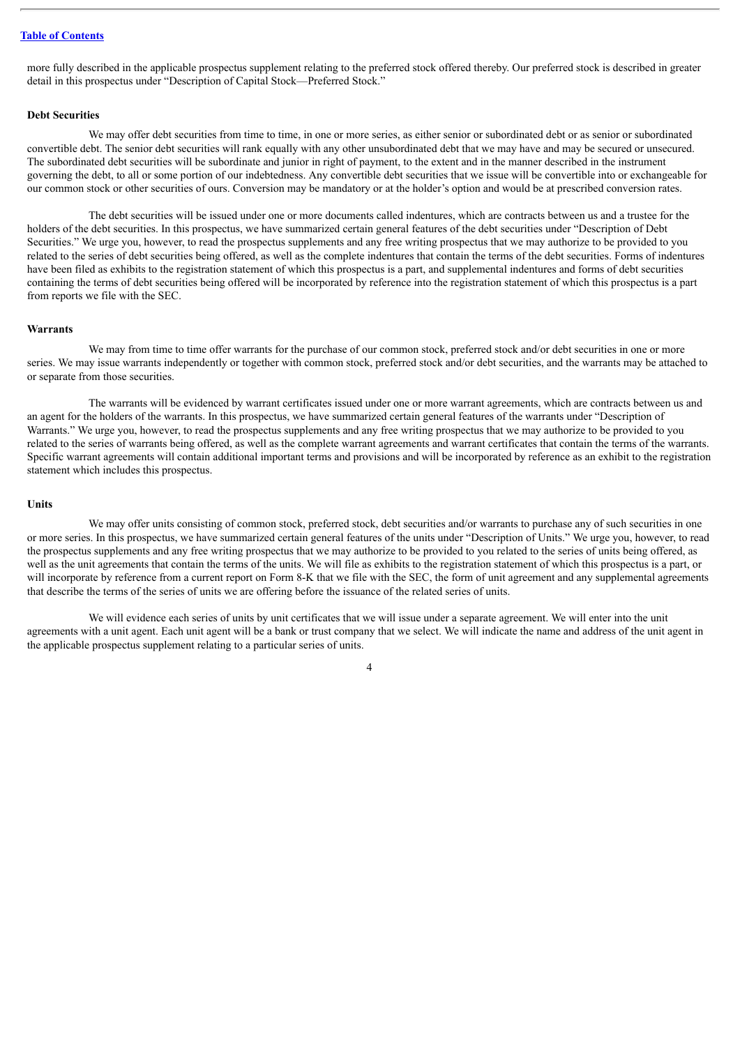more fully described in the applicable prospectus supplement relating to the preferred stock offered thereby. Our preferred stock is described in greater detail in this prospectus under “Description of Capital Stock—Preferred Stock.”

**Debt Securities**

We may offer debt securities from time to time, in one or more series, as either senior or subordinated debt or as senior or subordinated convertible debt. The senior debt securities will rank equally with any other unsubordinated debt that we may have and may be secured or unsecured. The subordinated debt securities will be subordinate and junior in right of payment, to the extent and in the manner described in the instrument governing the debt, to all or some portion of our indebtedness. Any convertible debt securities that we issue will be convertible into or exchangeable for our common stock or other securities of ours. Conversion may be mandatory or at the holder’s option and would be at prescribed conversion rates.

The debt securities will be issued under one or more documents called indentures, which are contracts between us and a trustee for the holders of the debt securities. In this prospectus, we have summarized certain general features of the debt securities under “Description of Debt Securities.” We urge you, however, to read the prospectus supplements and any free writing prospectus that we may authorize to be provided to you related to the series of debt securities being offered, as well as the complete indentures that contain the terms of the debt securities. Forms of indentures have been filed as exhibits to the registration statement of which this prospectus is a part, and supplemental indentures and forms of debt securities containing the terms of debt securities being offered will be incorporated by reference into the registration statement of which this prospectus is a part from reports we file with the SEC.

**Warrants**

We may from time to time offer warrants for the purchase of our common stock, preferred stock and/or debt securities in one or more series. We may issue warrants independently or together with common stock, preferred stock and/or debt securities, and the warrants may be attached to or separate from those securities.

The warrants will be evidenced by warrant certificates issued under one or more warrant agreements, which are contracts between us and an agent for the holders of the warrants. In this prospectus, we have summarized certain general features of the warrants under “Description of Warrants.” We urge you, however, to read the prospectus supplements and any free writing prospectus that we may authorize to be provided to you related to the series of warrants being offered, as well as the complete warrant agreements and warrant certificates that contain the terms of the warrants. Specific warrant agreements will contain additional important terms and provisions and will be incorporated by reference as an exhibit to the registration statement which includes this prospectus.

**Units**

We may offer units consisting of common stock, preferred stock, debt securities and/or warrants to purchase any of such securities in one or more series. In this prospectus, we have summarized certain general features of the units under “Description of Units.” We urge you, however, to read the prospectus supplements and any free writing prospectus that we may authorize to be provided to you related to the series of units being offered, as well as the unit agreements that contain the terms of the units. We will file as exhibits to the registration statement of which this prospectus is a part, or will incorporate by reference from a current report on Form 8-K that we file with the SEC, the form of unit agreement and any supplemental agreements that describe the terms of the series of units we are offering before the issuance of the related series of units.

We will evidence each series of units by unit certificates that we will issue under a separate agreement. We will enter into the unit agreements with a unit agent. Each unit agent will be a bank or trust company that we select. We will indicate the name and address of the unit agent in the applicable prospectus supplement relating to a particular series of units.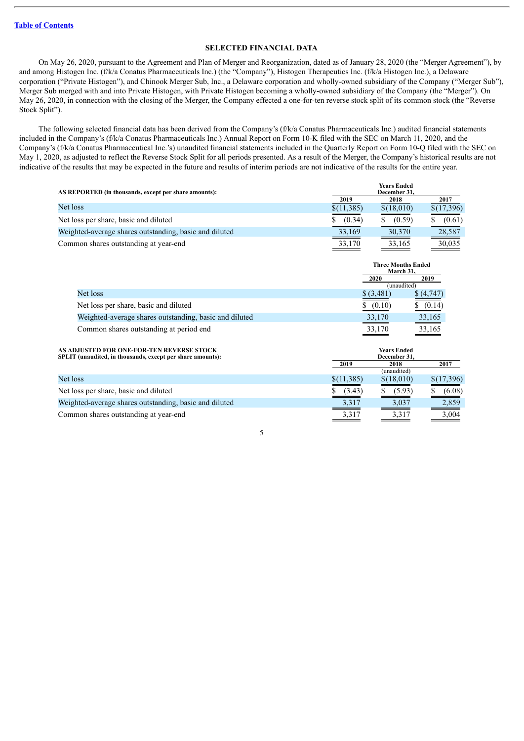[Table of Contents](#)

## SELECTED FINANCIAL DATA

On May 26, 2020, pursuant to the Agreement and Plan of Merger and Reorganization, dated as of January 28, 2020 (the "Merger Agreement"), by and among Histogen Inc. (f/k/a Conatus Pharmaceuticals Inc.) (the "Company"), Histogen Therapeutics Inc. (f/k/a Histogen Inc.), a Delaware corporation ("Private Histogen"), and Chinook Merger Sub, Inc., a Delaware corporation and wholly-owned subsidiary of the Company ("Merger Sub"), Merger Sub merged with and into Private Histogen, with Private Histogen becoming a wholly-owned subsidiary of the Company (the "Merger"). On May 26, 2020, in connection with the closing of the Merger, the Company effected a one-for-ten reverse stock split of its common stock (the "Reverse Stock Split").

The following selected financial data has been derived from the Company's (f/k/a Conatus Pharmaceuticals Inc.) audited financial statements included in the Company's (f/k/a Conatus Pharmaceuticals Inc.) Annual Report on Form 10-K filed with the SEC on March 11, 2020, and the Company's (f/k/a Conatus Pharmaceutical Inc.'s) unaudited financial statements included in the Quarterly Report on Form 10-Q filed with the SEC on May 1, 2020, as adjusted to reflect the Reverse Stock Split for all periods presented. As a result of the Merger, the Company's historical results are not indicative of the results that may be expected in the future and results of interim periods are not indicative of the results for the entire year.

| **AS REPORTED (in thousands, except per share amounts):** | **Years Ended December 31,** | | |
|---|---|---|---|
| | **2019** | **2018** | **2017** |
| Net loss | $(11,385) | $(18,010) | $(17,396) |
| Net loss per share, basic and diluted | $ (0.34) | $ (0.59) | $ (0.61) |
| Weighted-average shares outstanding, basic and diluted | 33,169 | 30,370 | 28,587 |
| Common shares outstanding at year-end | 33,170 | 33,165 | 30,035 |

| | **Three Months Ended March 31,** | |
|---|---|---|
| | **2020** | **2019** |
| | (unaudited) | |
| Net loss | $ (3,481) | $ (4,747) |
| Net loss per share, basic and diluted | $ (0.10) | $ (0.14) |
| Weighted-average shares outstanding, basic and diluted | 33,170 | 33,165 |
| Common shares outstanding at period end | 33,170 | 33,165 |

| **AS ADJUSTED FOR ONE-FOR-TEN REVERSE STOCK SPLIT (unaudited, in thousands, except per share amounts):** | **Years Ended December 31,** | | |
|---|---|---|---|
| | **2019** | **2018** | **2017** |
| | | (unaudited) | |
| Net loss | $(11,385) | $(18,010) | $(17,396) |
| Net loss per share, basic and diluted | $ (3.43) | $ (5.93) | $ (6.08) |
| Weighted-average shares outstanding, basic and diluted | 3,317 | 3,037 | 2,859 |
| Common shares outstanding at year-end | 3,317 | 3,317 | 3,004 |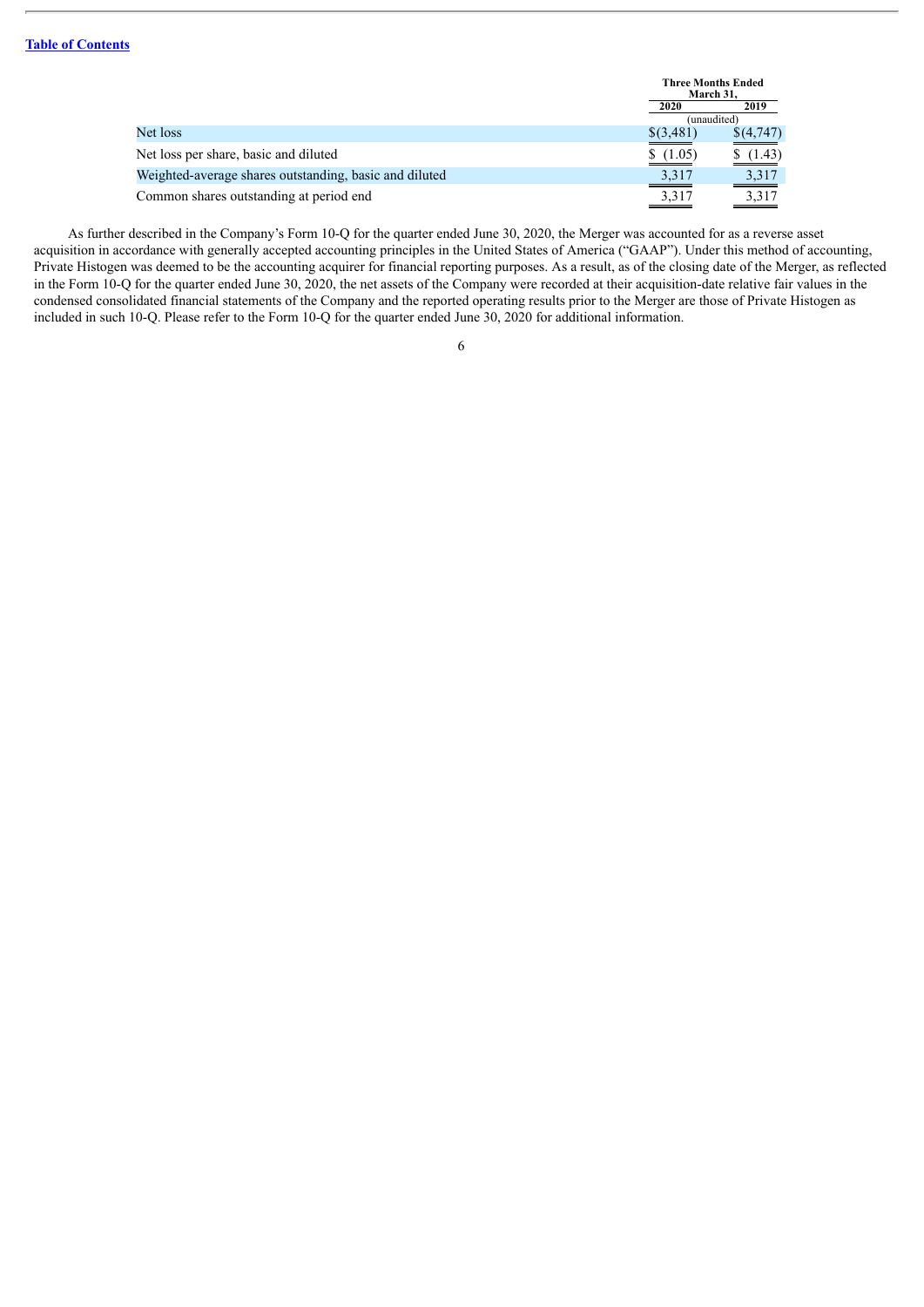| | Three Months Ended March 31, | |
|---|---|---|
| | 2020 | 2019 |
| | (unaudited) | |
| Net loss | $(3,481) | $(4,747) |
| Net loss per share, basic and diluted | $ (1.05) | $ (1.43) |
| Weighted-average shares outstanding, basic and diluted | 3,317 | 3,317 |
| Common shares outstanding at period end | 3,317 | 3,317 |

As further described in the Company's Form 10-Q for the quarter ended June 30, 2020, the Merger was accounted for as a reverse asset acquisition in accordance with generally accepted accounting principles in the United States of America ("GAAP"). Under this method of accounting, Private Histogen was deemed to be the accounting acquirer for financial reporting purposes. As a result, as of the closing date of the Merger, as reflected in the Form 10-Q for the quarter ended June 30, 2020, the net assets of the Company were recorded at their acquisition-date relative fair values in the condensed consolidated financial statements of the Company and the reported operating results prior to the Merger are those of Private Histogen as included in such 10-Q. Please refer to the Form 10-Q for the quarter ended June 30, 2020 for additional information.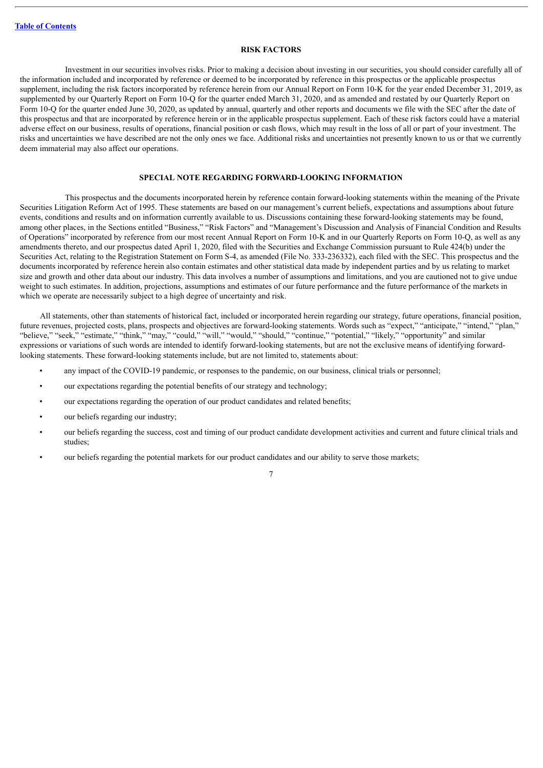## RISK FACTORS

Investment in our securities involves risks. Prior to making a decision about investing in our securities, you should consider carefully all of the information included and incorporated by reference or deemed to be incorporated by reference in this prospectus or the applicable prospectus supplement, including the risk factors incorporated by reference herein from our Annual Report on Form 10-K for the year ended December 31, 2019, as supplemented by our Quarterly Report on Form 10-Q for the quarter ended March 31, 2020, and as amended and restated by our Quarterly Report on Form 10-Q for the quarter ended June 30, 2020, as updated by annual, quarterly and other reports and documents we file with the SEC after the date of this prospectus and that are incorporated by reference herein or in the applicable prospectus supplement. Each of these risk factors could have a material adverse effect on our business, results of operations, financial position or cash flows, which may result in the loss of all or part of your investment. The risks and uncertainties we have described are not the only ones we face. Additional risks and uncertainties not presently known to us or that we currently deem immaterial may also affect our operations.

## SPECIAL NOTE REGARDING FORWARD-LOOKING INFORMATION

This prospectus and the documents incorporated herein by reference contain forward-looking statements within the meaning of the Private Securities Litigation Reform Act of 1995. These statements are based on our management's current beliefs, expectations and assumptions about future events, conditions and results and on information currently available to us. Discussions containing these forward-looking statements may be found, among other places, in the Sections entitled "Business," "Risk Factors" and "Management's Discussion and Analysis of Financial Condition and Results of Operations" incorporated by reference from our most recent Annual Report on Form 10-K and in our Quarterly Reports on Form 10-Q, as well as any amendments thereto, and our prospectus dated April 1, 2020, filed with the Securities and Exchange Commission pursuant to Rule 424(b) under the Securities Act, relating to the Registration Statement on Form S-4, as amended (File No. 333-236332), each filed with the SEC. This prospectus and the documents incorporated by reference herein also contain estimates and other statistical data made by independent parties and by us relating to market size and growth and other data about our industry. This data involves a number of assumptions and limitations, and you are cautioned not to give undue weight to such estimates. In addition, projections, assumptions and estimates of our future performance and the future performance of the markets in which we operate are necessarily subject to a high degree of uncertainty and risk.

All statements, other than statements of historical fact, included or incorporated herein regarding our strategy, future operations, financial position, future revenues, projected costs, plans, prospects and objectives are forward-looking statements. Words such as "expect," "anticipate," "intend," "plan," "believe," "seek," "estimate," "think," "may," "could," "will," "would," "should," "continue," "potential," "likely," "opportunity" and similar expressions or variations of such words are intended to identify forward-looking statements, but are not the exclusive means of identifying forward-looking statements. These forward-looking statements include, but are not limited to, statements about:

- any impact of the COVID-19 pandemic, or responses to the pandemic, on our business, clinical trials or personnel;
- our expectations regarding the potential benefits of our strategy and technology;
- our expectations regarding the operation of our product candidates and related benefits;
- our beliefs regarding our industry;
- our beliefs regarding the success, cost and timing of our product candidate development activities and current and future clinical trials and studies;
- our beliefs regarding the potential markets for our product candidates and our ability to serve those markets;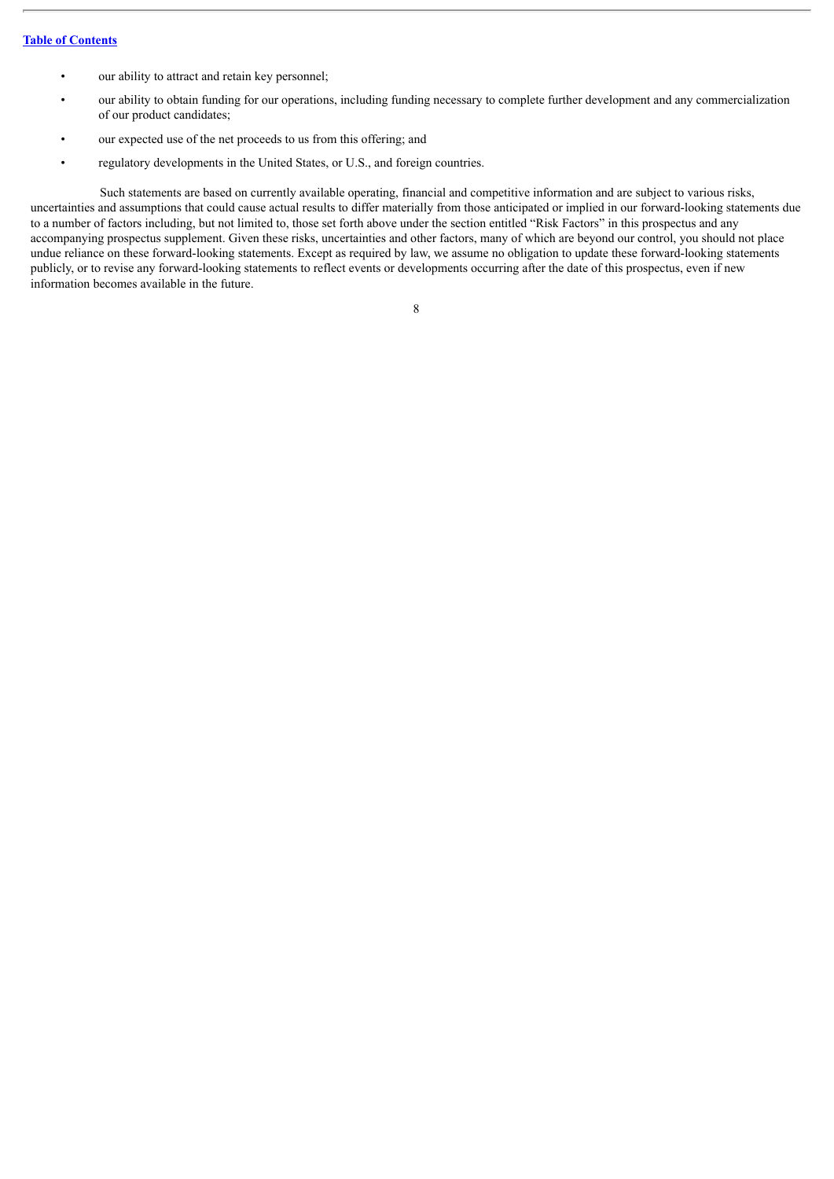- our ability to attract and retain key personnel;
- our ability to obtain funding for our operations, including funding necessary to complete further development and any commercialization of our product candidates;
- our expected use of the net proceeds to us from this offering; and
- regulatory developments in the United States, or U.S., and foreign countries.

Such statements are based on currently available operating, financial and competitive information and are subject to various risks, uncertainties and assumptions that could cause actual results to differ materially from those anticipated or implied in our forward-looking statements due to a number of factors including, but not limited to, those set forth above under the section entitled "Risk Factors" in this prospectus and any accompanying prospectus supplement. Given these risks, uncertainties and other factors, many of which are beyond our control, you should not place undue reliance on these forward-looking statements. Except as required by law, we assume no obligation to update these forward-looking statements publicly, or to revise any forward-looking statements to reflect events or developments occurring after the date of this prospectus, even if new information becomes available in the future.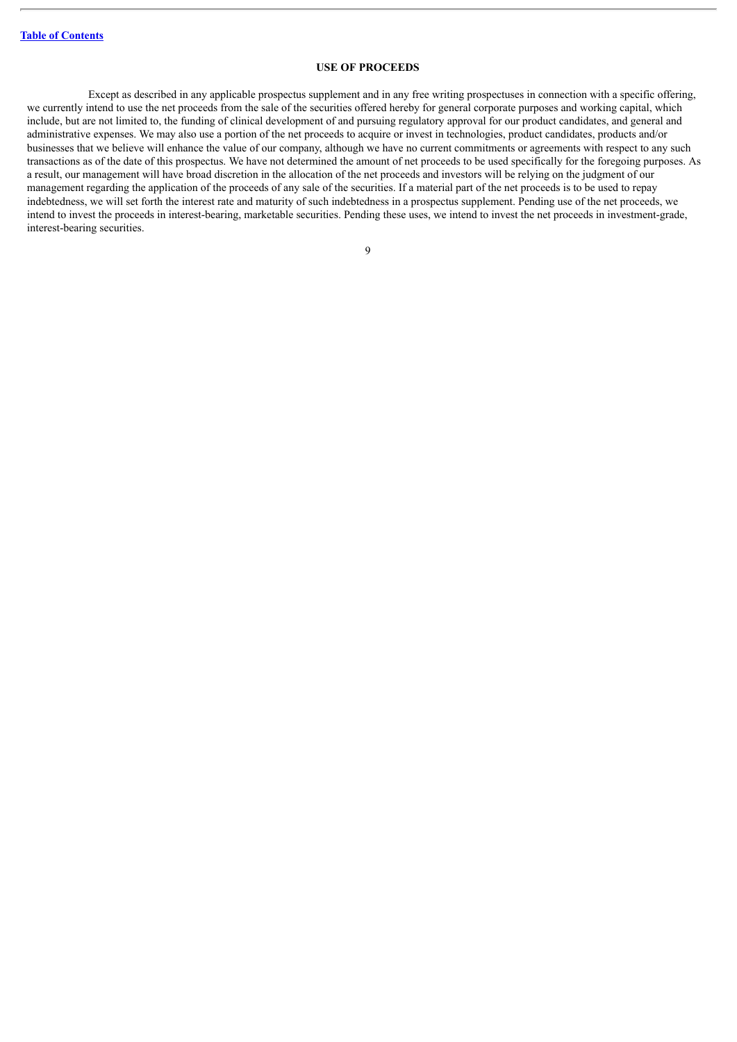## USE OF PROCEEDS

Except as described in any applicable prospectus supplement and in any free writing prospectuses in connection with a specific offering, we currently intend to use the net proceeds from the sale of the securities offered hereby for general corporate purposes and working capital, which include, but are not limited to, the funding of clinical development of and pursuing regulatory approval for our product candidates, and general and administrative expenses. We may also use a portion of the net proceeds to acquire or invest in technologies, product candidates, products and/or businesses that we believe will enhance the value of our company, although we have no current commitments or agreements with respect to any such transactions as of the date of this prospectus. We have not determined the amount of net proceeds to be used specifically for the foregoing purposes. As a result, our management will have broad discretion in the allocation of the net proceeds and investors will be relying on the judgment of our management regarding the application of the proceeds of any sale of the securities. If a material part of the net proceeds is to be used to repay indebtedness, we will set forth the interest rate and maturity of such indebtedness in a prospectus supplement. Pending use of the net proceeds, we intend to invest the proceeds in interest-bearing, marketable securities. Pending these uses, we intend to invest the net proceeds in investment-grade, interest-bearing securities.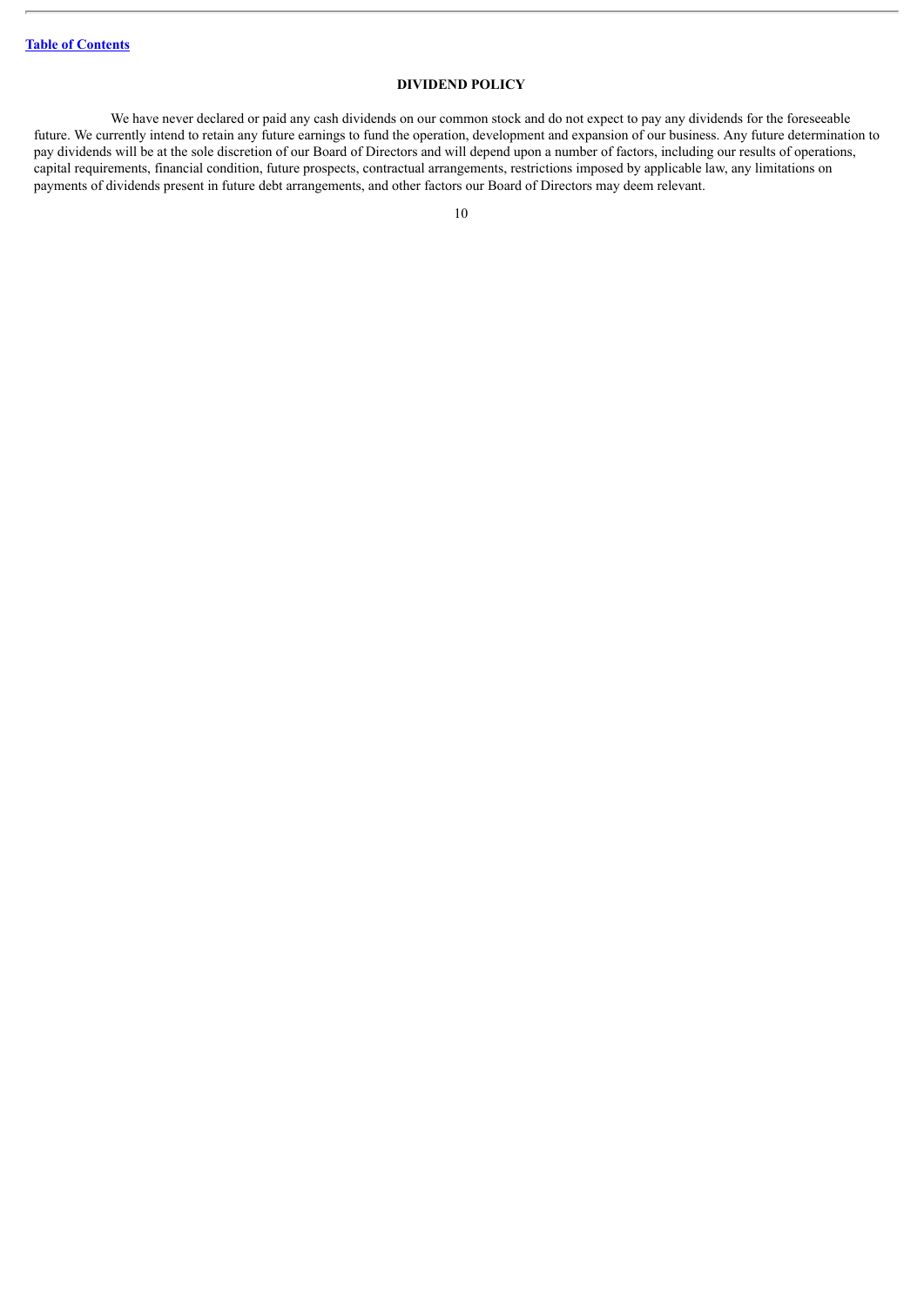## DIVIDEND POLICY

We have never declared or paid any cash dividends on our common stock and do not expect to pay any dividends for the foreseeable future. We currently intend to retain any future earnings to fund the operation, development and expansion of our business. Any future determination to pay dividends will be at the sole discretion of our Board of Directors and will depend upon a number of factors, including our results of operations, capital requirements, financial condition, future prospects, contractual arrangements, restrictions imposed by applicable law, any limitations on payments of dividends present in future debt arrangements, and other factors our Board of Directors may deem relevant.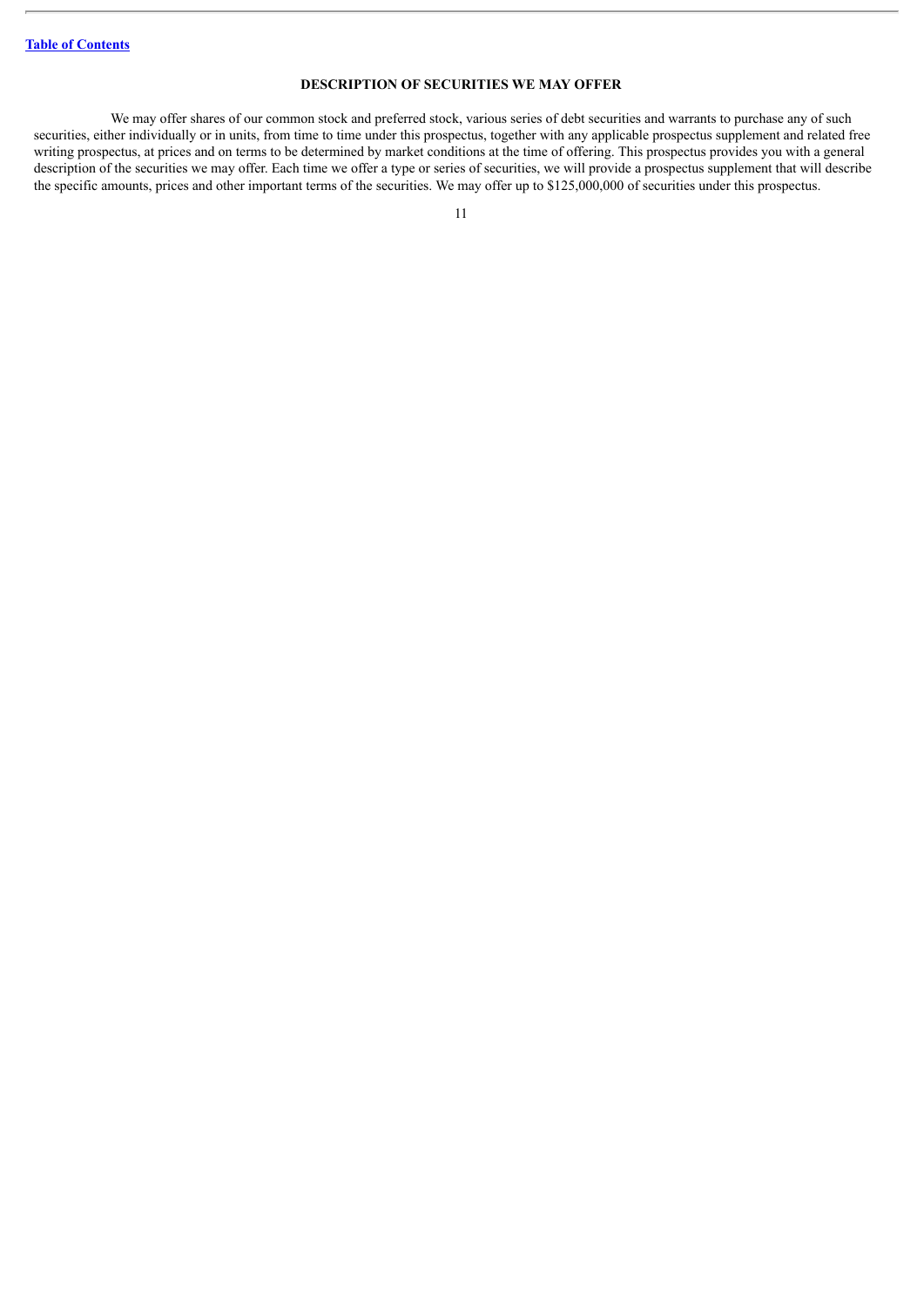## DESCRIPTION OF SECURITIES WE MAY OFFER

We may offer shares of our common stock and preferred stock, various series of debt securities and warrants to purchase any of such securities, either individually or in units, from time to time under this prospectus, together with any applicable prospectus supplement and related free writing prospectus, at prices and on terms to be determined by market conditions at the time of offering. This prospectus provides you with a general description of the securities we may offer. Each time we offer a type or series of securities, we will provide a prospectus supplement that will describe the specific amounts, prices and other important terms of the securities. We may offer up to $125,000,000 of securities under this prospectus.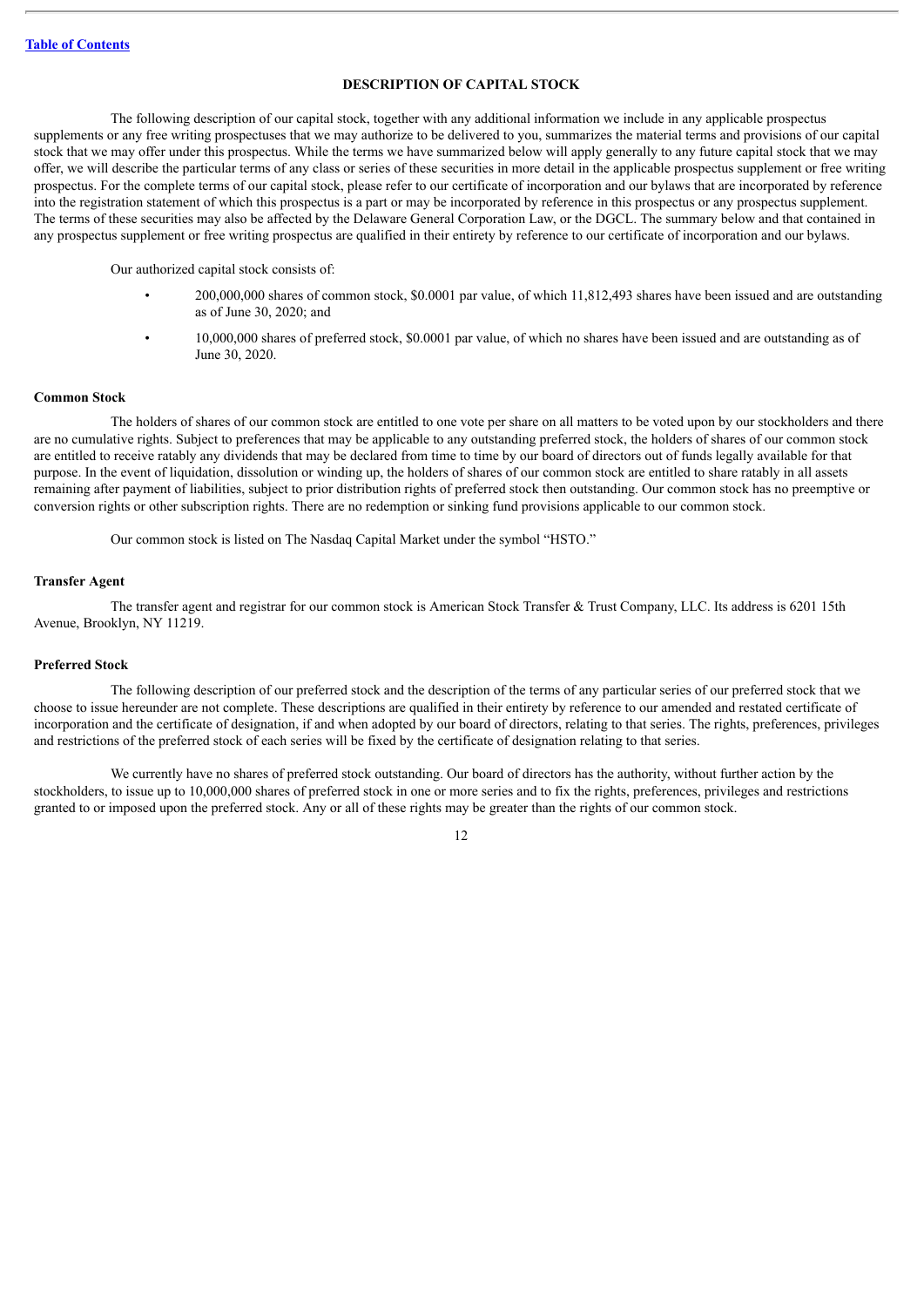[Table of Contents](#)

## DESCRIPTION OF CAPITAL STOCK

The following description of our capital stock, together with any additional information we include in any applicable prospectus supplements or any free writing prospectuses that we may authorize to be delivered to you, summarizes the material terms and provisions of our capital stock that we may offer under this prospectus. While the terms we have summarized below will apply generally to any future capital stock that we may offer, we will describe the particular terms of any class or series of these securities in more detail in the applicable prospectus supplement or free writing prospectus. For the complete terms of our capital stock, please refer to our certificate of incorporation and our bylaws that are incorporated by reference into the registration statement of which this prospectus is a part or may be incorporated by reference in this prospectus or any prospectus supplement. The terms of these securities may also be affected by the Delaware General Corporation Law, or the DGCL. The summary below and that contained in any prospectus supplement or free writing prospectus are qualified in their entirety by reference to our certificate of incorporation and our bylaws.

Our authorized capital stock consists of:

- 200,000,000 shares of common stock, $0.0001 par value, of which 11,812,493 shares have been issued and are outstanding as of June 30, 2020; and
- 10,000,000 shares of preferred stock, $0.0001 par value, of which no shares have been issued and are outstanding as of June 30, 2020.

### Common Stock

The holders of shares of our common stock are entitled to one vote per share on all matters to be voted upon by our stockholders and there are no cumulative rights. Subject to preferences that may be applicable to any outstanding preferred stock, the holders of shares of our common stock are entitled to receive ratably any dividends that may be declared from time to time by our board of directors out of funds legally available for that purpose. In the event of liquidation, dissolution or winding up, the holders of shares of our common stock are entitled to share ratably in all assets remaining after payment of liabilities, subject to prior distribution rights of preferred stock then outstanding. Our common stock has no preemptive or conversion rights or other subscription rights. There are no redemption or sinking fund provisions applicable to our common stock.

Our common stock is listed on The Nasdaq Capital Market under the symbol "HSTO."

### Transfer Agent

The transfer agent and registrar for our common stock is American Stock Transfer & Trust Company, LLC. Its address is 6201 15th Avenue, Brooklyn, NY 11219.

### Preferred Stock

The following description of our preferred stock and the description of the terms of any particular series of our preferred stock that we choose to issue hereunder are not complete. These descriptions are qualified in their entirety by reference to our amended and restated certificate of incorporation and the certificate of designation, if and when adopted by our board of directors, relating to that series. The rights, preferences, privileges and restrictions of the preferred stock of each series will be fixed by the certificate of designation relating to that series.

We currently have no shares of preferred stock outstanding. Our board of directors has the authority, without further action by the stockholders, to issue up to 10,000,000 shares of preferred stock in one or more series and to fix the rights, preferences, privileges and restrictions granted to or imposed upon the preferred stock. Any or all of these rights may be greater than the rights of our common stock.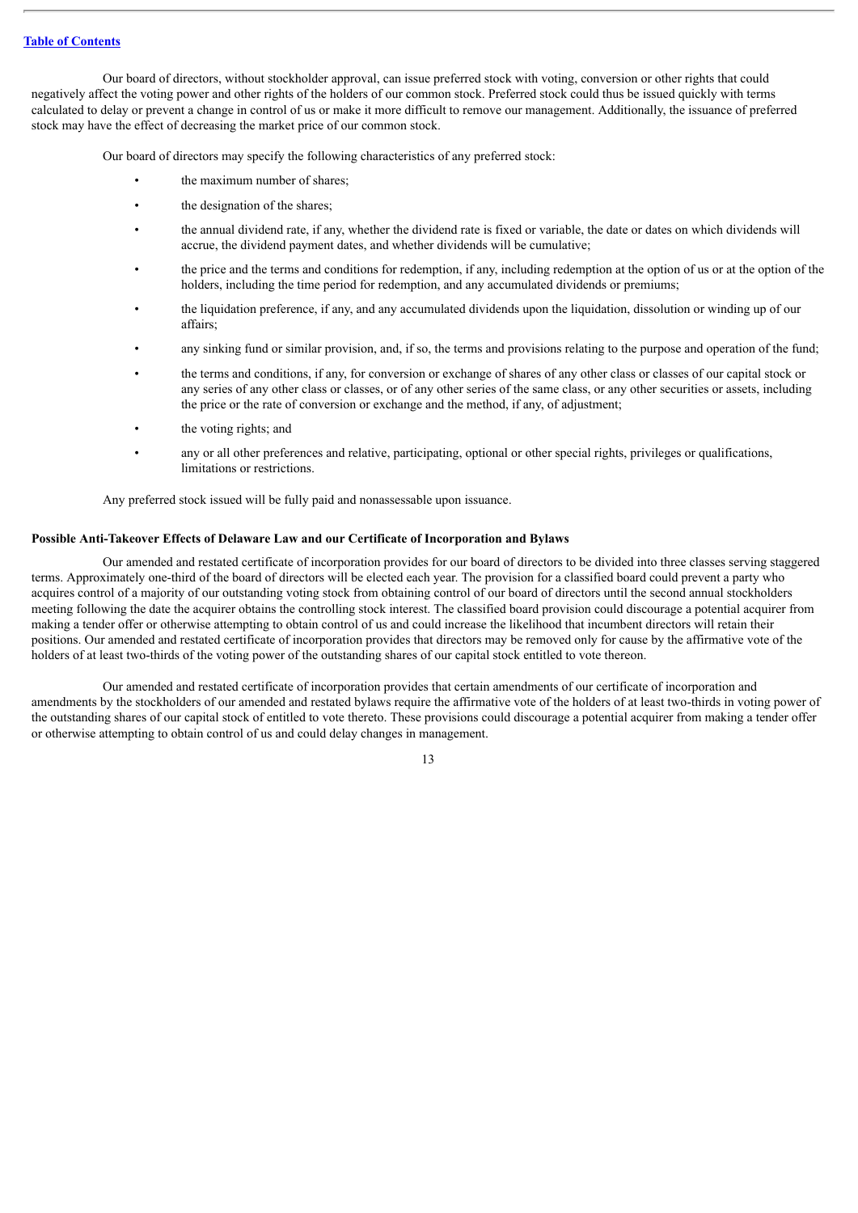Our board of directors, without stockholder approval, can issue preferred stock with voting, conversion or other rights that could negatively affect the voting power and other rights of the holders of our common stock. Preferred stock could thus be issued quickly with terms calculated to delay or prevent a change in control of us or make it more difficult to remove our management. Additionally, the issuance of preferred stock may have the effect of decreasing the market price of our common stock.

Our board of directors may specify the following characteristics of any preferred stock:

- the maximum number of shares;
- the designation of the shares;
- the annual dividend rate, if any, whether the dividend rate is fixed or variable, the date or dates on which dividends will accrue, the dividend payment dates, and whether dividends will be cumulative;
- the price and the terms and conditions for redemption, if any, including redemption at the option of us or at the option of the holders, including the time period for redemption, and any accumulated dividends or premiums;
- the liquidation preference, if any, and any accumulated dividends upon the liquidation, dissolution or winding up of our affairs;
- any sinking fund or similar provision, and, if so, the terms and provisions relating to the purpose and operation of the fund;
- the terms and conditions, if any, for conversion or exchange of shares of any other class or classes of our capital stock or any series of any other class or classes, or of any other series of the same class, or any other securities or assets, including the price or the rate of conversion or exchange and the method, if any, of adjustment;
- the voting rights; and
- any or all other preferences and relative, participating, optional or other special rights, privileges or qualifications, limitations or restrictions.

Any preferred stock issued will be fully paid and nonassessable upon issuance.

**Possible Anti-Takeover Effects of Delaware Law and our Certificate of Incorporation and Bylaws**

Our amended and restated certificate of incorporation provides for our board of directors to be divided into three classes serving staggered terms. Approximately one-third of the board of directors will be elected each year. The provision for a classified board could prevent a party who acquires control of a majority of our outstanding voting stock from obtaining control of our board of directors until the second annual stockholders meeting following the date the acquirer obtains the controlling stock interest. The classified board provision could discourage a potential acquirer from making a tender offer or otherwise attempting to obtain control of us and could increase the likelihood that incumbent directors will retain their positions. Our amended and restated certificate of incorporation provides that directors may be removed only for cause by the affirmative vote of the holders of at least two-thirds of the voting power of the outstanding shares of our capital stock entitled to vote thereon.

Our amended and restated certificate of incorporation provides that certain amendments of our certificate of incorporation and amendments by the stockholders of our amended and restated bylaws require the affirmative vote of the holders of at least two-thirds in voting power of the outstanding shares of our capital stock of entitled to vote thereto. These provisions could discourage a potential acquirer from making a tender offer or otherwise attempting to obtain control of us and could delay changes in management.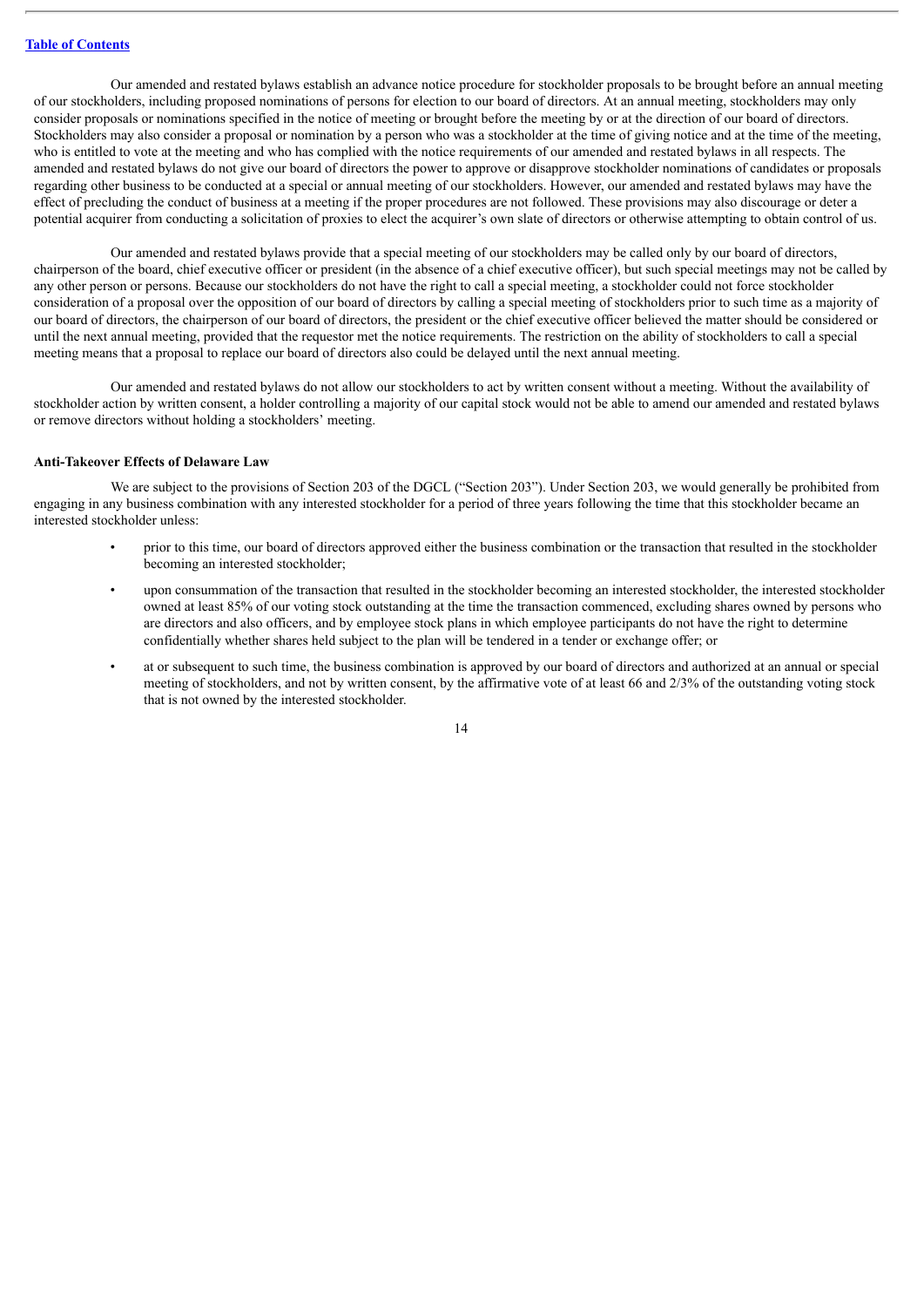Our amended and restated bylaws establish an advance notice procedure for stockholder proposals to be brought before an annual meeting of our stockholders, including proposed nominations of persons for election to our board of directors. At an annual meeting, stockholders may only consider proposals or nominations specified in the notice of meeting or brought before the meeting by or at the direction of our board of directors. Stockholders may also consider a proposal or nomination by a person who was a stockholder at the time of giving notice and at the time of the meeting, who is entitled to vote at the meeting and who has complied with the notice requirements of our amended and restated bylaws in all respects. The amended and restated bylaws do not give our board of directors the power to approve or disapprove stockholder nominations of candidates or proposals regarding other business to be conducted at a special or annual meeting of our stockholders. However, our amended and restated bylaws may have the effect of precluding the conduct of business at a meeting if the proper procedures are not followed. These provisions may also discourage or deter a potential acquirer from conducting a solicitation of proxies to elect the acquirer's own slate of directors or otherwise attempting to obtain control of us.

Our amended and restated bylaws provide that a special meeting of our stockholders may be called only by our board of directors, chairperson of the board, chief executive officer or president (in the absence of a chief executive officer), but such special meetings may not be called by any other person or persons. Because our stockholders do not have the right to call a special meeting, a stockholder could not force stockholder consideration of a proposal over the opposition of our board of directors by calling a special meeting of stockholders prior to such time as a majority of our board of directors, the chairperson of our board of directors, the president or the chief executive officer believed the matter should be considered or until the next annual meeting, provided that the requestor met the notice requirements. The restriction on the ability of stockholders to call a special meeting means that a proposal to replace our board of directors also could be delayed until the next annual meeting.

Our amended and restated bylaws do not allow our stockholders to act by written consent without a meeting. Without the availability of stockholder action by written consent, a holder controlling a majority of our capital stock would not be able to amend our amended and restated bylaws or remove directors without holding a stockholders' meeting.

**Anti-Takeover Effects of Delaware Law**

We are subject to the provisions of Section 203 of the DGCL ("Section 203"). Under Section 203, we would generally be prohibited from engaging in any business combination with any interested stockholder for a period of three years following the time that this stockholder became an interested stockholder unless:

- prior to this time, our board of directors approved either the business combination or the transaction that resulted in the stockholder becoming an interested stockholder;
- upon consummation of the transaction that resulted in the stockholder becoming an interested stockholder, the interested stockholder owned at least 85% of our voting stock outstanding at the time the transaction commenced, excluding shares owned by persons who are directors and also officers, and by employee stock plans in which employee participants do not have the right to determine confidentially whether shares held subject to the plan will be tendered in a tender or exchange offer; or
- at or subsequent to such time, the business combination is approved by our board of directors and authorized at an annual or special meeting of stockholders, and not by written consent, by the affirmative vote of at least 66 and 2/3% of the outstanding voting stock that is not owned by the interested stockholder.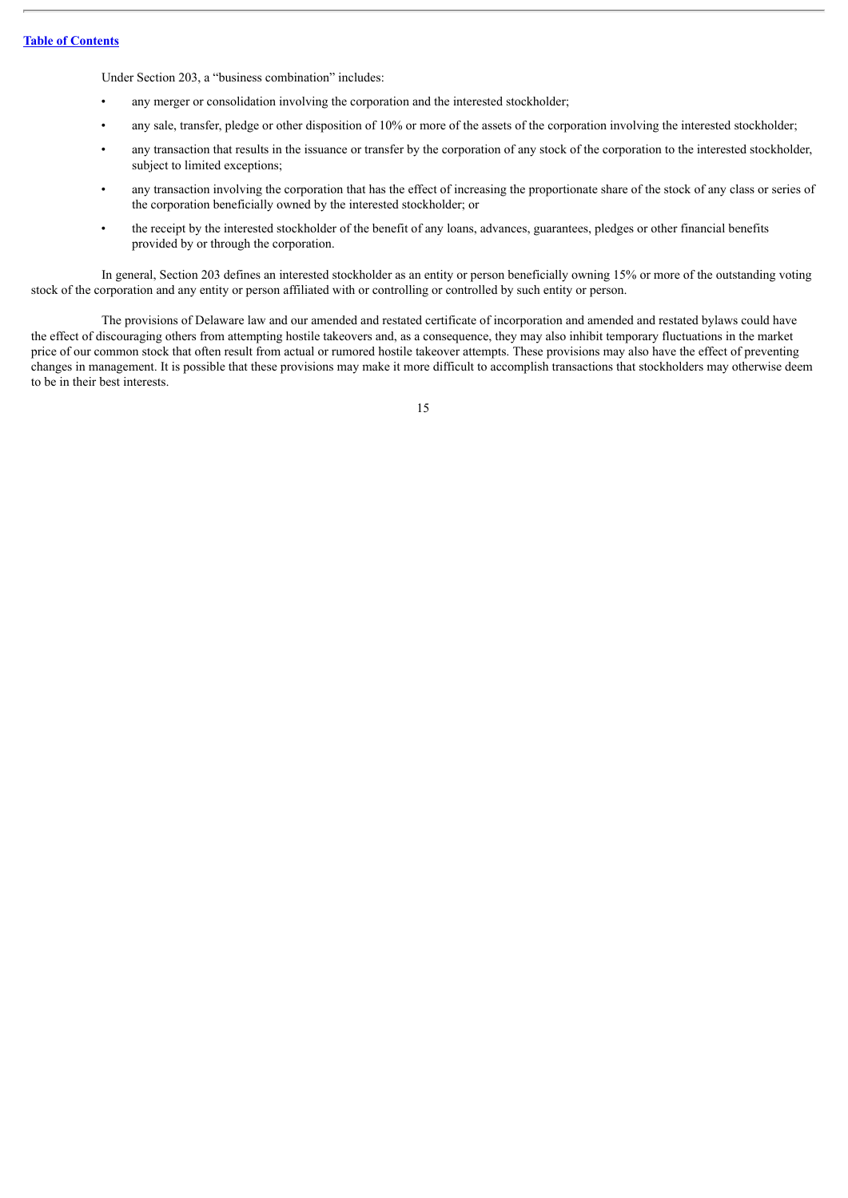Under Section 203, a "business combination" includes:

- any merger or consolidation involving the corporation and the interested stockholder;
- any sale, transfer, pledge or other disposition of 10% or more of the assets of the corporation involving the interested stockholder;
- any transaction that results in the issuance or transfer by the corporation of any stock of the corporation to the interested stockholder, subject to limited exceptions;
- any transaction involving the corporation that has the effect of increasing the proportionate share of the stock of any class or series of the corporation beneficially owned by the interested stockholder; or
- the receipt by the interested stockholder of the benefit of any loans, advances, guarantees, pledges or other financial benefits provided by or through the corporation.

In general, Section 203 defines an interested stockholder as an entity or person beneficially owning 15% or more of the outstanding voting stock of the corporation and any entity or person affiliated with or controlling or controlled by such entity or person.

The provisions of Delaware law and our amended and restated certificate of incorporation and amended and restated bylaws could have the effect of discouraging others from attempting hostile takeovers and, as a consequence, they may also inhibit temporary fluctuations in the market price of our common stock that often result from actual or rumored hostile takeover attempts. These provisions may also have the effect of preventing changes in management. It is possible that these provisions may make it more difficult to accomplish transactions that stockholders may otherwise deem to be in their best interests.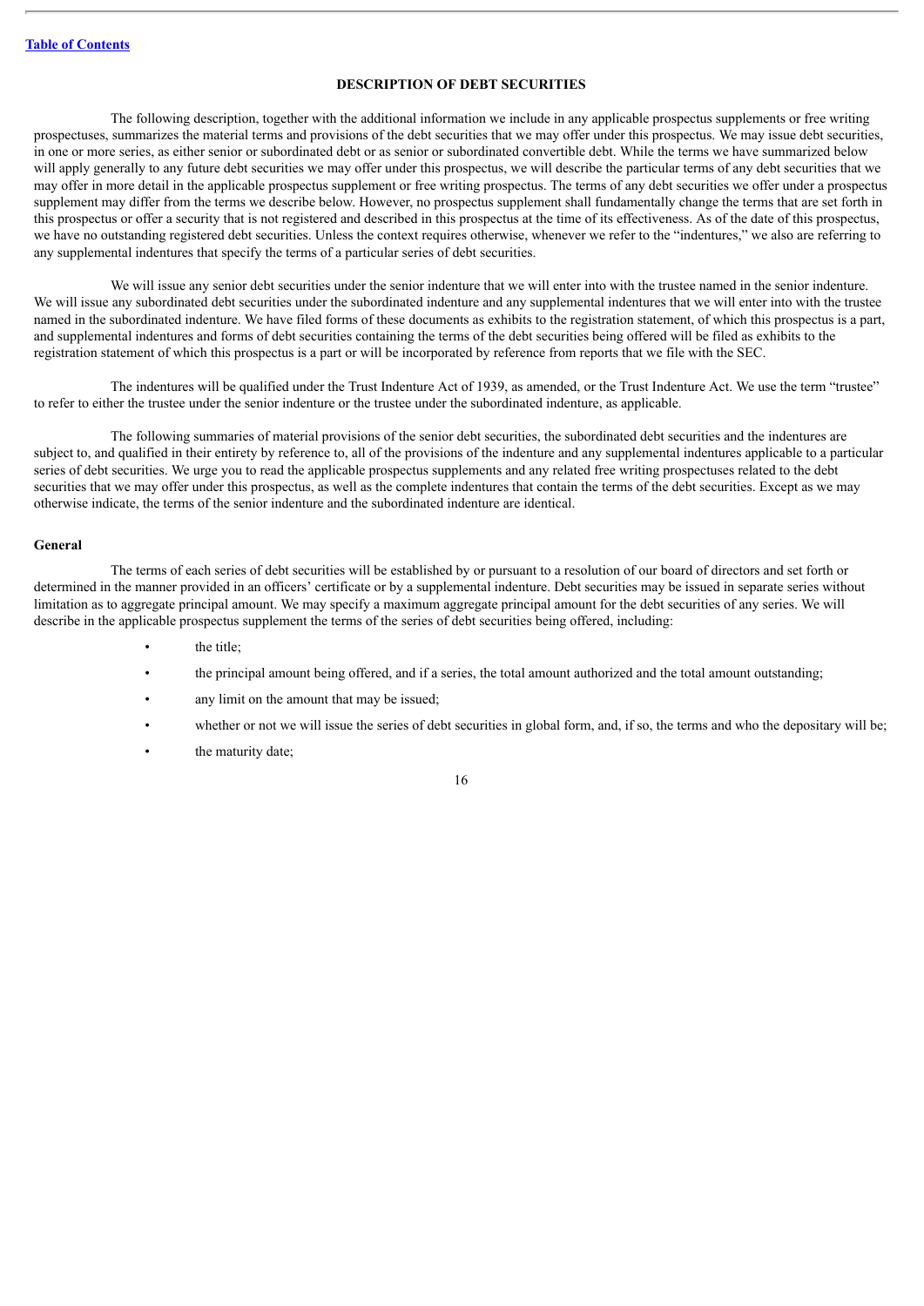## DESCRIPTION OF DEBT SECURITIES

The following description, together with the additional information we include in any applicable prospectus supplements or free writing prospectuses, summarizes the material terms and provisions of the debt securities that we may offer under this prospectus. We may issue debt securities, in one or more series, as either senior or subordinated debt or as senior or subordinated convertible debt. While the terms we have summarized below will apply generally to any future debt securities we may offer under this prospectus, we will describe the particular terms of any debt securities that we may offer in more detail in the applicable prospectus supplement or free writing prospectus. The terms of any debt securities we offer under a prospectus supplement may differ from the terms we describe below. However, no prospectus supplement shall fundamentally change the terms that are set forth in this prospectus or offer a security that is not registered and described in this prospectus at the time of its effectiveness. As of the date of this prospectus, we have no outstanding registered debt securities. Unless the context requires otherwise, whenever we refer to the "indentures," we also are referring to any supplemental indentures that specify the terms of a particular series of debt securities.

We will issue any senior debt securities under the senior indenture that we will enter into with the trustee named in the senior indenture. We will issue any subordinated debt securities under the subordinated indenture and any supplemental indentures that we will enter into with the trustee named in the subordinated indenture. We have filed forms of these documents as exhibits to the registration statement, of which this prospectus is a part, and supplemental indentures and forms of debt securities containing the terms of the debt securities being offered will be filed as exhibits to the registration statement of which this prospectus is a part or will be incorporated by reference from reports that we file with the SEC.

The indentures will be qualified under the Trust Indenture Act of 1939, as amended, or the Trust Indenture Act. We use the term "trustee" to refer to either the trustee under the senior indenture or the trustee under the subordinated indenture, as applicable.

The following summaries of material provisions of the senior debt securities, the subordinated debt securities and the indentures are subject to, and qualified in their entirety by reference to, all of the provisions of the indenture and any supplemental indentures applicable to a particular series of debt securities. We urge you to read the applicable prospectus supplements and any related free writing prospectuses related to the debt securities that we may offer under this prospectus, as well as the complete indentures that contain the terms of the debt securities. Except as we may otherwise indicate, the terms of the senior indenture and the subordinated indenture are identical.

### General

The terms of each series of debt securities will be established by or pursuant to a resolution of our board of directors and set forth or determined in the manner provided in an officers' certificate or by a supplemental indenture. Debt securities may be issued in separate series without limitation as to aggregate principal amount. We may specify a maximum aggregate principal amount for the debt securities of any series. We will describe in the applicable prospectus supplement the terms of the series of debt securities being offered, including:

- the title;
- the principal amount being offered, and if a series, the total amount authorized and the total amount outstanding;
- any limit on the amount that may be issued;
- whether or not we will issue the series of debt securities in global form, and, if so, the terms and who the depositary will be;
- the maturity date;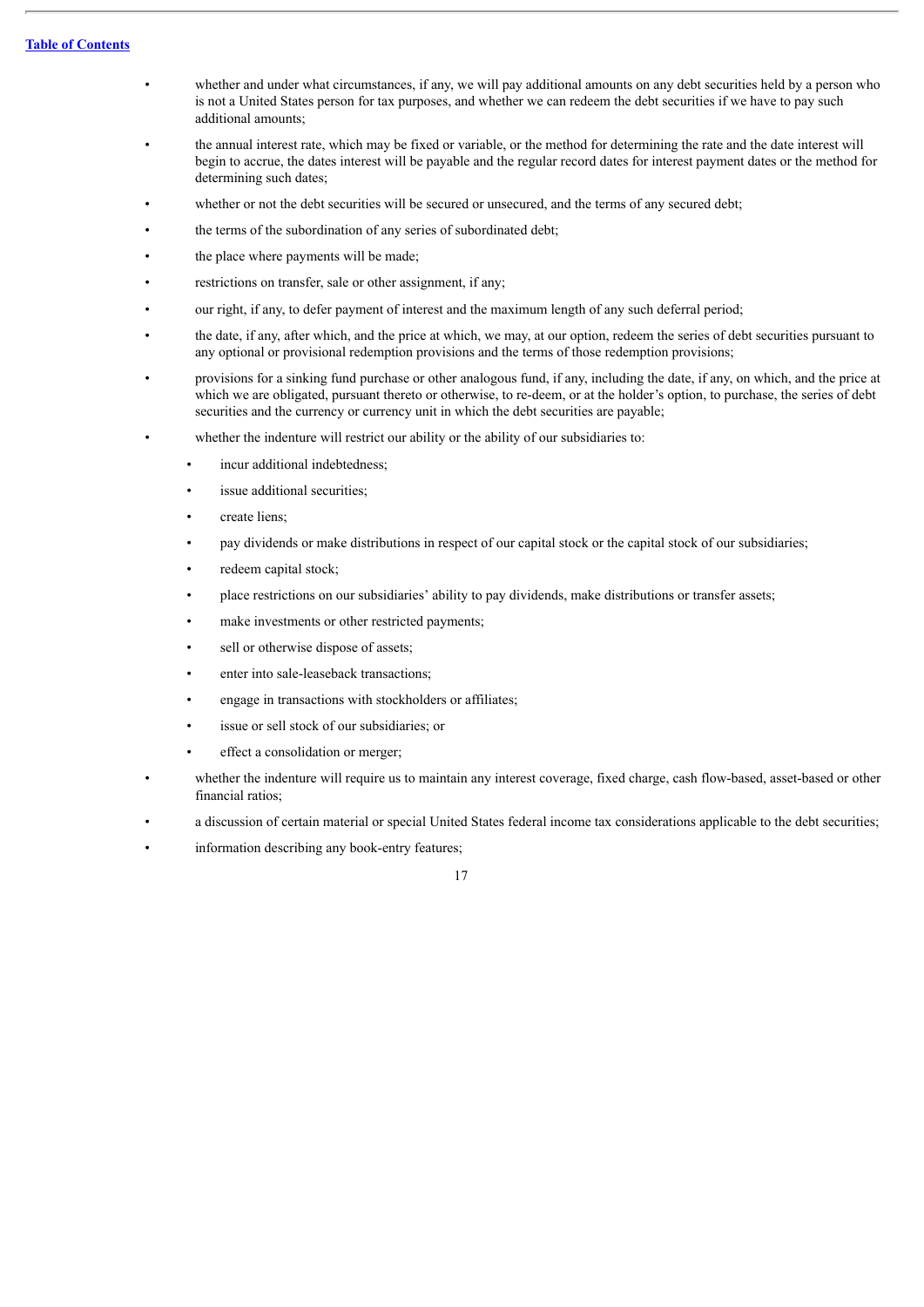- whether and under what circumstances, if any, we will pay additional amounts on any debt securities held by a person who is not a United States person for tax purposes, and whether we can redeem the debt securities if we have to pay such additional amounts;
- the annual interest rate, which may be fixed or variable, or the method for determining the rate and the date interest will begin to accrue, the dates interest will be payable and the regular record dates for interest payment dates or the method for determining such dates;
- whether or not the debt securities will be secured or unsecured, and the terms of any secured debt;
- the terms of the subordination of any series of subordinated debt;
- the place where payments will be made;
- restrictions on transfer, sale or other assignment, if any;
- our right, if any, to defer payment of interest and the maximum length of any such deferral period;
- the date, if any, after which, and the price at which, we may, at our option, redeem the series of debt securities pursuant to any optional or provisional redemption provisions and the terms of those redemption provisions;
- provisions for a sinking fund purchase or other analogous fund, if any, including the date, if any, on which, and the price at which we are obligated, pursuant thereto or otherwise, to re-deem, or at the holder's option, to purchase, the series of debt securities and the currency or currency unit in which the debt securities are payable;
- whether the indenture will restrict our ability or the ability of our subsidiaries to:
  - incur additional indebtedness;
  - issue additional securities;
  - create liens;
  - pay dividends or make distributions in respect of our capital stock or the capital stock of our subsidiaries;
  - redeem capital stock;
  - place restrictions on our subsidiaries' ability to pay dividends, make distributions or transfer assets;
  - make investments or other restricted payments;
  - sell or otherwise dispose of assets;
  - enter into sale-leaseback transactions;
  - engage in transactions with stockholders or affiliates;
  - issue or sell stock of our subsidiaries; or
  - effect a consolidation or merger;
- whether the indenture will require us to maintain any interest coverage, fixed charge, cash flow-based, asset-based or other financial ratios;
- a discussion of certain material or special United States federal income tax considerations applicable to the debt securities;
- information describing any book-entry features;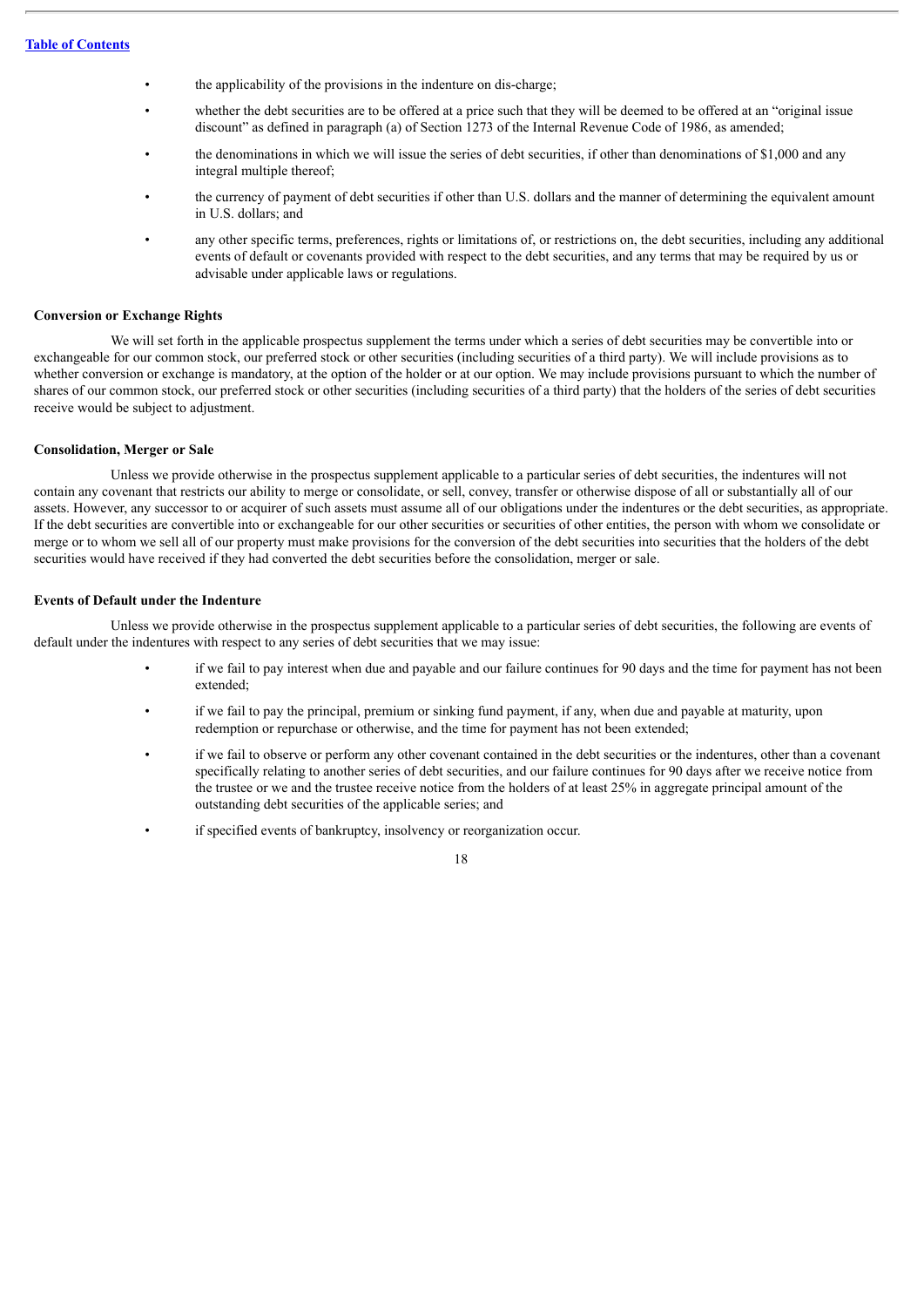- the applicability of the provisions in the indenture on dis-charge;
- whether the debt securities are to be offered at a price such that they will be deemed to be offered at an "original issue discount" as defined in paragraph (a) of Section 1273 of the Internal Revenue Code of 1986, as amended;
- the denominations in which we will issue the series of debt securities, if other than denominations of $1,000 and any integral multiple thereof;
- the currency of payment of debt securities if other than U.S. dollars and the manner of determining the equivalent amount in U.S. dollars; and
- any other specific terms, preferences, rights or limitations of, or restrictions on, the debt securities, including any additional events of default or covenants provided with respect to the debt securities, and any terms that may be required by us or advisable under applicable laws or regulations.

**Conversion or Exchange Rights**

We will set forth in the applicable prospectus supplement the terms under which a series of debt securities may be convertible into or exchangeable for our common stock, our preferred stock or other securities (including securities of a third party). We will include provisions as to whether conversion or exchange is mandatory, at the option of the holder or at our option. We may include provisions pursuant to which the number of shares of our common stock, our preferred stock or other securities (including securities of a third party) that the holders of the series of debt securities receive would be subject to adjustment.

**Consolidation, Merger or Sale**

Unless we provide otherwise in the prospectus supplement applicable to a particular series of debt securities, the indentures will not contain any covenant that restricts our ability to merge or consolidate, or sell, convey, transfer or otherwise dispose of all or substantially all of our assets. However, any successor to or acquirer of such assets must assume all of our obligations under the indentures or the debt securities, as appropriate. If the debt securities are convertible into or exchangeable for our other securities or securities of other entities, the person with whom we consolidate or merge or to whom we sell all of our property must make provisions for the conversion of the debt securities into securities that the holders of the debt securities would have received if they had converted the debt securities before the consolidation, merger or sale.

**Events of Default under the Indenture**

Unless we provide otherwise in the prospectus supplement applicable to a particular series of debt securities, the following are events of default under the indentures with respect to any series of debt securities that we may issue:

- if we fail to pay interest when due and payable and our failure continues for 90 days and the time for payment has not been extended;
- if we fail to pay the principal, premium or sinking fund payment, if any, when due and payable at maturity, upon redemption or repurchase or otherwise, and the time for payment has not been extended;
- if we fail to observe or perform any other covenant contained in the debt securities or the indentures, other than a covenant specifically relating to another series of debt securities, and our failure continues for 90 days after we receive notice from the trustee or we and the trustee receive notice from the holders of at least 25% in aggregate principal amount of the outstanding debt securities of the applicable series; and
- if specified events of bankruptcy, insolvency or reorganization occur.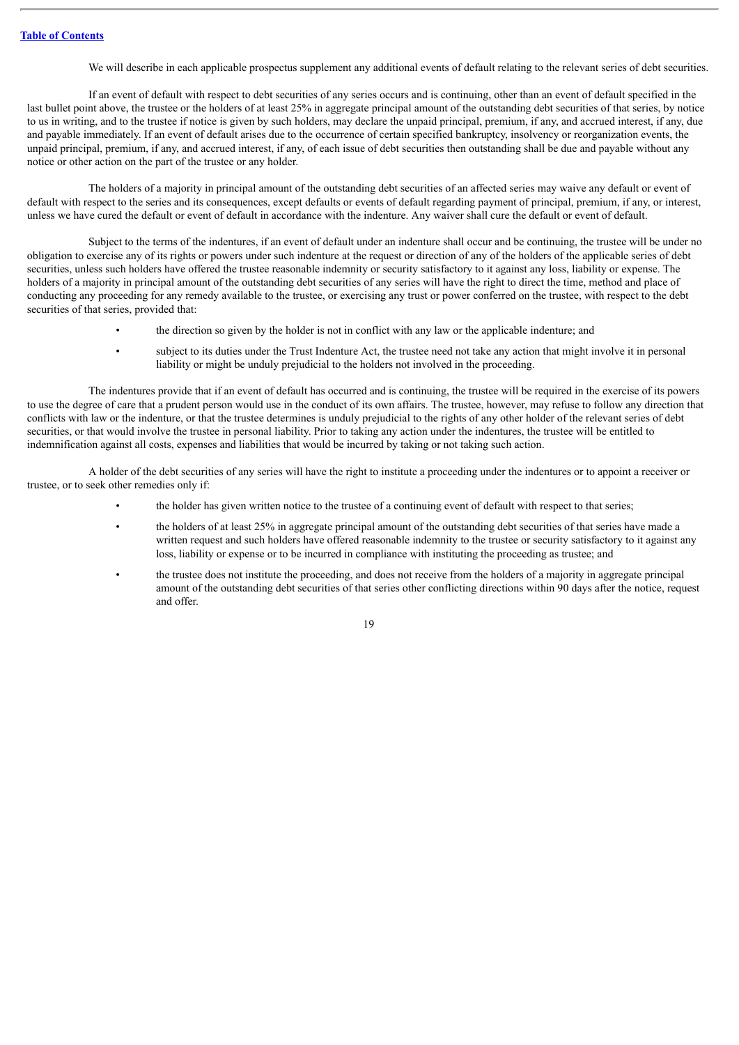We will describe in each applicable prospectus supplement any additional events of default relating to the relevant series of debt securities.

If an event of default with respect to debt securities of any series occurs and is continuing, other than an event of default specified in the last bullet point above, the trustee or the holders of at least 25% in aggregate principal amount of the outstanding debt securities of that series, by notice to us in writing, and to the trustee if notice is given by such holders, may declare the unpaid principal, premium, if any, and accrued interest, if any, due and payable immediately. If an event of default arises due to the occurrence of certain specified bankruptcy, insolvency or reorganization events, the unpaid principal, premium, if any, and accrued interest, if any, of each issue of debt securities then outstanding shall be due and payable without any notice or other action on the part of the trustee or any holder.

The holders of a majority in principal amount of the outstanding debt securities of an affected series may waive any default or event of default with respect to the series and its consequences, except defaults or events of default regarding payment of principal, premium, if any, or interest, unless we have cured the default or event of default in accordance with the indenture. Any waiver shall cure the default or event of default.

Subject to the terms of the indentures, if an event of default under an indenture shall occur and be continuing, the trustee will be under no obligation to exercise any of its rights or powers under such indenture at the request or direction of any of the holders of the applicable series of debt securities, unless such holders have offered the trustee reasonable indemnity or security satisfactory to it against any loss, liability or expense. The holders of a majority in principal amount of the outstanding debt securities of any series will have the right to direct the time, method and place of conducting any proceeding for any remedy available to the trustee, or exercising any trust or power conferred on the trustee, with respect to the debt securities of that series, provided that:

- the direction so given by the holder is not in conflict with any law or the applicable indenture; and
- subject to its duties under the Trust Indenture Act, the trustee need not take any action that might involve it in personal liability or might be unduly prejudicial to the holders not involved in the proceeding.

The indentures provide that if an event of default has occurred and is continuing, the trustee will be required in the exercise of its powers to use the degree of care that a prudent person would use in the conduct of its own affairs. The trustee, however, may refuse to follow any direction that conflicts with law or the indenture, or that the trustee determines is unduly prejudicial to the rights of any other holder of the relevant series of debt securities, or that would involve the trustee in personal liability. Prior to taking any action under the indentures, the trustee will be entitled to indemnification against all costs, expenses and liabilities that would be incurred by taking or not taking such action.

A holder of the debt securities of any series will have the right to institute a proceeding under the indentures or to appoint a receiver or trustee, or to seek other remedies only if:

- the holder has given written notice to the trustee of a continuing event of default with respect to that series;
- the holders of at least 25% in aggregate principal amount of the outstanding debt securities of that series have made a written request and such holders have offered reasonable indemnity to the trustee or security satisfactory to it against any loss, liability or expense or to be incurred in compliance with instituting the proceeding as trustee; and
- the trustee does not institute the proceeding, and does not receive from the holders of a majority in aggregate principal amount of the outstanding debt securities of that series other conflicting directions within 90 days after the notice, request and offer.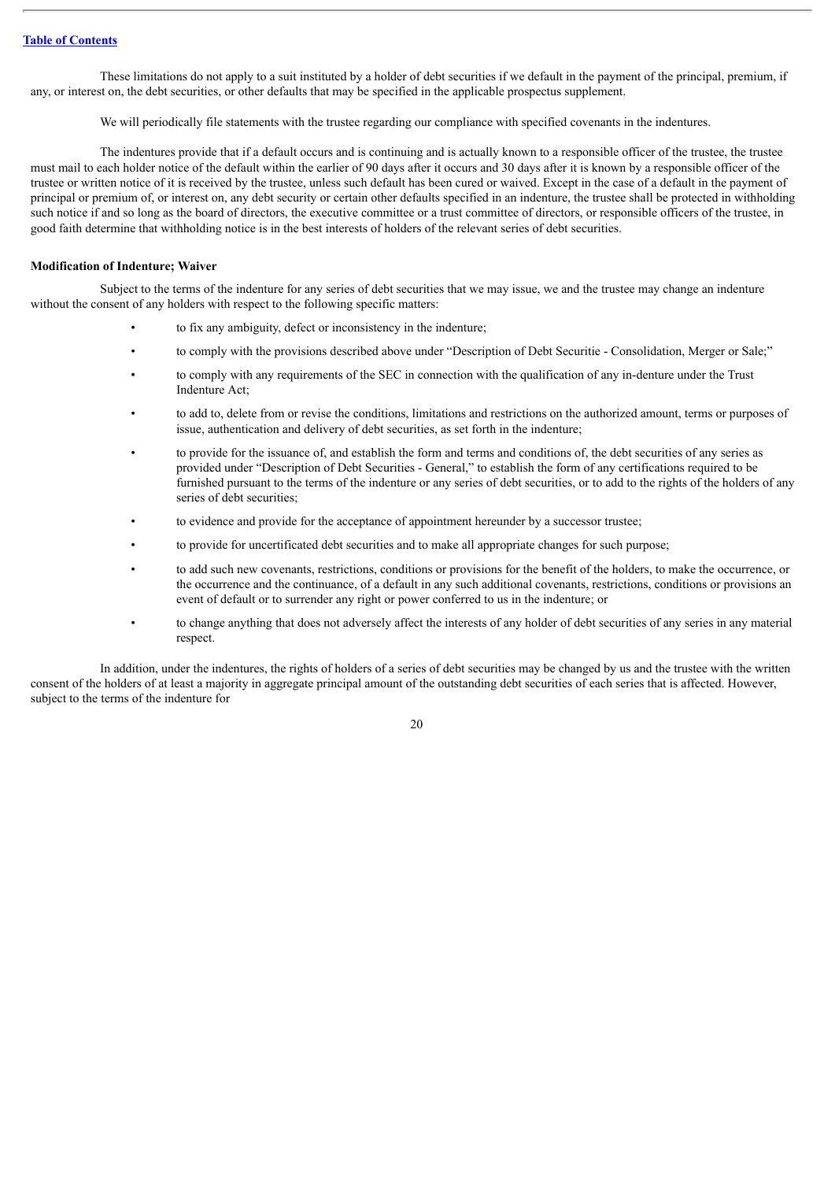These limitations do not apply to a suit instituted by a holder of debt securities if we default in the payment of the principal, premium, if any, or interest on, the debt securities, or other defaults that may be specified in the applicable prospectus supplement.

We will periodically file statements with the trustee regarding our compliance with specified covenants in the indentures.

The indentures provide that if a default occurs and is continuing and is actually known to a responsible officer of the trustee, the trustee must mail to each holder notice of the default within the earlier of 90 days after it occurs and 30 days after it is known by a responsible officer of the trustee or written notice of it is received by the trustee, unless such default has been cured or waived. Except in the case of a default in the payment of principal or premium of, or interest on, any debt security or certain other defaults specified in an indenture, the trustee shall be protected in withholding such notice if and so long as the board of directors, the executive committee or a trust committee of directors, or responsible officers of the trustee, in good faith determine that withholding notice is in the best interests of holders of the relevant series of debt securities.

**Modification of Indenture; Waiver**

Subject to the terms of the indenture for any series of debt securities that we may issue, we and the trustee may change an indenture without the consent of any holders with respect to the following specific matters:

- to fix any ambiguity, defect or inconsistency in the indenture;
- to comply with the provisions described above under "Description of Debt Securitie - Consolidation, Merger or Sale;"
- to comply with any requirements of the SEC in connection with the qualification of any in-denture under the Trust Indenture Act;
- to add to, delete from or revise the conditions, limitations and restrictions on the authorized amount, terms or purposes of issue, authentication and delivery of debt securities, as set forth in the indenture;
- to provide for the issuance of, and establish the form and terms and conditions of, the debt securities of any series as provided under "Description of Debt Securities - General," to establish the form of any certifications required to be furnished pursuant to the terms of the indenture or any series of debt securities, or to add to the rights of the holders of any series of debt securities;
- to evidence and provide for the acceptance of appointment hereunder by a successor trustee;
- to provide for uncertificated debt securities and to make all appropriate changes for such purpose;
- to add such new covenants, restrictions, conditions or provisions for the benefit of the holders, to make the occurrence, or the occurrence and the continuance, of a default in any such additional covenants, restrictions, conditions or provisions an event of default or to surrender any right or power conferred to us in the indenture; or
- to change anything that does not adversely affect the interests of any holder of debt securities of any series in any material respect.

In addition, under the indentures, the rights of holders of a series of debt securities may be changed by us and the trustee with the written consent of the holders of at least a majority in aggregate principal amount of the outstanding debt securities of each series that is affected. However, subject to the terms of the indenture for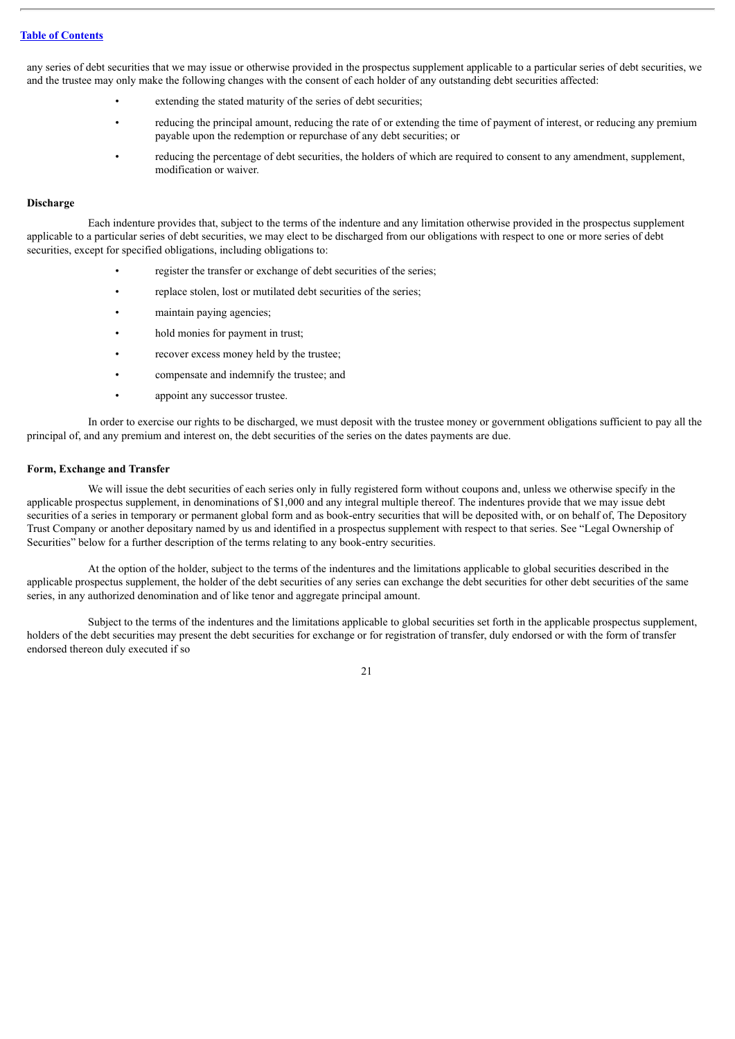any series of debt securities that we may issue or otherwise provided in the prospectus supplement applicable to a particular series of debt securities, we and the trustee may only make the following changes with the consent of each holder of any outstanding debt securities affected:

- extending the stated maturity of the series of debt securities;
- reducing the principal amount, reducing the rate of or extending the time of payment of interest, or reducing any premium payable upon the redemption or repurchase of any debt securities; or
- reducing the percentage of debt securities, the holders of which are required to consent to any amendment, supplement, modification or waiver.

**Discharge**

Each indenture provides that, subject to the terms of the indenture and any limitation otherwise provided in the prospectus supplement applicable to a particular series of debt securities, we may elect to be discharged from our obligations with respect to one or more series of debt securities, except for specified obligations, including obligations to:

- register the transfer or exchange of debt securities of the series;
- replace stolen, lost or mutilated debt securities of the series;
- maintain paying agencies;
- hold monies for payment in trust;
- recover excess money held by the trustee;
- compensate and indemnify the trustee; and
- appoint any successor trustee.

In order to exercise our rights to be discharged, we must deposit with the trustee money or government obligations sufficient to pay all the principal of, and any premium and interest on, the debt securities of the series on the dates payments are due.

**Form, Exchange and Transfer**

We will issue the debt securities of each series only in fully registered form without coupons and, unless we otherwise specify in the applicable prospectus supplement, in denominations of $1,000 and any integral multiple thereof. The indentures provide that we may issue debt securities of a series in temporary or permanent global form and as book-entry securities that will be deposited with, or on behalf of, The Depository Trust Company or another depositary named by us and identified in a prospectus supplement with respect to that series. See "Legal Ownership of Securities" below for a further description of the terms relating to any book-entry securities.

At the option of the holder, subject to the terms of the indentures and the limitations applicable to global securities described in the applicable prospectus supplement, the holder of the debt securities of any series can exchange the debt securities for other debt securities of the same series, in any authorized denomination and of like tenor and aggregate principal amount.

Subject to the terms of the indentures and the limitations applicable to global securities set forth in the applicable prospectus supplement, holders of the debt securities may present the debt securities for exchange or for registration of transfer, duly endorsed or with the form of transfer endorsed thereon duly executed if so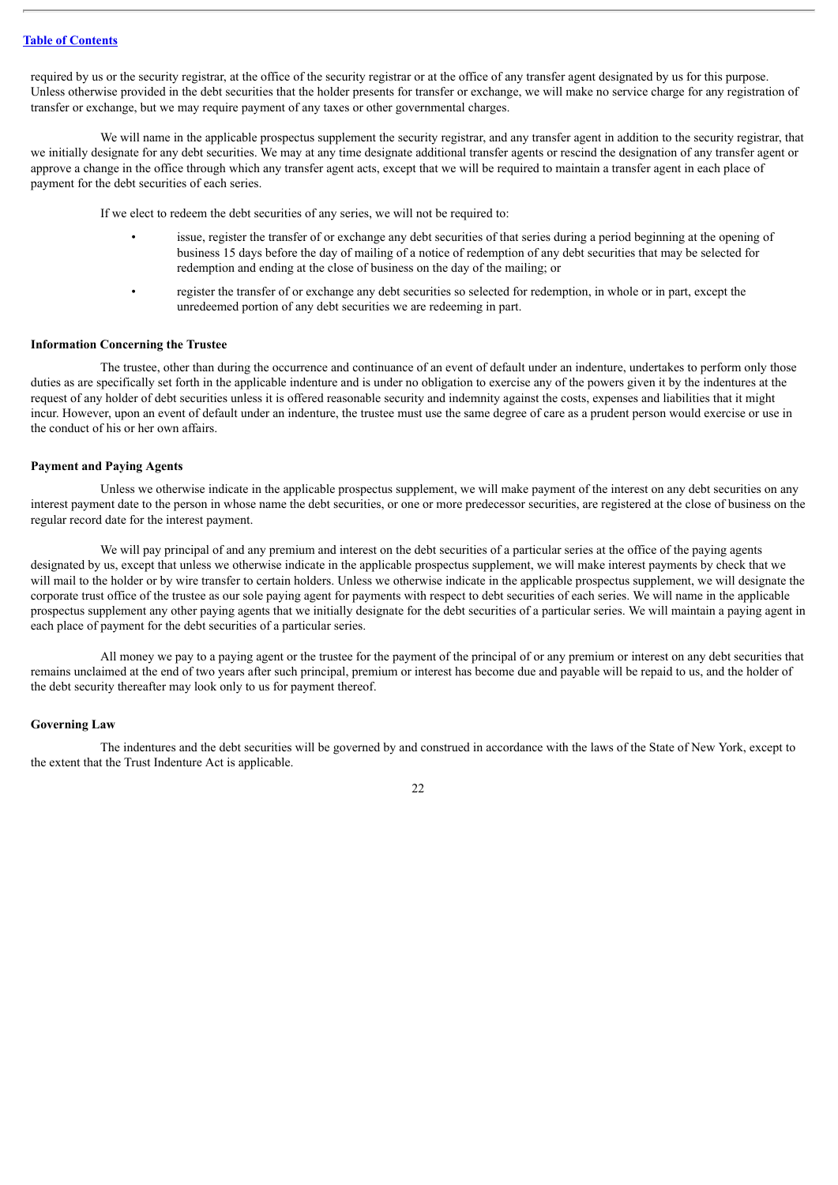required by us or the security registrar, at the office of the security registrar or at the office of any transfer agent designated by us for this purpose. Unless otherwise provided in the debt securities that the holder presents for transfer or exchange, we will make no service charge for any registration of transfer or exchange, but we may require payment of any taxes or other governmental charges.

We will name in the applicable prospectus supplement the security registrar, and any transfer agent in addition to the security registrar, that we initially designate for any debt securities. We may at any time designate additional transfer agents or rescind the designation of any transfer agent or approve a change in the office through which any transfer agent acts, except that we will be required to maintain a transfer agent in each place of payment for the debt securities of each series.

If we elect to redeem the debt securities of any series, we will not be required to:

- issue, register the transfer of or exchange any debt securities of that series during a period beginning at the opening of business 15 days before the day of mailing of a notice of redemption of any debt securities that may be selected for redemption and ending at the close of business on the day of the mailing; or
- register the transfer of or exchange any debt securities so selected for redemption, in whole or in part, except the unredeemed portion of any debt securities we are redeeming in part.

**Information Concerning the Trustee**

The trustee, other than during the occurrence and continuance of an event of default under an indenture, undertakes to perform only those duties as are specifically set forth in the applicable indenture and is under no obligation to exercise any of the powers given it by the indentures at the request of any holder of debt securities unless it is offered reasonable security and indemnity against the costs, expenses and liabilities that it might incur. However, upon an event of default under an indenture, the trustee must use the same degree of care as a prudent person would exercise or use in the conduct of his or her own affairs.

**Payment and Paying Agents**

Unless we otherwise indicate in the applicable prospectus supplement, we will make payment of the interest on any debt securities on any interest payment date to the person in whose name the debt securities, or one or more predecessor securities, are registered at the close of business on the regular record date for the interest payment.

We will pay principal of and any premium and interest on the debt securities of a particular series at the office of the paying agents designated by us, except that unless we otherwise indicate in the applicable prospectus supplement, we will make interest payments by check that we will mail to the holder or by wire transfer to certain holders. Unless we otherwise indicate in the applicable prospectus supplement, we will designate the corporate trust office of the trustee as our sole paying agent for payments with respect to debt securities of each series. We will name in the applicable prospectus supplement any other paying agents that we initially designate for the debt securities of a particular series. We will maintain a paying agent in each place of payment for the debt securities of a particular series.

All money we pay to a paying agent or the trustee for the payment of the principal of or any premium or interest on any debt securities that remains unclaimed at the end of two years after such principal, premium or interest has become due and payable will be repaid to us, and the holder of the debt security thereafter may look only to us for payment thereof.

**Governing Law**

The indentures and the debt securities will be governed by and construed in accordance with the laws of the State of New York, except to the extent that the Trust Indenture Act is applicable.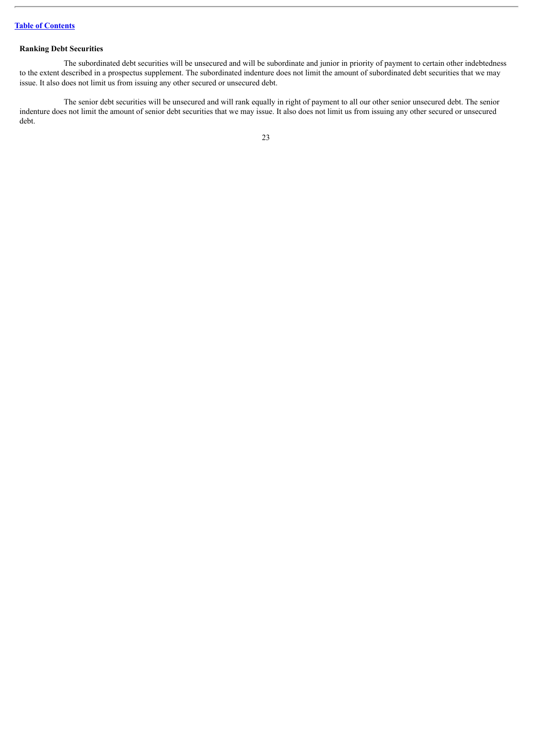### Ranking Debt Securities

The subordinated debt securities will be unsecured and will be subordinate and junior in priority of payment to certain other indebtedness to the extent described in a prospectus supplement. The subordinated indenture does not limit the amount of subordinated debt securities that we may issue. It also does not limit us from issuing any other secured or unsecured debt.

The senior debt securities will be unsecured and will rank equally in right of payment to all our other senior unsecured debt. The senior indenture does not limit the amount of senior debt securities that we may issue. It also does not limit us from issuing any other secured or unsecured debt.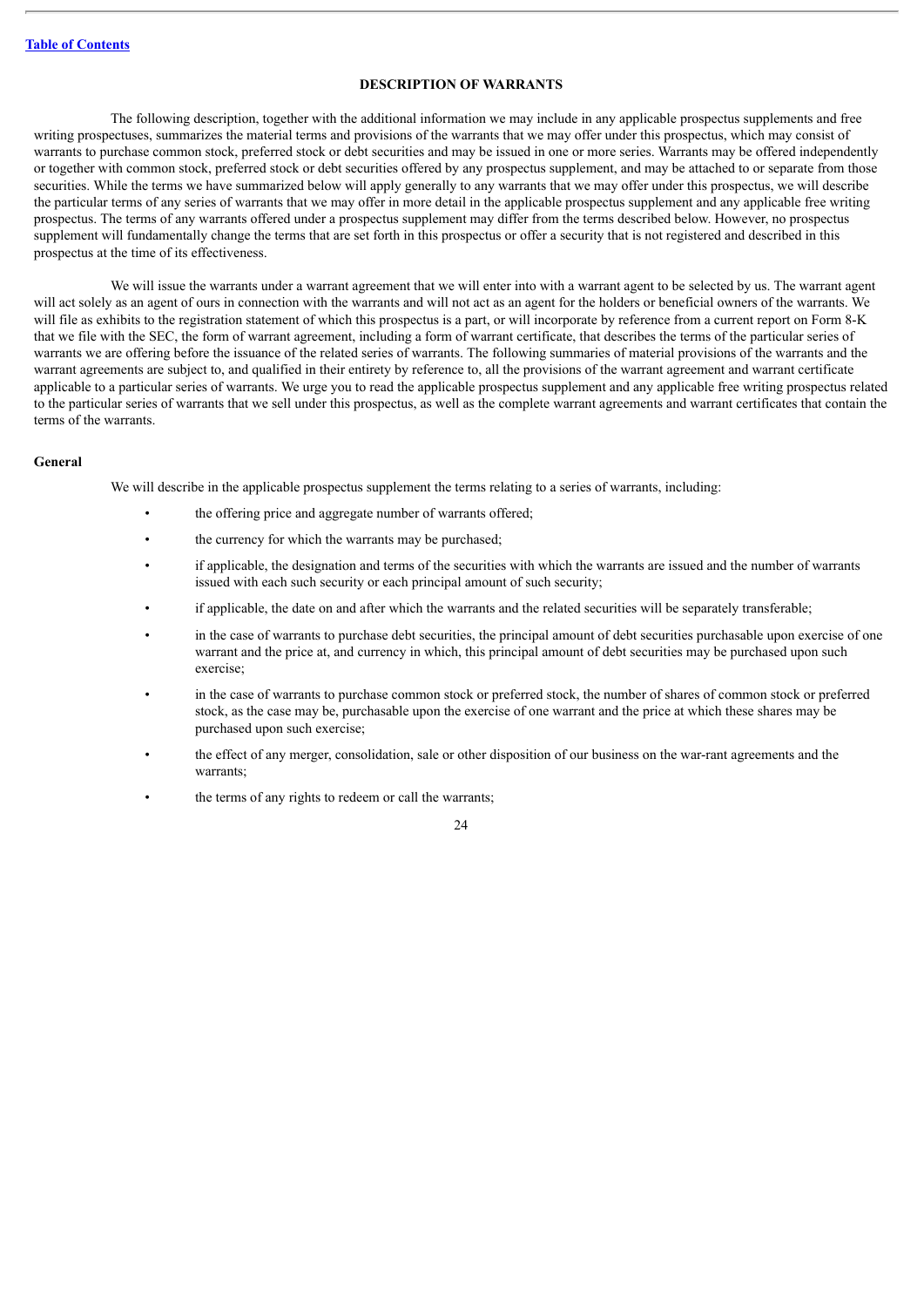## DESCRIPTION OF WARRANTS

The following description, together with the additional information we may include in any applicable prospectus supplements and free writing prospectuses, summarizes the material terms and provisions of the warrants that we may offer under this prospectus, which may consist of warrants to purchase common stock, preferred stock or debt securities and may be issued in one or more series. Warrants may be offered independently or together with common stock, preferred stock or debt securities offered by any prospectus supplement, and may be attached to or separate from those securities. While the terms we have summarized below will apply generally to any warrants that we may offer under this prospectus, we will describe the particular terms of any series of warrants that we may offer in more detail in the applicable prospectus supplement and any applicable free writing prospectus. The terms of any warrants offered under a prospectus supplement may differ from the terms described below. However, no prospectus supplement will fundamentally change the terms that are set forth in this prospectus or offer a security that is not registered and described in this prospectus at the time of its effectiveness.

We will issue the warrants under a warrant agreement that we will enter into with a warrant agent to be selected by us. The warrant agent will act solely as an agent of ours in connection with the warrants and will not act as an agent for the holders or beneficial owners of the warrants. We will file as exhibits to the registration statement of which this prospectus is a part, or will incorporate by reference from a current report on Form 8-K that we file with the SEC, the form of warrant agreement, including a form of warrant certificate, that describes the terms of the particular series of warrants we are offering before the issuance of the related series of warrants. The following summaries of material provisions of the warrants and the warrant agreements are subject to, and qualified in their entirety by reference to, all the provisions of the warrant agreement and warrant certificate applicable to a particular series of warrants. We urge you to read the applicable prospectus supplement and any applicable free writing prospectus related to the particular series of warrants that we sell under this prospectus, as well as the complete warrant agreements and warrant certificates that contain the terms of the warrants.

### General

We will describe in the applicable prospectus supplement the terms relating to a series of warrants, including:

- the offering price and aggregate number of warrants offered;
- the currency for which the warrants may be purchased;
- if applicable, the designation and terms of the securities with which the warrants are issued and the number of warrants issued with each such security or each principal amount of such security;
- if applicable, the date on and after which the warrants and the related securities will be separately transferable;
- in the case of warrants to purchase debt securities, the principal amount of debt securities purchasable upon exercise of one warrant and the price at, and currency in which, this principal amount of debt securities may be purchased upon such exercise;
- in the case of warrants to purchase common stock or preferred stock, the number of shares of common stock or preferred stock, as the case may be, purchasable upon the exercise of one warrant and the price at which these shares may be purchased upon such exercise;
- the effect of any merger, consolidation, sale or other disposition of our business on the war-rant agreements and the warrants;
- the terms of any rights to redeem or call the warrants;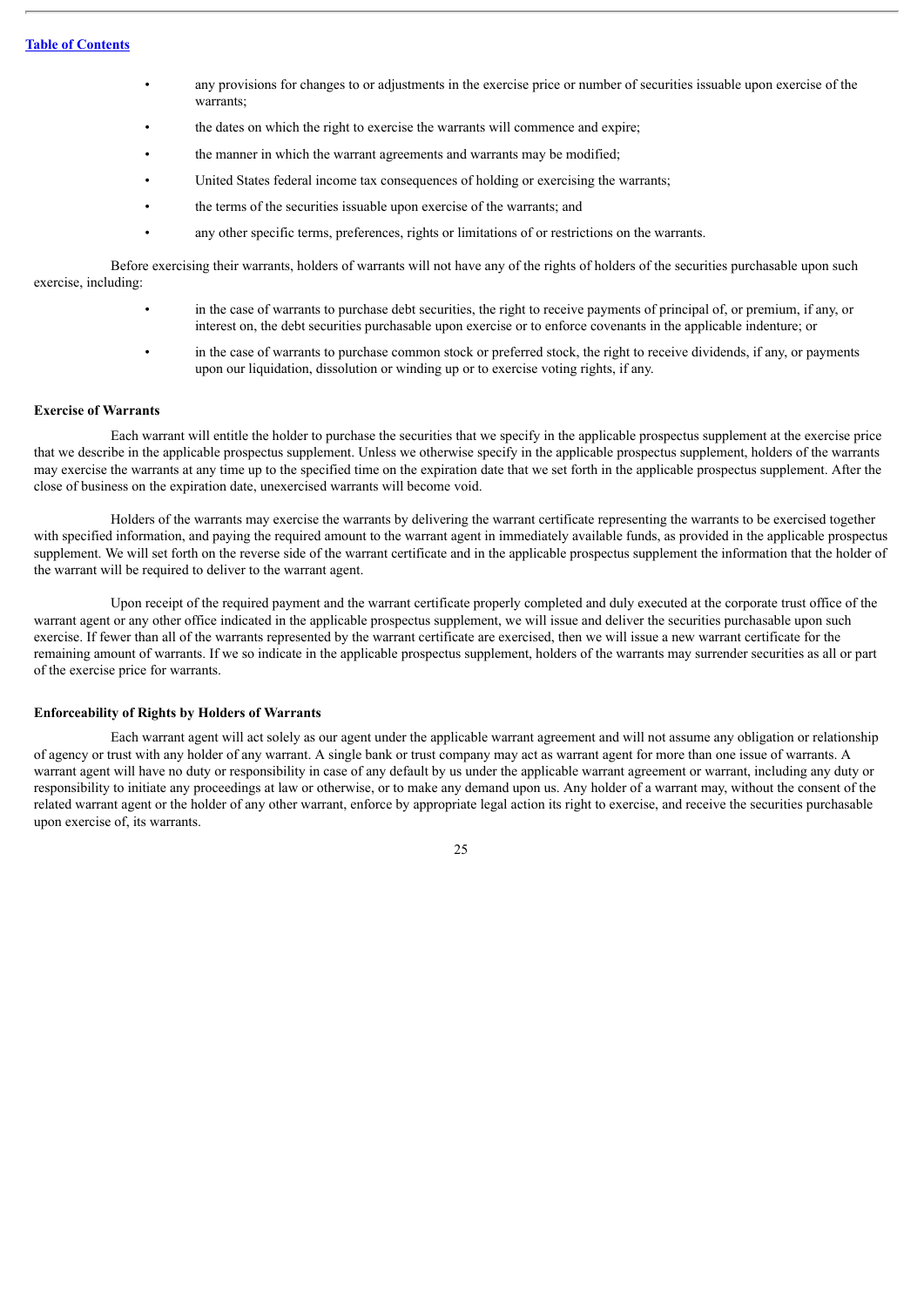- any provisions for changes to or adjustments in the exercise price or number of securities issuable upon exercise of the warrants;
- the dates on which the right to exercise the warrants will commence and expire;
- the manner in which the warrant agreements and warrants may be modified;
- United States federal income tax consequences of holding or exercising the warrants;
- the terms of the securities issuable upon exercise of the warrants; and
- any other specific terms, preferences, rights or limitations of or restrictions on the warrants.

Before exercising their warrants, holders of warrants will not have any of the rights of holders of the securities purchasable upon such exercise, including:

- in the case of warrants to purchase debt securities, the right to receive payments of principal of, or premium, if any, or interest on, the debt securities purchasable upon exercise or to enforce covenants in the applicable indenture; or
- in the case of warrants to purchase common stock or preferred stock, the right to receive dividends, if any, or payments upon our liquidation, dissolution or winding up or to exercise voting rights, if any.

**Exercise of Warrants**

Each warrant will entitle the holder to purchase the securities that we specify in the applicable prospectus supplement at the exercise price that we describe in the applicable prospectus supplement. Unless we otherwise specify in the applicable prospectus supplement, holders of the warrants may exercise the warrants at any time up to the specified time on the expiration date that we set forth in the applicable prospectus supplement. After the close of business on the expiration date, unexercised warrants will become void.

Holders of the warrants may exercise the warrants by delivering the warrant certificate representing the warrants to be exercised together with specified information, and paying the required amount to the warrant agent in immediately available funds, as provided in the applicable prospectus supplement. We will set forth on the reverse side of the warrant certificate and in the applicable prospectus supplement the information that the holder of the warrant will be required to deliver to the warrant agent.

Upon receipt of the required payment and the warrant certificate properly completed and duly executed at the corporate trust office of the warrant agent or any other office indicated in the applicable prospectus supplement, we will issue and deliver the securities purchasable upon such exercise. If fewer than all of the warrants represented by the warrant certificate are exercised, then we will issue a new warrant certificate for the remaining amount of warrants. If we so indicate in the applicable prospectus supplement, holders of the warrants may surrender securities as all or part of the exercise price for warrants.

**Enforceability of Rights by Holders of Warrants**

Each warrant agent will act solely as our agent under the applicable warrant agreement and will not assume any obligation or relationship of agency or trust with any holder of any warrant. A single bank or trust company may act as warrant agent for more than one issue of warrants. A warrant agent will have no duty or responsibility in case of any default by us under the applicable warrant agreement or warrant, including any duty or responsibility to initiate any proceedings at law or otherwise, or to make any demand upon us. Any holder of a warrant may, without the consent of the related warrant agent or the holder of any other warrant, enforce by appropriate legal action its right to exercise, and receive the securities purchasable upon exercise of, its warrants.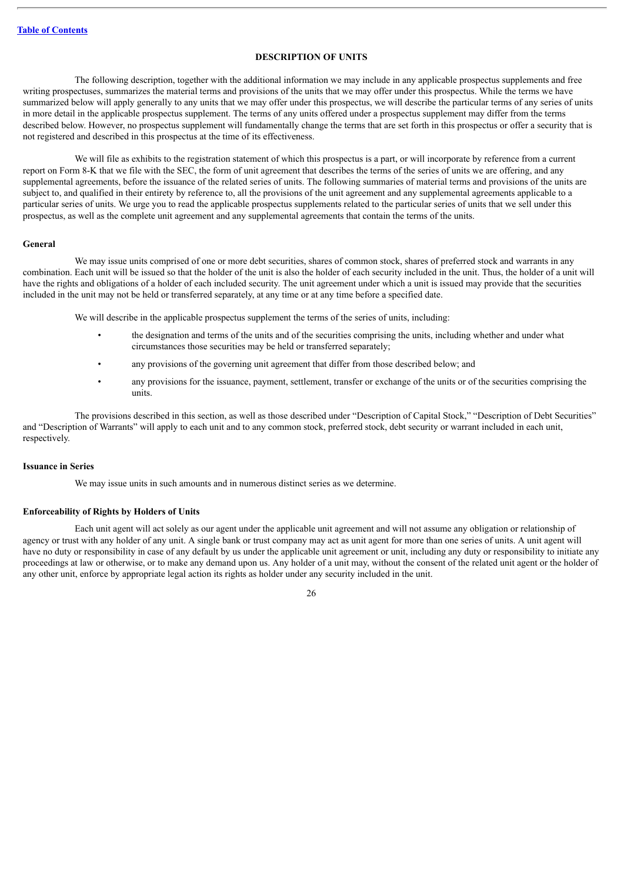## DESCRIPTION OF UNITS

The following description, together with the additional information we may include in any applicable prospectus supplements and free writing prospectuses, summarizes the material terms and provisions of the units that we may offer under this prospectus. While the terms we have summarized below will apply generally to any units that we may offer under this prospectus, we will describe the particular terms of any series of units in more detail in the applicable prospectus supplement. The terms of any units offered under a prospectus supplement may differ from the terms described below. However, no prospectus supplement will fundamentally change the terms that are set forth in this prospectus or offer a security that is not registered and described in this prospectus at the time of its effectiveness.

We will file as exhibits to the registration statement of which this prospectus is a part, or will incorporate by reference from a current report on Form 8-K that we file with the SEC, the form of unit agreement that describes the terms of the series of units we are offering, and any supplemental agreements, before the issuance of the related series of units. The following summaries of material terms and provisions of the units are subject to, and qualified in their entirety by reference to, all the provisions of the unit agreement and any supplemental agreements applicable to a particular series of units. We urge you to read the applicable prospectus supplements related to the particular series of units that we sell under this prospectus, as well as the complete unit agreement and any supplemental agreements that contain the terms of the units.

### General

We may issue units comprised of one or more debt securities, shares of common stock, shares of preferred stock and warrants in any combination. Each unit will be issued so that the holder of the unit is also the holder of each security included in the unit. Thus, the holder of a unit will have the rights and obligations of a holder of each included security. The unit agreement under which a unit is issued may provide that the securities included in the unit may not be held or transferred separately, at any time or at any time before a specified date.

We will describe in the applicable prospectus supplement the terms of the series of units, including:

- the designation and terms of the units and of the securities comprising the units, including whether and under what circumstances those securities may be held or transferred separately;
- any provisions of the governing unit agreement that differ from those described below; and
- any provisions for the issuance, payment, settlement, transfer or exchange of the units or of the securities comprising the units.

The provisions described in this section, as well as those described under "Description of Capital Stock," "Description of Debt Securities" and "Description of Warrants" will apply to each unit and to any common stock, preferred stock, debt security or warrant included in each unit, respectively.

### Issuance in Series

We may issue units in such amounts and in numerous distinct series as we determine.

### Enforceability of Rights by Holders of Units

Each unit agent will act solely as our agent under the applicable unit agreement and will not assume any obligation or relationship of agency or trust with any holder of any unit. A single bank or trust company may act as unit agent for more than one series of units. A unit agent will have no duty or responsibility in case of any default by us under the applicable unit agreement or unit, including any duty or responsibility to initiate any proceedings at law or otherwise, or to make any demand upon us. Any holder of a unit may, without the consent of the related unit agent or the holder of any other unit, enforce by appropriate legal action its rights as holder under any security included in the unit.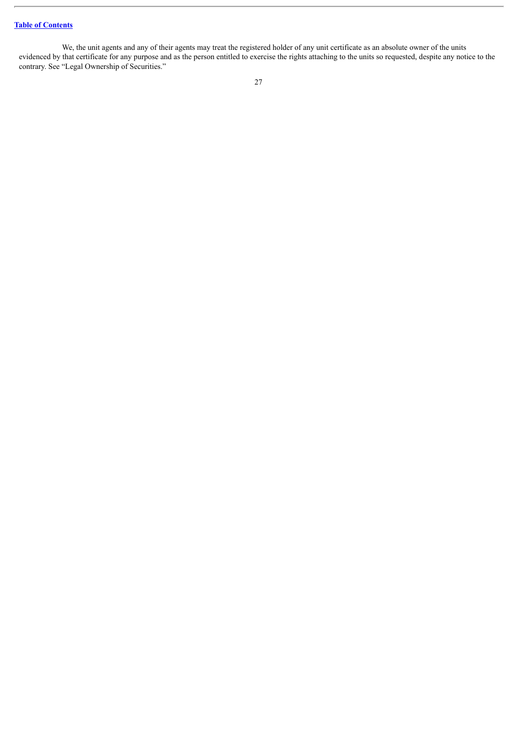We, the unit agents and any of their agents may treat the registered holder of any unit certificate as an absolute owner of the units evidenced by that certificate for any purpose and as the person entitled to exercise the rights attaching to the units so requested, despite any notice to the contrary. See "Legal Ownership of Securities."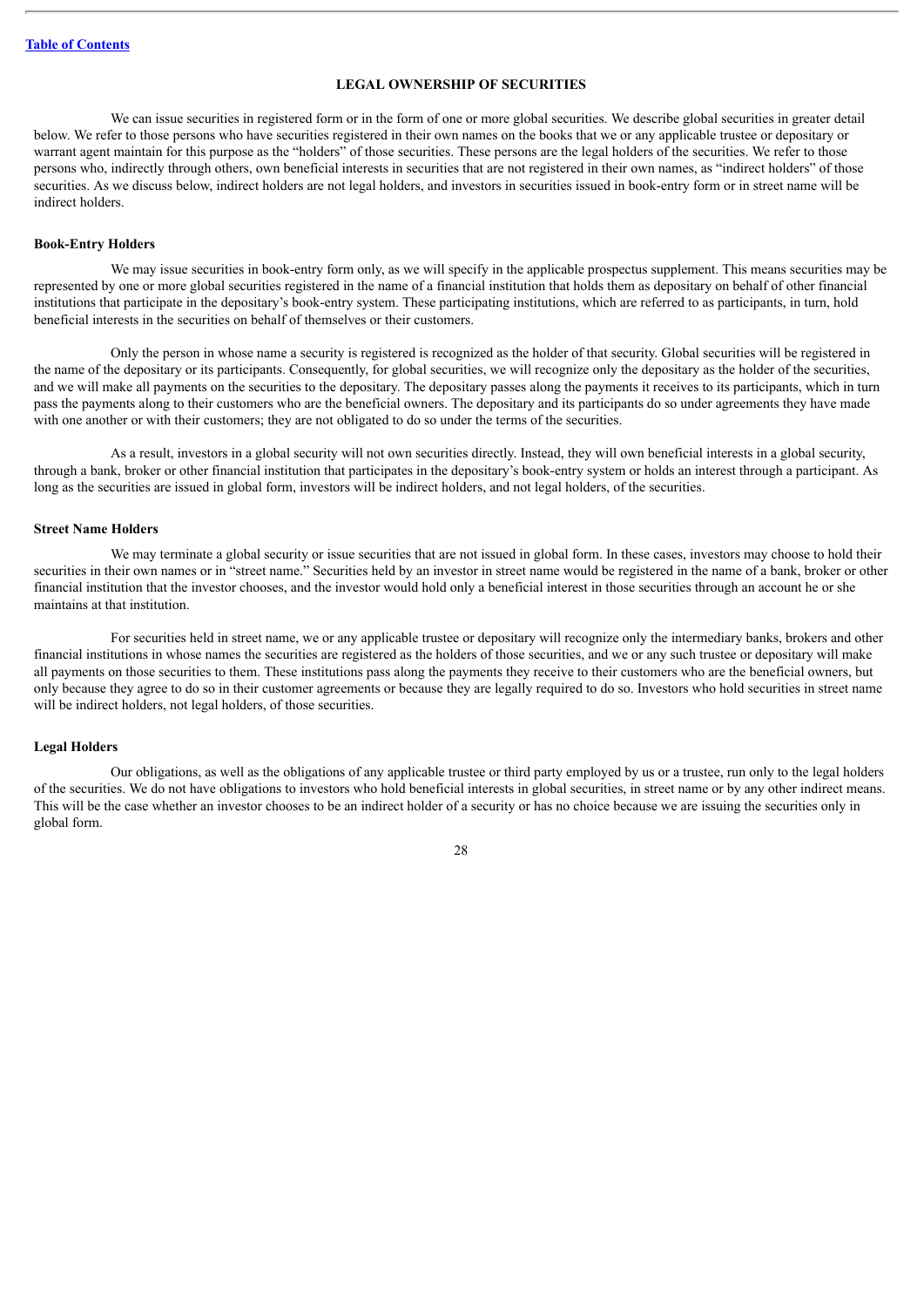## LEGAL OWNERSHIP OF SECURITIES

We can issue securities in registered form or in the form of one or more global securities. We describe global securities in greater detail below. We refer to those persons who have securities registered in their own names on the books that we or any applicable trustee or depositary or warrant agent maintain for this purpose as the "holders" of those securities. These persons are the legal holders of the securities. We refer to those persons who, indirectly through others, own beneficial interests in securities that are not registered in their own names, as "indirect holders" of those securities. As we discuss below, indirect holders are not legal holders, and investors in securities issued in book-entry form or in street name will be indirect holders.

### Book-Entry Holders

We may issue securities in book-entry form only, as we will specify in the applicable prospectus supplement. This means securities may be represented by one or more global securities registered in the name of a financial institution that holds them as depositary on behalf of other financial institutions that participate in the depositary's book-entry system. These participating institutions, which are referred to as participants, in turn, hold beneficial interests in the securities on behalf of themselves or their customers.

Only the person in whose name a security is registered is recognized as the holder of that security. Global securities will be registered in the name of the depositary or its participants. Consequently, for global securities, we will recognize only the depositary as the holder of the securities, and we will make all payments on the securities to the depositary. The depositary passes along the payments it receives to its participants, which in turn pass the payments along to their customers who are the beneficial owners. The depositary and its participants do so under agreements they have made with one another or with their customers; they are not obligated to do so under the terms of the securities.

As a result, investors in a global security will not own securities directly. Instead, they will own beneficial interests in a global security, through a bank, broker or other financial institution that participates in the depositary's book-entry system or holds an interest through a participant. As long as the securities are issued in global form, investors will be indirect holders, and not legal holders, of the securities.

### Street Name Holders

We may terminate a global security or issue securities that are not issued in global form. In these cases, investors may choose to hold their securities in their own names or in "street name." Securities held by an investor in street name would be registered in the name of a bank, broker or other financial institution that the investor chooses, and the investor would hold only a beneficial interest in those securities through an account he or she maintains at that institution.

For securities held in street name, we or any applicable trustee or depositary will recognize only the intermediary banks, brokers and other financial institutions in whose names the securities are registered as the holders of those securities, and we or any such trustee or depositary will make all payments on those securities to them. These institutions pass along the payments they receive to their customers who are the beneficial owners, but only because they agree to do so in their customer agreements or because they are legally required to do so. Investors who hold securities in street name will be indirect holders, not legal holders, of those securities.

### Legal Holders

Our obligations, as well as the obligations of any applicable trustee or third party employed by us or a trustee, run only to the legal holders of the securities. We do not have obligations to investors who hold beneficial interests in global securities, in street name or by any other indirect means. This will be the case whether an investor chooses to be an indirect holder of a security or has no choice because we are issuing the securities only in global form.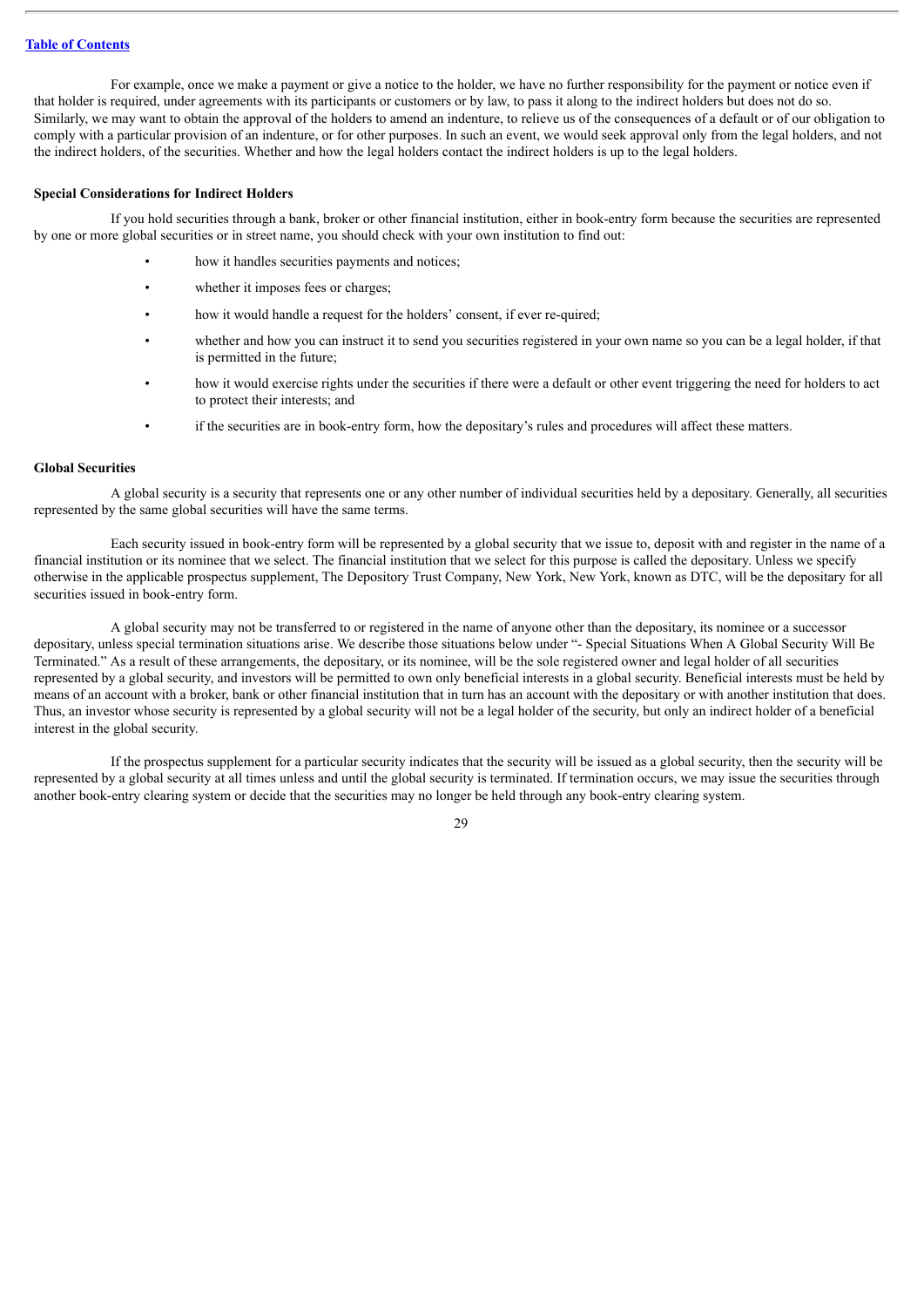For example, once we make a payment or give a notice to the holder, we have no further responsibility for the payment or notice even if that holder is required, under agreements with its participants or customers or by law, to pass it along to the indirect holders but does not do so. Similarly, we may want to obtain the approval of the holders to amend an indenture, to relieve us of the consequences of a default or of our obligation to comply with a particular provision of an indenture, or for other purposes. In such an event, we would seek approval only from the legal holders, and not the indirect holders, of the securities. Whether and how the legal holders contact the indirect holders is up to the legal holders.

**Special Considerations for Indirect Holders**

If you hold securities through a bank, broker or other financial institution, either in book-entry form because the securities are represented by one or more global securities or in street name, you should check with your own institution to find out:

- how it handles securities payments and notices;
- whether it imposes fees or charges;
- how it would handle a request for the holders' consent, if ever re-quired;
- whether and how you can instruct it to send you securities registered in your own name so you can be a legal holder, if that is permitted in the future;
- how it would exercise rights under the securities if there were a default or other event triggering the need for holders to act to protect their interests; and
- if the securities are in book-entry form, how the depositary's rules and procedures will affect these matters.

**Global Securities**

A global security is a security that represents one or any other number of individual securities held by a depositary. Generally, all securities represented by the same global securities will have the same terms.

Each security issued in book-entry form will be represented by a global security that we issue to, deposit with and register in the name of a financial institution or its nominee that we select. The financial institution that we select for this purpose is called the depositary. Unless we specify otherwise in the applicable prospectus supplement, The Depository Trust Company, New York, New York, known as DTC, will be the depositary for all securities issued in book-entry form.

A global security may not be transferred to or registered in the name of anyone other than the depositary, its nominee or a successor depositary, unless special termination situations arise. We describe those situations below under "- Special Situations When A Global Security Will Be Terminated." As a result of these arrangements, the depositary, or its nominee, will be the sole registered owner and legal holder of all securities represented by a global security, and investors will be permitted to own only beneficial interests in a global security. Beneficial interests must be held by means of an account with a broker, bank or other financial institution that in turn has an account with the depositary or with another institution that does. Thus, an investor whose security is represented by a global security will not be a legal holder of the security, but only an indirect holder of a beneficial interest in the global security.

If the prospectus supplement for a particular security indicates that the security will be issued as a global security, then the security will be represented by a global security at all times unless and until the global security is terminated. If termination occurs, we may issue the securities through another book-entry clearing system or decide that the securities may no longer be held through any book-entry clearing system.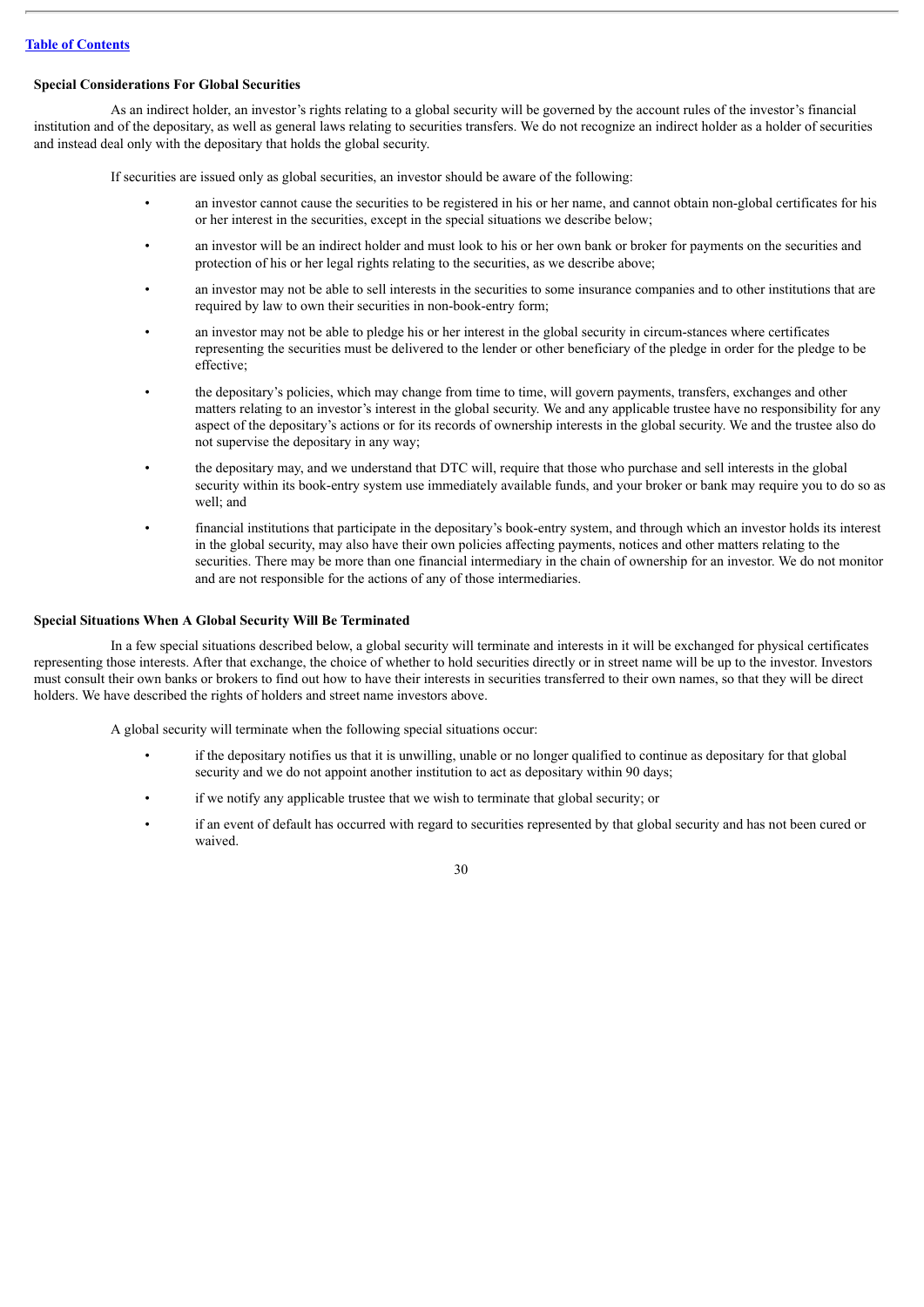**Special Considerations For Global Securities**

As an indirect holder, an investor's rights relating to a global security will be governed by the account rules of the investor's financial institution and of the depositary, as well as general laws relating to securities transfers. We do not recognize an indirect holder as a holder of securities and instead deal only with the depositary that holds the global security.

If securities are issued only as global securities, an investor should be aware of the following:

- an investor cannot cause the securities to be registered in his or her name, and cannot obtain non-global certificates for his or her interest in the securities, except in the special situations we describe below;
- an investor will be an indirect holder and must look to his or her own bank or broker for payments on the securities and protection of his or her legal rights relating to the securities, as we describe above;
- an investor may not be able to sell interests in the securities to some insurance companies and to other institutions that are required by law to own their securities in non-book-entry form;
- an investor may not be able to pledge his or her interest in the global security in circum-stances where certificates representing the securities must be delivered to the lender or other beneficiary of the pledge in order for the pledge to be effective;
- the depositary's policies, which may change from time to time, will govern payments, transfers, exchanges and other matters relating to an investor's interest in the global security. We and any applicable trustee have no responsibility for any aspect of the depositary's actions or for its records of ownership interests in the global security. We and the trustee also do not supervise the depositary in any way;
- the depositary may, and we understand that DTC will, require that those who purchase and sell interests in the global security within its book-entry system use immediately available funds, and your broker or bank may require you to do so as well; and
- financial institutions that participate in the depositary's book-entry system, and through which an investor holds its interest in the global security, may also have their own policies affecting payments, notices and other matters relating to the securities. There may be more than one financial intermediary in the chain of ownership for an investor. We do not monitor and are not responsible for the actions of any of those intermediaries.

**Special Situations When A Global Security Will Be Terminated**

In a few special situations described below, a global security will terminate and interests in it will be exchanged for physical certificates representing those interests. After that exchange, the choice of whether to hold securities directly or in street name will be up to the investor. Investors must consult their own banks or brokers to find out how to have their interests in securities transferred to their own names, so that they will be direct holders. We have described the rights of holders and street name investors above.

A global security will terminate when the following special situations occur:

- if the depositary notifies us that it is unwilling, unable or no longer qualified to continue as depositary for that global security and we do not appoint another institution to act as depositary within 90 days;
- if we notify any applicable trustee that we wish to terminate that global security; or
- if an event of default has occurred with regard to securities represented by that global security and has not been cured or waived.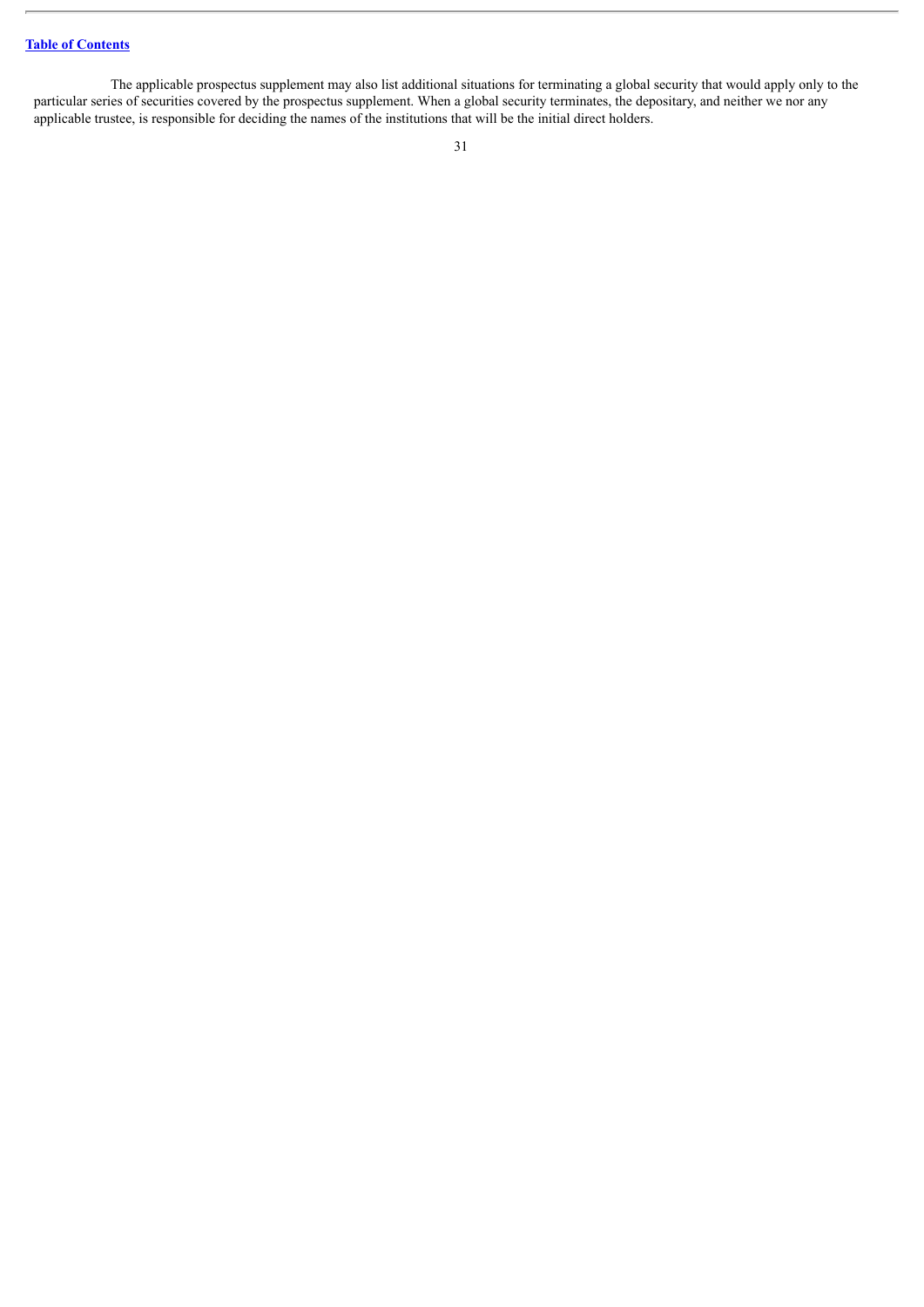The applicable prospectus supplement may also list additional situations for terminating a global security that would apply only to the particular series of securities covered by the prospectus supplement. When a global security terminates, the depositary, and neither we nor any applicable trustee, is responsible for deciding the names of the institutions that will be the initial direct holders.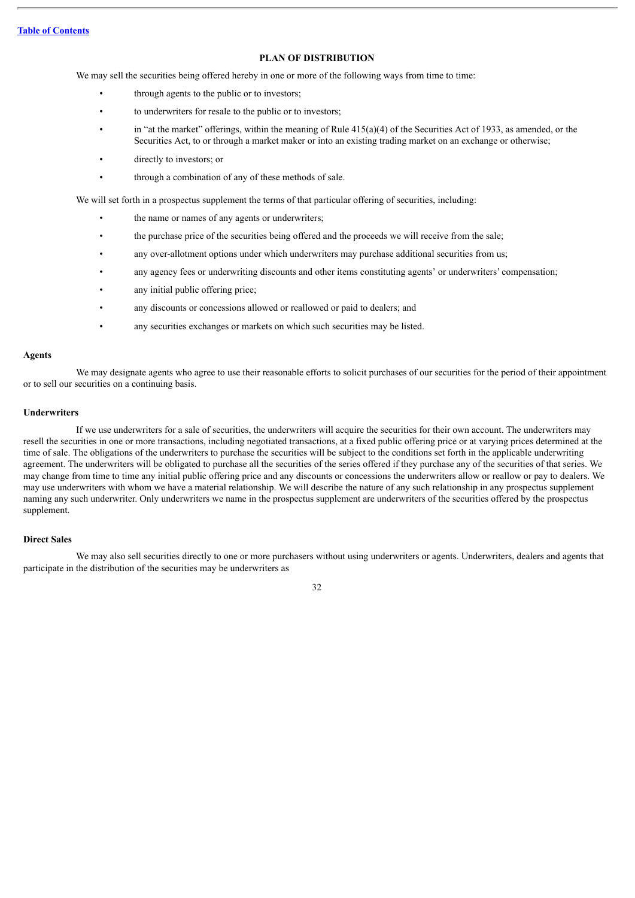## PLAN OF DISTRIBUTION

We may sell the securities being offered hereby in one or more of the following ways from time to time:

- through agents to the public or to investors;
- to underwriters for resale to the public or to investors;
- in "at the market" offerings, within the meaning of Rule 415(a)(4) of the Securities Act of 1933, as amended, or the Securities Act, to or through a market maker or into an existing trading market on an exchange or otherwise;
- directly to investors; or
- through a combination of any of these methods of sale.

We will set forth in a prospectus supplement the terms of that particular offering of securities, including:

- the name or names of any agents or underwriters;
- the purchase price of the securities being offered and the proceeds we will receive from the sale;
- any over-allotment options under which underwriters may purchase additional securities from us;
- any agency fees or underwriting discounts and other items constituting agents' or underwriters' compensation;
- any initial public offering price;
- any discounts or concessions allowed or reallowed or paid to dealers; and
- any securities exchanges or markets on which such securities may be listed.

### Agents

We may designate agents who agree to use their reasonable efforts to solicit purchases of our securities for the period of their appointment or to sell our securities on a continuing basis.

### Underwriters

If we use underwriters for a sale of securities, the underwriters will acquire the securities for their own account. The underwriters may resell the securities in one or more transactions, including negotiated transactions, at a fixed public offering price or at varying prices determined at the time of sale. The obligations of the underwriters to purchase the securities will be subject to the conditions set forth in the applicable underwriting agreement. The underwriters will be obligated to purchase all the securities of the series offered if they purchase any of the securities of that series. We may change from time to time any initial public offering price and any discounts or concessions the underwriters allow or reallow or pay to dealers. We may use underwriters with whom we have a material relationship. We will describe the nature of any such relationship in any prospectus supplement naming any such underwriter. Only underwriters we name in the prospectus supplement are underwriters of the securities offered by the prospectus supplement.

### Direct Sales

We may also sell securities directly to one or more purchasers without using underwriters or agents. Underwriters, dealers and agents that participate in the distribution of the securities may be underwriters as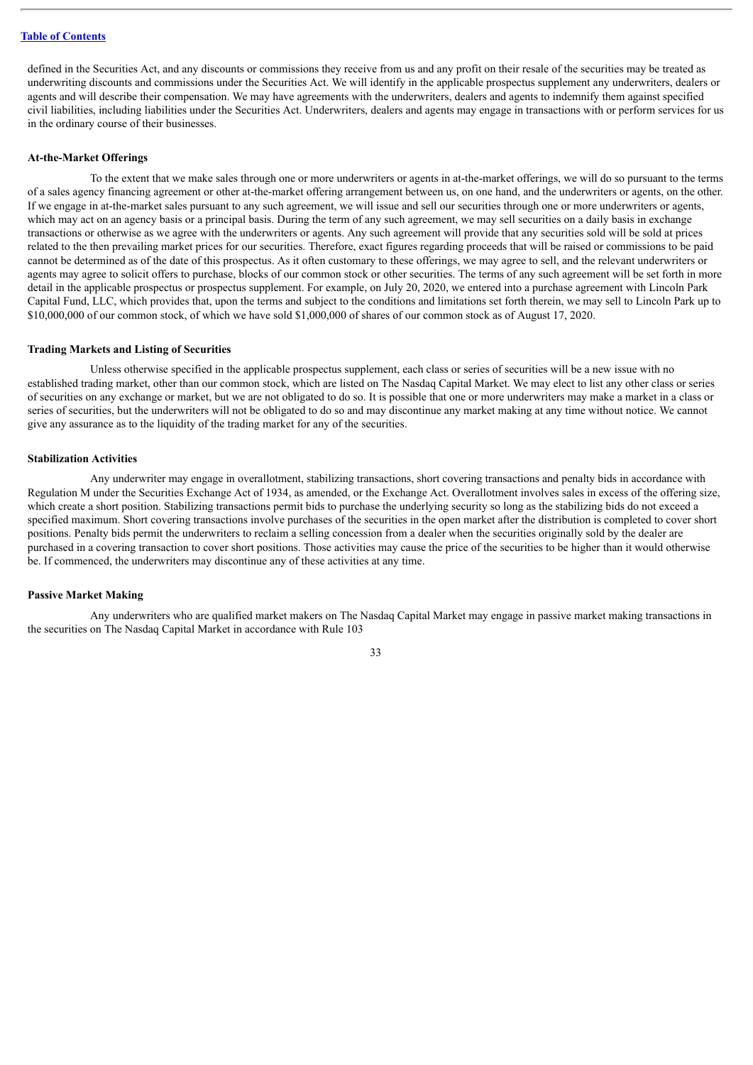defined in the Securities Act, and any discounts or commissions they receive from us and any profit on their resale of the securities may be treated as underwriting discounts and commissions under the Securities Act. We will identify in the applicable prospectus supplement any underwriters, dealers or agents and will describe their compensation. We may have agreements with the underwriters, dealers and agents to indemnify them against specified civil liabilities, including liabilities under the Securities Act. Underwriters, dealers and agents may engage in transactions with or perform services for us in the ordinary course of their businesses.

**At-the-Market Offerings**

To the extent that we make sales through one or more underwriters or agents in at-the-market offerings, we will do so pursuant to the terms of a sales agency financing agreement or other at-the-market offering arrangement between us, on one hand, and the underwriters or agents, on the other. If we engage in at-the-market sales pursuant to any such agreement, we will issue and sell our securities through one or more underwriters or agents, which may act on an agency basis or a principal basis. During the term of any such agreement, we may sell securities on a daily basis in exchange transactions or otherwise as we agree with the underwriters or agents. Any such agreement will provide that any securities sold will be sold at prices related to the then prevailing market prices for our securities. Therefore, exact figures regarding proceeds that will be raised or commissions to be paid cannot be determined as of the date of this prospectus. As it often customary to these offerings, we may agree to sell, and the relevant underwriters or agents may agree to solicit offers to purchase, blocks of our common stock or other securities. The terms of any such agreement will be set forth in more detail in the applicable prospectus or prospectus supplement. For example, on July 20, 2020, we entered into a purchase agreement with Lincoln Park Capital Fund, LLC, which provides that, upon the terms and subject to the conditions and limitations set forth therein, we may sell to Lincoln Park up to $10,000,000 of our common stock, of which we have sold $1,000,000 of shares of our common stock as of August 17, 2020.

**Trading Markets and Listing of Securities**

Unless otherwise specified in the applicable prospectus supplement, each class or series of securities will be a new issue with no established trading market, other than our common stock, which are listed on The Nasdaq Capital Market. We may elect to list any other class or series of securities on any exchange or market, but we are not obligated to do so. It is possible that one or more underwriters may make a market in a class or series of securities, but the underwriters will not be obligated to do so and may discontinue any market making at any time without notice. We cannot give any assurance as to the liquidity of the trading market for any of the securities.

**Stabilization Activities**

Any underwriter may engage in overallotment, stabilizing transactions, short covering transactions and penalty bids in accordance with Regulation M under the Securities Exchange Act of 1934, as amended, or the Exchange Act. Overallotment involves sales in excess of the offering size, which create a short position. Stabilizing transactions permit bids to purchase the underlying security so long as the stabilizing bids do not exceed a specified maximum. Short covering transactions involve purchases of the securities in the open market after the distribution is completed to cover short positions. Penalty bids permit the underwriters to reclaim a selling concession from a dealer when the securities originally sold by the dealer are purchased in a covering transaction to cover short positions. Those activities may cause the price of the securities to be higher than it would otherwise be. If commenced, the underwriters may discontinue any of these activities at any time.

**Passive Market Making**

Any underwriters who are qualified market makers on The Nasdaq Capital Market may engage in passive market making transactions in the securities on The Nasdaq Capital Market in accordance with Rule 103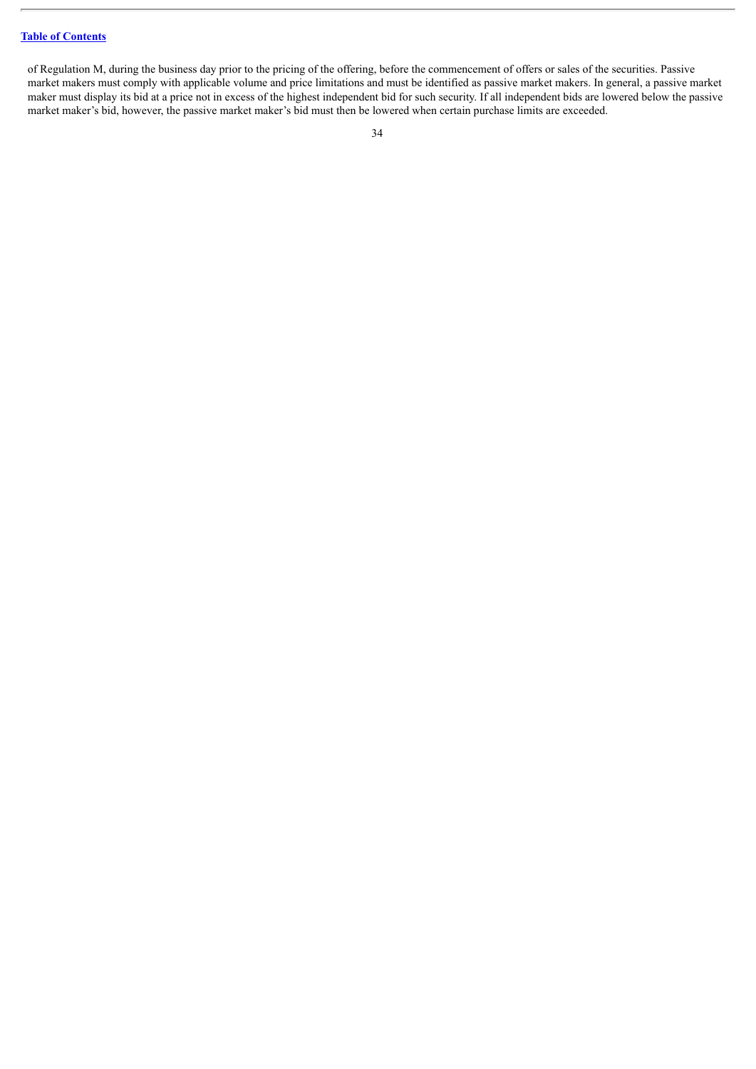of Regulation M, during the business day prior to the pricing of the offering, before the commencement of offers or sales of the securities. Passive market makers must comply with applicable volume and price limitations and must be identified as passive market makers. In general, a passive market maker must display its bid at a price not in excess of the highest independent bid for such security. If all independent bids are lowered below the passive market maker's bid, however, the passive market maker's bid must then be lowered when certain purchase limits are exceeded.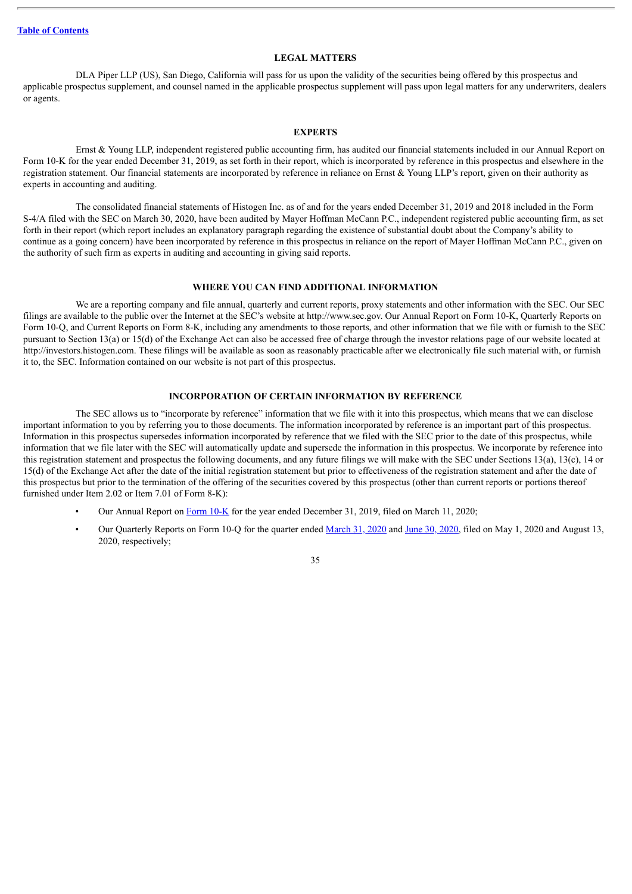[Table of Contents](#)

## LEGAL MATTERS

DLA Piper LLP (US), San Diego, California will pass for us upon the validity of the securities being offered by this prospectus and applicable prospectus supplement, and counsel named in the applicable prospectus supplement will pass upon legal matters for any underwriters, dealers or agents.

## EXPERTS

Ernst & Young LLP, independent registered public accounting firm, has audited our financial statements included in our Annual Report on Form 10-K for the year ended December 31, 2019, as set forth in their report, which is incorporated by reference in this prospectus and elsewhere in the registration statement. Our financial statements are incorporated by reference in reliance on Ernst & Young LLP's report, given on their authority as experts in accounting and auditing.

The consolidated financial statements of Histogen Inc. as of and for the years ended December 31, 2019 and 2018 included in the Form S-4/A filed with the SEC on March 30, 2020, have been audited by Mayer Hoffman McCann P.C., independent registered public accounting firm, as set forth in their report (which report includes an explanatory paragraph regarding the existence of substantial doubt about the Company's ability to continue as a going concern) have been incorporated by reference in this prospectus in reliance on the report of Mayer Hoffman McCann P.C., given on the authority of such firm as experts in auditing and accounting in giving said reports.

## WHERE YOU CAN FIND ADDITIONAL INFORMATION

We are a reporting company and file annual, quarterly and current reports, proxy statements and other information with the SEC. Our SEC filings are available to the public over the Internet at the SEC's website at http://www.sec.gov. Our Annual Report on Form 10-K, Quarterly Reports on Form 10-Q, and Current Reports on Form 8-K, including any amendments to those reports, and other information that we file with or furnish to the SEC pursuant to Section 13(a) or 15(d) of the Exchange Act can also be accessed free of charge through the investor relations page of our website located at http://investors.histogen.com. These filings will be available as soon as reasonably practicable after we electronically file such material with, or furnish it to, the SEC. Information contained on our website is not part of this prospectus.

## INCORPORATION OF CERTAIN INFORMATION BY REFERENCE

The SEC allows us to "incorporate by reference" information that we file with it into this prospectus, which means that we can disclose important information to you by referring you to those documents. The information incorporated by reference is an important part of this prospectus. Information in this prospectus supersedes information incorporated by reference that we filed with the SEC prior to the date of this prospectus, while information that we file later with the SEC will automatically update and supersede the information in this prospectus. We incorporate by reference into this registration statement and prospectus the following documents, and any future filings we will make with the SEC under Sections 13(a), 13(c), 14 or 15(d) of the Exchange Act after the date of the initial registration statement but prior to effectiveness of the registration statement and after the date of this prospectus but prior to the termination of the offering of the securities covered by this prospectus (other than current reports or portions thereof furnished under Item 2.02 or Item 7.01 of Form 8-K):

- Our Annual Report on Form 10-K for the year ended December 31, 2019, filed on March 11, 2020;
- Our Quarterly Reports on Form 10-Q for the quarter ended March 31, 2020 and June 30, 2020, filed on May 1, 2020 and August 13, 2020, respectively;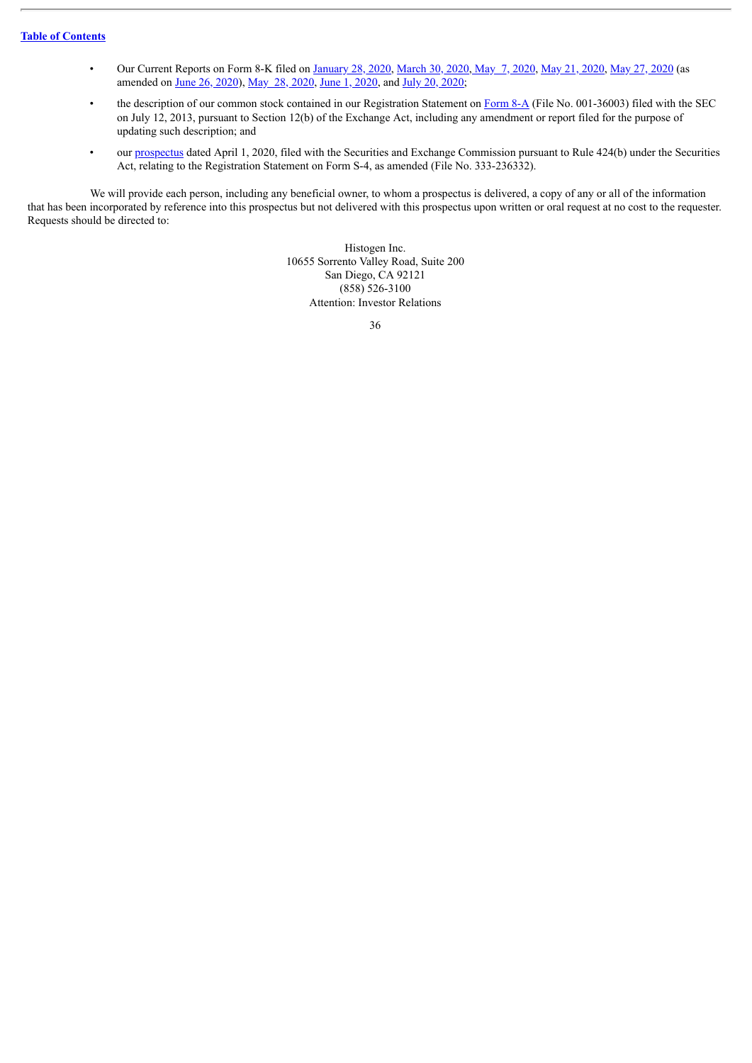- Our Current Reports on Form 8-K filed on January 28, 2020, March 30, 2020, May 7, 2020, May 21, 2020, May 27, 2020 (as amended on June 26, 2020), May 28, 2020, June 1, 2020, and July 20, 2020;
- the description of our common stock contained in our Registration Statement on Form 8-A (File No. 001-36003) filed with the SEC on July 12, 2013, pursuant to Section 12(b) of the Exchange Act, including any amendment or report filed for the purpose of updating such description; and
- our prospectus dated April 1, 2020, filed with the Securities and Exchange Commission pursuant to Rule 424(b) under the Securities Act, relating to the Registration Statement on Form S-4, as amended (File No. 333-236332).

We will provide each person, including any beneficial owner, to whom a prospectus is delivered, a copy of any or all of the information that has been incorporated by reference into this prospectus but not delivered with this prospectus upon written or oral request at no cost to the requester. Requests should be directed to:

Histogen Inc.
10655 Sorrento Valley Road, Suite 200
San Diego, CA 92121
(858) 526-3100
Attention: Investor Relations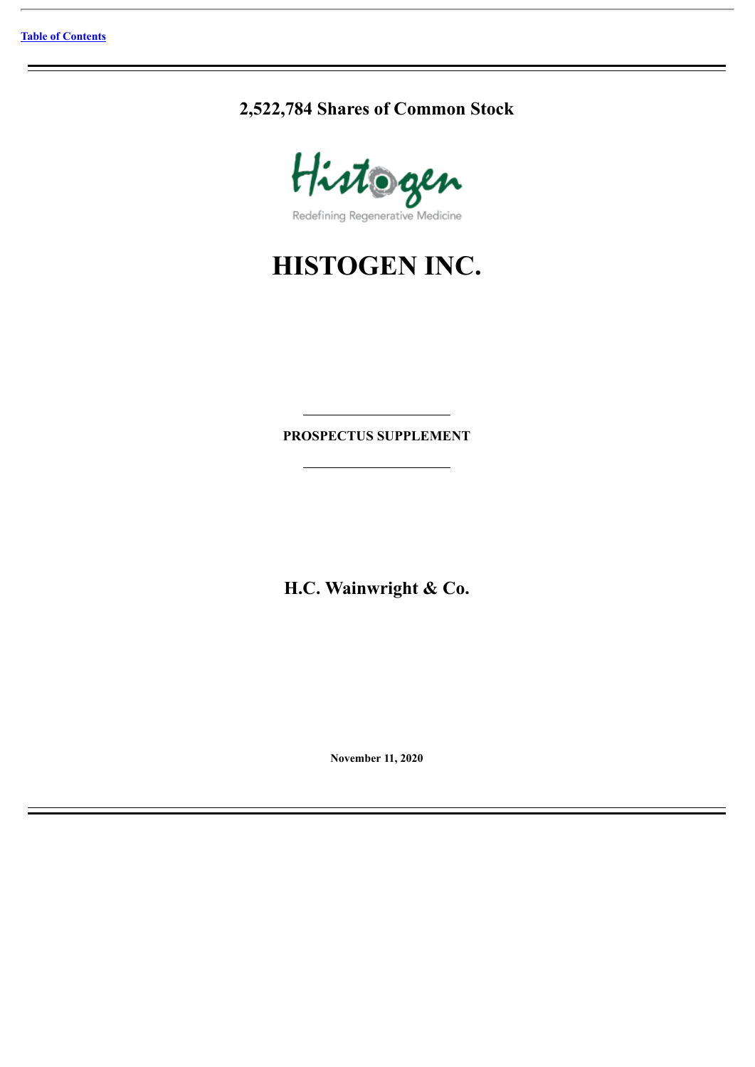**2,522,784 Shares of Common Stock**

Histogen

Redefining Regenerative Medicine

# HISTOGEN INC.

**PROSPECTUS SUPPLEMENT**

## H.C. Wainwright & Co.

**November 11, 2020**